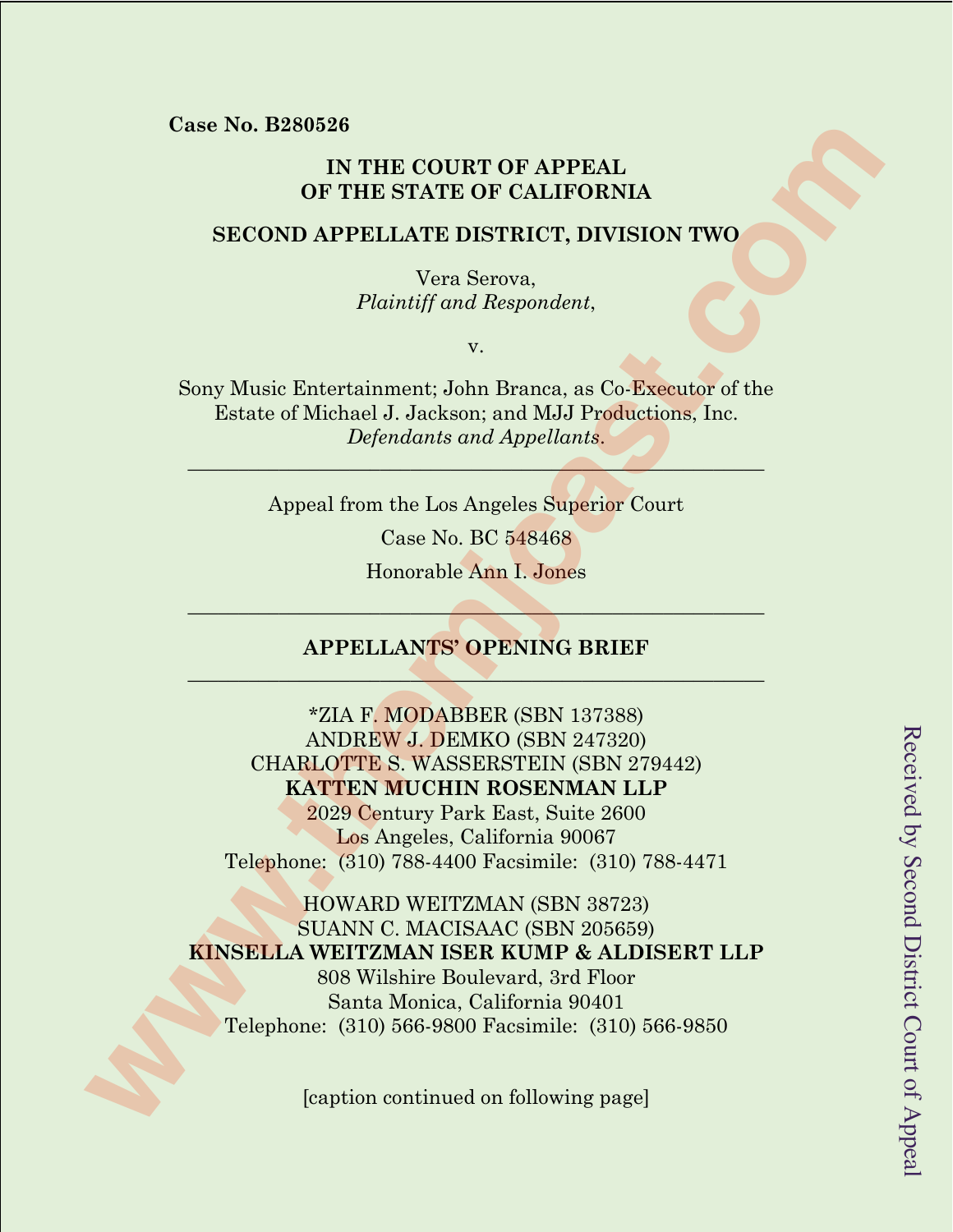**Case No. B280526**

**IN THE COURT OF APPEAL
OF THE STATE OF CALIFORNIA**

**SECOND APPELLATE DISTRICT, DIVISION TWO**

Vera Serova,
*Plaintiff and Respondent*,

v.

Sony Music Entertainment; John Branca, as Co-Executor of the Estate of Michael J. Jackson; and MJJ Productions, Inc.
*Defendants and Appellants*.

---

Appeal from the Los Angeles Superior Court

Case No. BC 548468

Honorable Ann I. Jones

---

**APPELLANTS' OPENING BRIEF**

---

*ZIA F. MODABBER (SBN 137388)
ANDREW J. DEMKO (SBN 247320)
CHARLOTTE S. WASSERSTEIN (SBN 279442)
**KATTEN MUCHIN ROSENMAN LLP**
2029 Century Park East, Suite 2600
Los Angeles, California 90067
Telephone: (310) 788-4400 Facsimile: (310) 788-4471

HOWARD WEITZMAN (SBN 38723)
SUANN C. MACISAAC (SBN 205659)
**KINSELLA WEITZMAN ISER KUMP & ALDISERT LLP**
808 Wilshire Boulevard, 3rd Floor
Santa Monica, California 90401
Telephone: (310) 566-9800 Facsimile: (310) 566-9850

[caption continued on following page]

Received by Second District Court of Appeal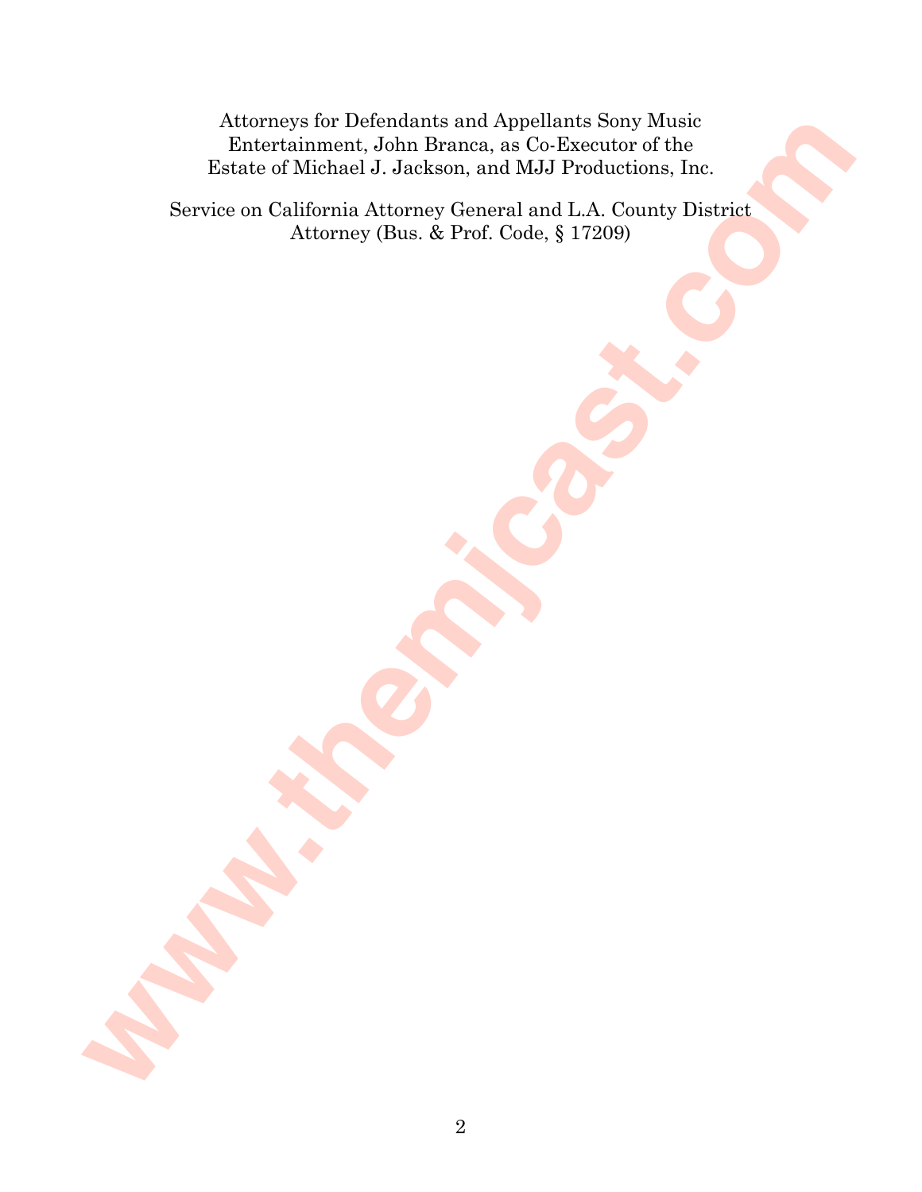Attorneys for Defendants and Appellants Sony Music Entertainment, John Branca, as Co-Executor of the Estate of Michael J. Jackson, and MJJ Productions, Inc.

Service on California Attorney General and L.A. County District Attorney (Bus. & Prof. Code, § 17209)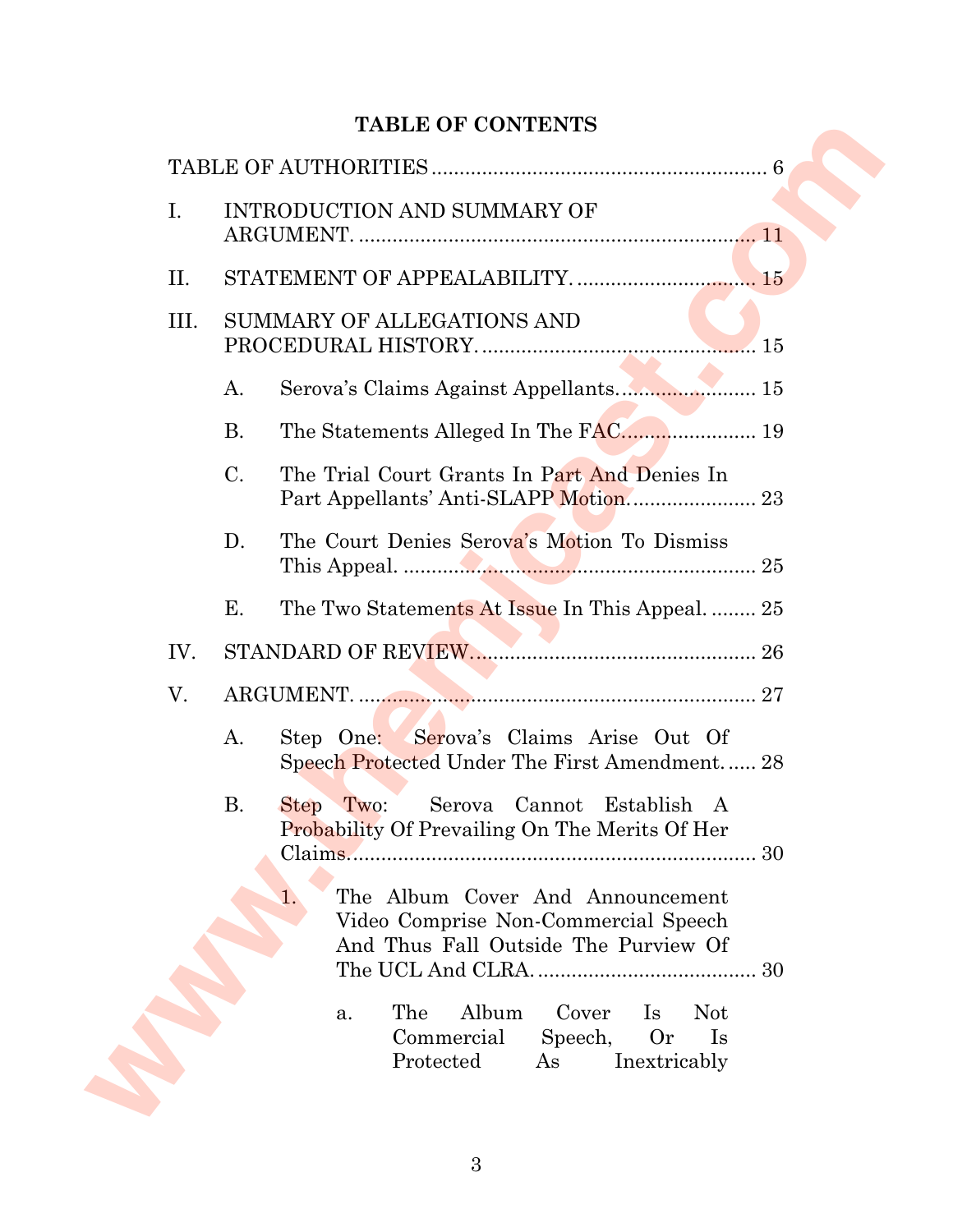# TABLE OF CONTENTS

TABLE OF AUTHORITIES ........................................................... 6

I. INTRODUCTION AND SUMMARY OF ARGUMENT. ...................................................................... 11

II. STATEMENT OF APPEALABILITY. ................................ 15

III. SUMMARY OF ALLEGATIONS AND PROCEDURAL HISTORY. ................................................ 15

- A. Serova's Claims Against Appellants. ....................... 15
- B. The Statements Alleged In The FAC ......................... 19
- C. The Trial Court Grants In Part And Denies In Part Appellants' Anti-SLAPP Motion. ...................... 23
- D. The Court Denies Serova's Motion To Dismiss This Appeal. .............................................................. 25
- E. The Two Statements At Issue In This Appeal. ........ 25

IV. STANDARD OF REVIEW. ................................................. 26

V. ARGUMENT. ...................................................................... 27

- A. Step One: Serova's Claims Arise Out Of Speech Protected Under The First Amendment. ..... 28
- B. Step Two: Serova Cannot Establish A Probability Of Prevailing On The Merits Of Her Claims. ......................................................................... 30
  - 1. The Album Cover And Announcement Video Comprise Non-Commercial Speech And Thus Fall Outside The Purview Of The UCL And CLRA. ...................................... 30
    - a. The Album Cover Is Not Commercial Speech, Or Is Protected As Inextricably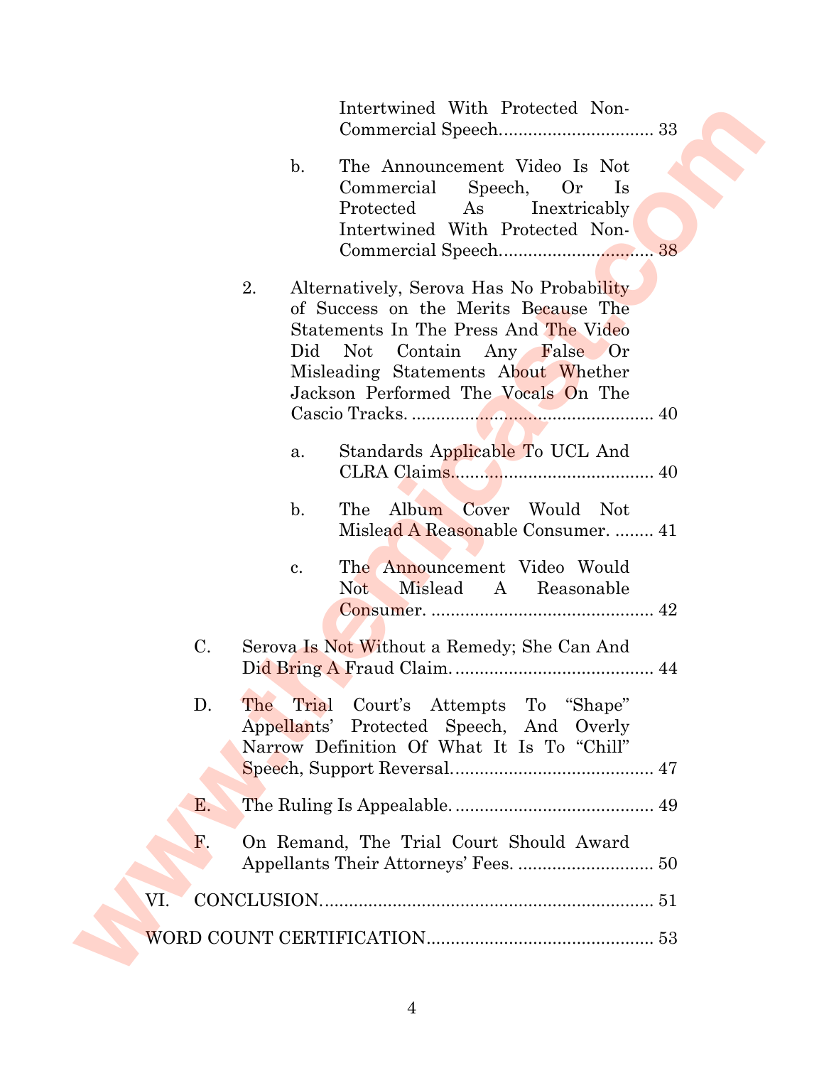Intertwined With Protected Non-Commercial Speech. .............................. 33

b. The Announcement Video Is Not Commercial Speech, Or Is Protected As Inextricably Intertwined With Protected Non-Commercial Speech. .............................. 38

2. Alternatively, Serova Has No Probability of Success on the Merits Because The Statements In The Press And The Video Did Not Contain Any False Or Misleading Statements About Whether Jackson Performed The Vocals On The Cascio Tracks. .................................................. 40

a. Standards Applicable To UCL And CLRA Claims.......................................... 40

b. The Album Cover Would Not Mislead A Reasonable Consumer. ........ 41

c. The Announcement Video Would Not Mislead A Reasonable Consumer. ............................................. 42

C. Serova Is Not Without a Remedy; She Can And Did Bring A Fraud Claim. ......................................... 44

D. The Trial Court's Attempts To "Shape" Appellants' Protected Speech, And Overly Narrow Definition Of What It Is To "Chill" Speech, Support Reversal. ......................................... 47

E. The Ruling Is Appealable. ......................................... 49

F. On Remand, The Trial Court Should Award Appellants Their Attorneys' Fees. ........................... 50

VI. CONCLUSION. ................................................................... 51

WORD COUNT CERTIFICATION.............................................. 53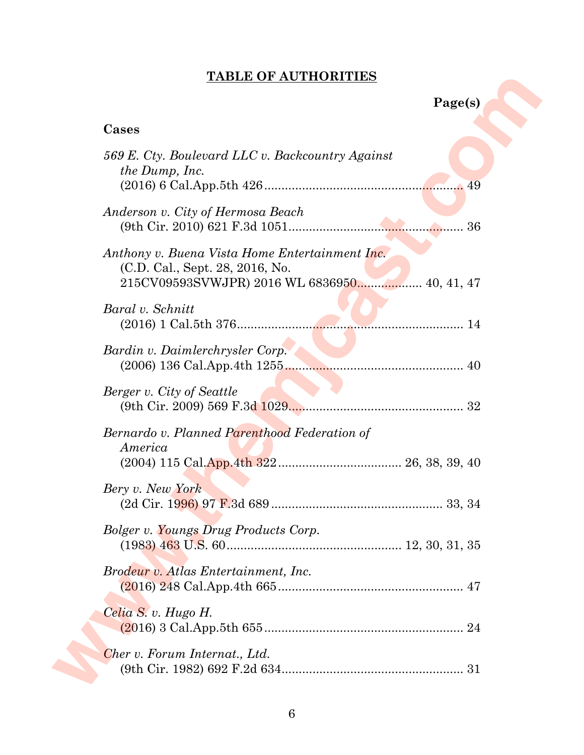## TABLE OF AUTHORITIES

**Page(s)**

**Cases**

*569 E. Cty. Boulevard LLC v. Backcountry Against the Dump, Inc.*
(2016) 6 Cal.App.5th 426 ........................................................ 49

*Anderson v. City of Hermosa Beach*
(9th Cir. 2010) 621 F.3d 1051 ................................................... 36

*Anthony v. Buena Vista Home Entertainment Inc.*
(C.D. Cal., Sept. 28, 2016, No. 215CV09593SVWJPR) 2016 WL 6836950.................. 40, 41, 47

*Baral v. Schnitt*
(2016) 1 Cal.5th 376.................................................................. 14

*Bardin v. Daimlerchrysler Corp.*
(2006) 136 Cal.App.4th 1255 .................................................... 40

*Berger v. City of Seattle*
(9th Cir. 2009) 569 F.3d 1029.................................................... 32

*Bernardo v. Planned Parenthood Federation of America*
(2004) 115 Cal.App.4th 322 .................................... 26, 38, 39, 40

*Bery v. New York*
(2d Cir. 1996) 97 F.3d 689 .................................................. 33, 34

*Bolger v. Youngs Drug Products Corp.*
(1983) 463 U.S. 60.................................................. 12, 30, 31, 35

*Brodeur v. Atlas Entertainment, Inc.*
(2016) 248 Cal.App.4th 665 ..................................................... 47

*Celia S. v. Hugo H.*
(2016) 3 Cal.App.5th 655 .......................................................... 24

*Cher v. Forum Internat., Ltd.*
(9th Cir. 1982) 692 F.2d 634..................................................... 31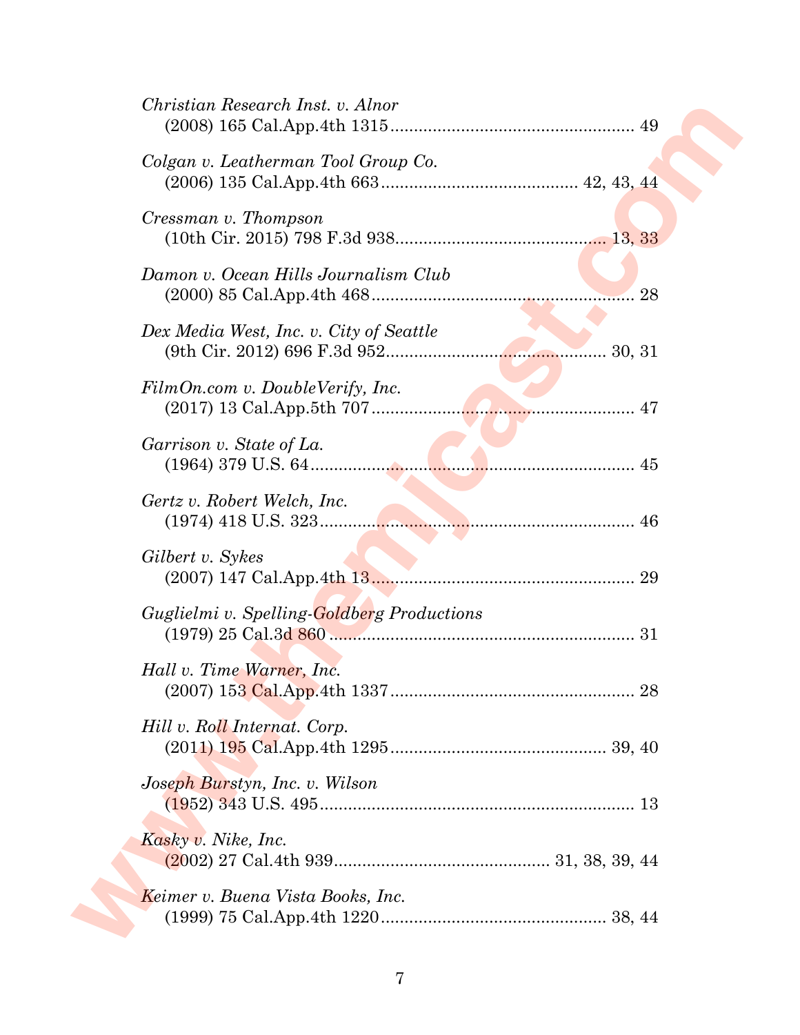*Christian Research Inst. v. Alnor*
(2008) 165 Cal.App.4th 1315 .................................................... 49

*Colgan v. Leatherman Tool Group Co.*
(2006) 135 Cal.App.4th 663 ......................................... 42, 43, 44

*Cressman v. Thompson*
(10th Cir. 2015) 798 F.3d 938 ............................................ 13, 33

*Damon v. Ocean Hills Journalism Club*
(2000) 85 Cal.App.4th 468 ....................................................... 28

*Dex Media West, Inc. v. City of Seattle*
(9th Cir. 2012) 696 F.3d 952 .............................................. 30, 31

*FilmOn.com v. DoubleVerify, Inc.*
(2017) 13 Cal.App.5th 707 ....................................................... 47

*Garrison v. State of La.*
(1964) 379 U.S. 64 .................................................................... 45

*Gertz v. Robert Welch, Inc.*
(1974) 418 U.S. 323 .................................................................. 46

*Gilbert v. Sykes*
(2007) 147 Cal.App.4th 13 ........................................................ 29

*Guglielmi v. Spelling-Goldberg Productions*
(1979) 25 Cal.3d 860 ................................................................. 31

*Hall v. Time Warner, Inc.*
(2007) 153 Cal.App.4th 1337 .................................................... 28

*Hill v. Roll Internat. Corp.*
(2011) 195 Cal.App.4th 1295 ............................................. 39, 40

*Joseph Burstyn, Inc. v. Wilson*
(1952) 343 U.S. 495 .................................................................. 13

*Kasky v. Nike, Inc.*
(2002) 27 Cal.4th 939 ............................................. 31, 38, 39, 44

*Keimer v. Buena Vista Books, Inc.*
(1999) 75 Cal.App.4th 1220 ................................................ 38, 44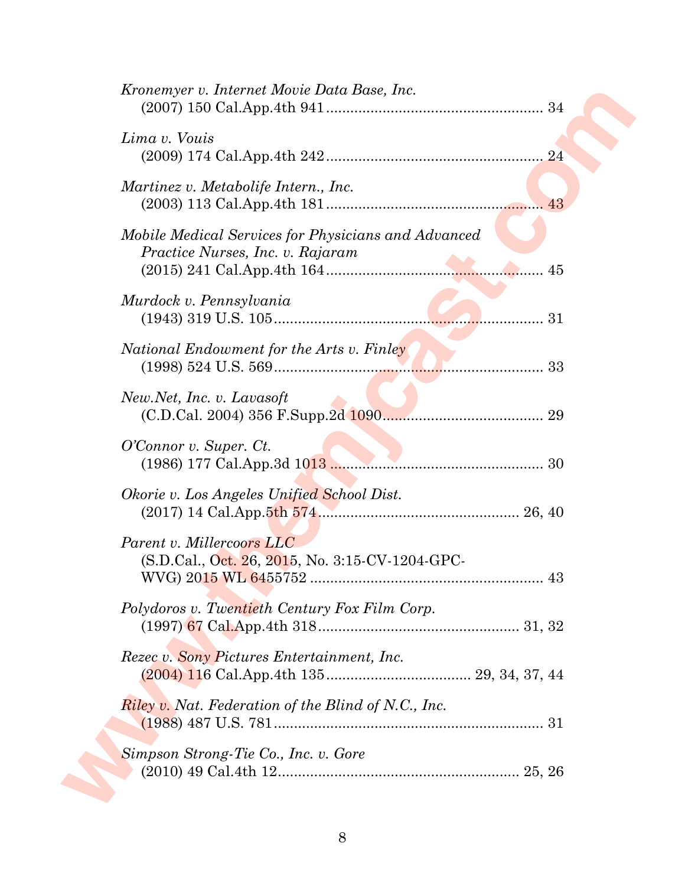*Kronemyer v. Internet Movie Data Base, Inc.*
(2007) 150 Cal.App.4th 941 ..................................................... 34

*Lima v. Vouis*
(2009) 174 Cal.App.4th 242 ..................................................... 24

*Martinez v. Metabolife Intern., Inc.*
(2003) 113 Cal.App.4th 181 ..................................................... 43

*Mobile Medical Services for Physicians and Advanced Practice Nurses, Inc. v. Rajaram*
(2015) 241 Cal.App.4th 164 ..................................................... 45

*Murdock v. Pennsylvania*
(1943) 319 U.S. 105 ..................................................... 31

*National Endowment for the Arts v. Finley*
(1998) 524 U.S. 569 ..................................................... 33

*New.Net, Inc. v. Lavasoft*
(C.D.Cal. 2004) 356 F.Supp.2d 1090 ..................................................... 29

*O'Connor v. Super. Ct.*
(1986) 177 Cal.App.3d 1013 ..................................................... 30

*Okorie v. Los Angeles Unified School Dist.*
(2017) 14 Cal.App.5th 574 ..................................................... 26, 40

*Parent v. Millercoors LLC*
(S.D.Cal., Oct. 26, 2015, No. 3:15-CV-1204-GPC-WVG) 2015 WL 6455752 ..................................................... 43

*Polydoros v. Twentieth Century Fox Film Corp.*
(1997) 67 Cal.App.4th 318 ..................................................... 31, 32

*Rezec v. Sony Pictures Entertainment, Inc.*
(2004) 116 Cal.App.4th 135 ..................................................... 29, 34, 37, 44

*Riley v. Nat. Federation of the Blind of N.C., Inc.*
(1988) 487 U.S. 781 ..................................................... 31

*Simpson Strong-Tie Co., Inc. v. Gore*
(2010) 49 Cal.4th 12 ..................................................... 25, 26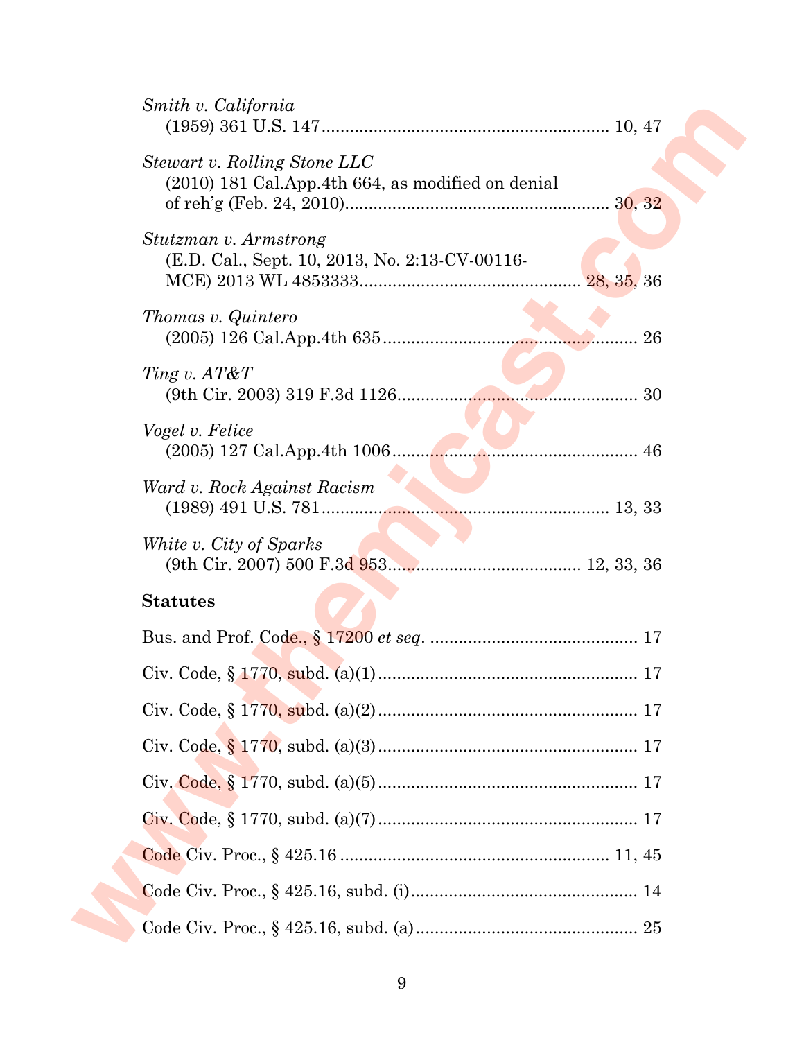*Smith v. California*
(1959) 361 U.S. 147 ............................................................ 10, 47

*Stewart v. Rolling Stone LLC*
(2010) 181 Cal.App.4th 664, as modified on denial of reh'g (Feb. 24, 2010)........................................................ 30, 32

*Stutzman v. Armstrong*
(E.D. Cal., Sept. 10, 2013, No. 2:13-CV-00116-MCE) 2013 WL 4853333............................................ 28, 35, 36

*Thomas v. Quintero*
(2005) 126 Cal.App.4th 635 ...................................................... 26

*Ting v. AT&T*
(9th Cir. 2003) 319 F.3d 1126................................................... 30

*Vogel v. Felice*
(2005) 127 Cal.App.4th 1006..................................................... 46

*Ward v. Rock Against Racism*
(1989) 491 U.S. 781............................................................ 13, 33

*White v. City of Sparks*
(9th Cir. 2007) 500 F.3d 953......................................... 12, 33, 36

**Statutes**

Bus. and Prof. Code., § 17200 *et seq*. ............................................ 17

Civ. Code, § 1770, subd. (a)(1)....................................................... 17

Civ. Code, § 1770, subd. (a)(2)....................................................... 17

Civ. Code, § 1770, subd. (a)(3)....................................................... 17

Civ. Code, § 1770, subd. (a)(5)....................................................... 17

Civ. Code, § 1770, subd. (a)(7)....................................................... 17

Code Civ. Proc., § 425.16 ......................................................... 11, 45

Code Civ. Proc., § 425.16, subd. (i)................................................ 14

Code Civ. Proc., § 425.16, subd. (a)............................................... 25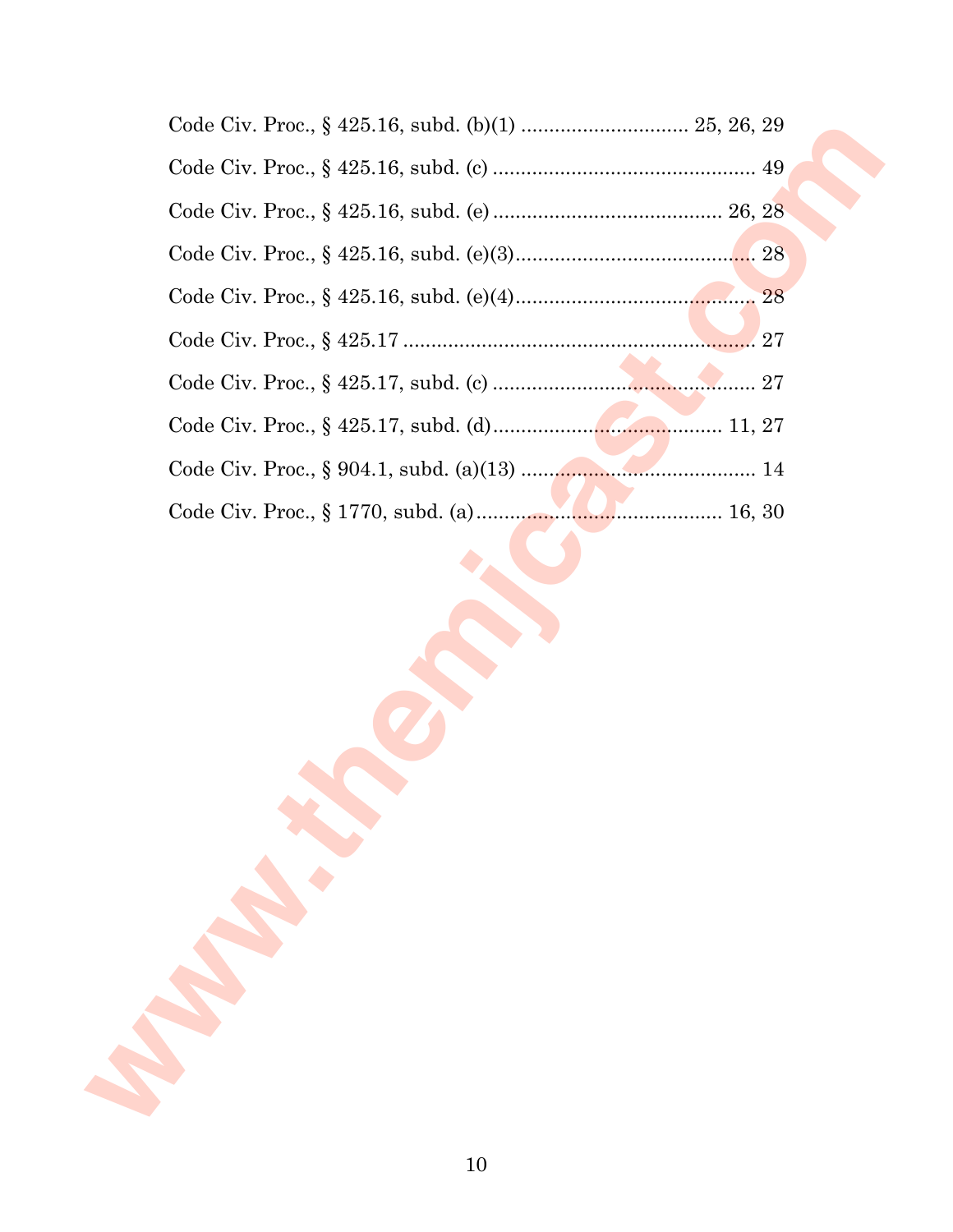Code Civ. Proc., § 425.16, subd. (b)(1) .............................. 25, 26, 29

Code Civ. Proc., § 425.16, subd. (c) ............................................... 49

Code Civ. Proc., § 425.16, subd. (e) ......................................... 26, 28

Code Civ. Proc., § 425.16, subd. (e)(3)........................................... 28

Code Civ. Proc., § 425.16, subd. (e)(4)........................................... 28

Code Civ. Proc., § 425.17 ............................................................... 27

Code Civ. Proc., § 425.17, subd. (c) ................................................ 27

Code Civ. Proc., § 425.17, subd. (d)......................................... 11, 27

Code Civ. Proc., § 904.1, subd. (a)(13) .......................................... 14

Code Civ. Proc., § 1770, subd. (a)............................................ 16, 30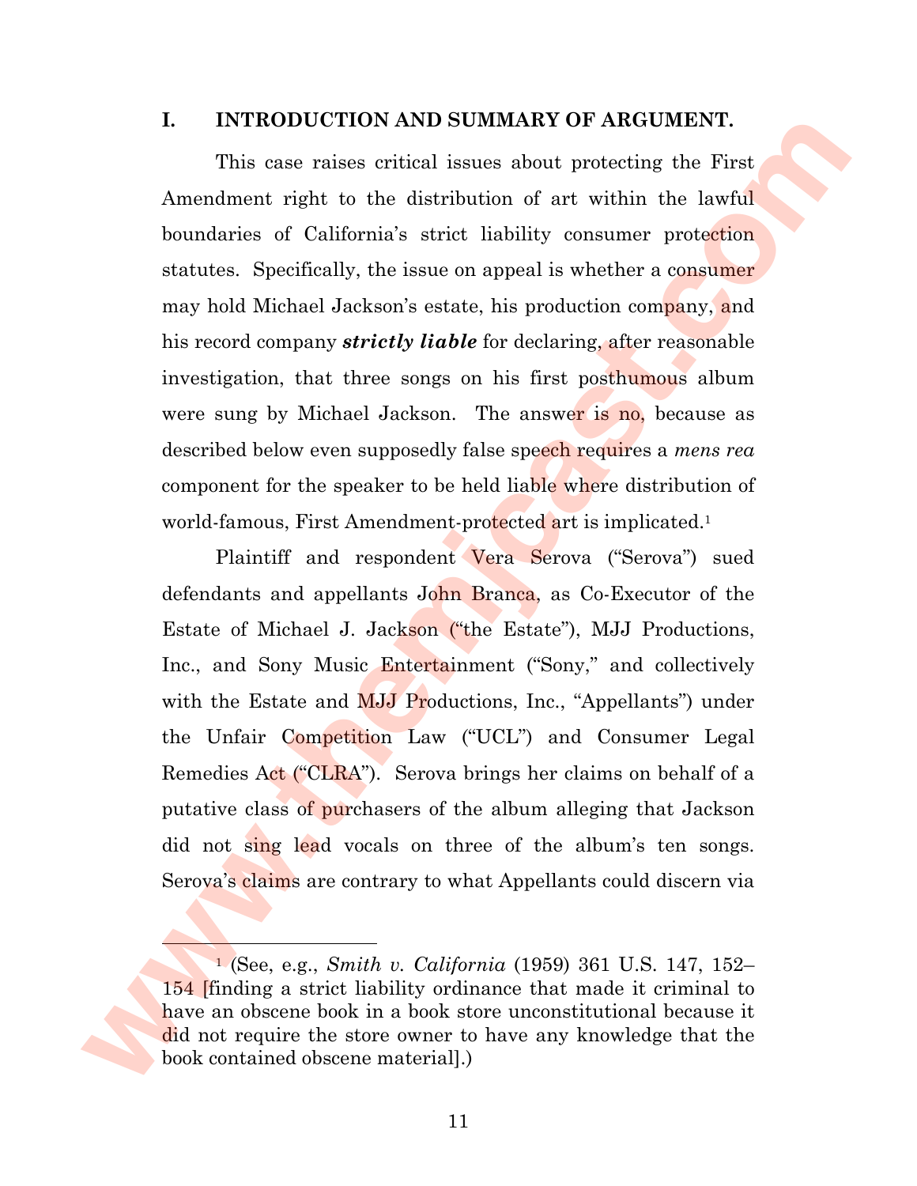## I. INTRODUCTION AND SUMMARY OF ARGUMENT.

This case raises critical issues about protecting the First Amendment right to the distribution of art within the lawful boundaries of California's strict liability consumer protection statutes. Specifically, the issue on appeal is whether a consumer may hold Michael Jackson's estate, his production company, and his record company ***strictly liable*** for declaring, after reasonable investigation, that three songs on his first posthumous album were sung by Michael Jackson. The answer is no, because as described below even supposedly false speech requires a *mens rea* component for the speaker to be held liable where distribution of world-famous, First Amendment-protected art is implicated.[1]

Plaintiff and respondent Vera Serova ("Serova") sued defendants and appellants John Branca, as Co-Executor of the Estate of Michael J. Jackson ("the Estate"), MJJ Productions, Inc., and Sony Music Entertainment ("Sony," and collectively with the Estate and MJJ Productions, Inc., "Appellants") under the Unfair Competition Law ("UCL") and Consumer Legal Remedies Act ("CLRA"). Serova brings her claims on behalf of a putative class of purchasers of the album alleging that Jackson did not sing lead vocals on three of the album's ten songs. Serova's claims are contrary to what Appellants could discern via

---

[1] (See, e.g., *Smith v. California* (1959) 361 U.S. 147, 152–154 [finding a strict liability ordinance that made it criminal to have an obscene book in a book store unconstitutional because it did not require the store owner to have any knowledge that the book contained obscene material].)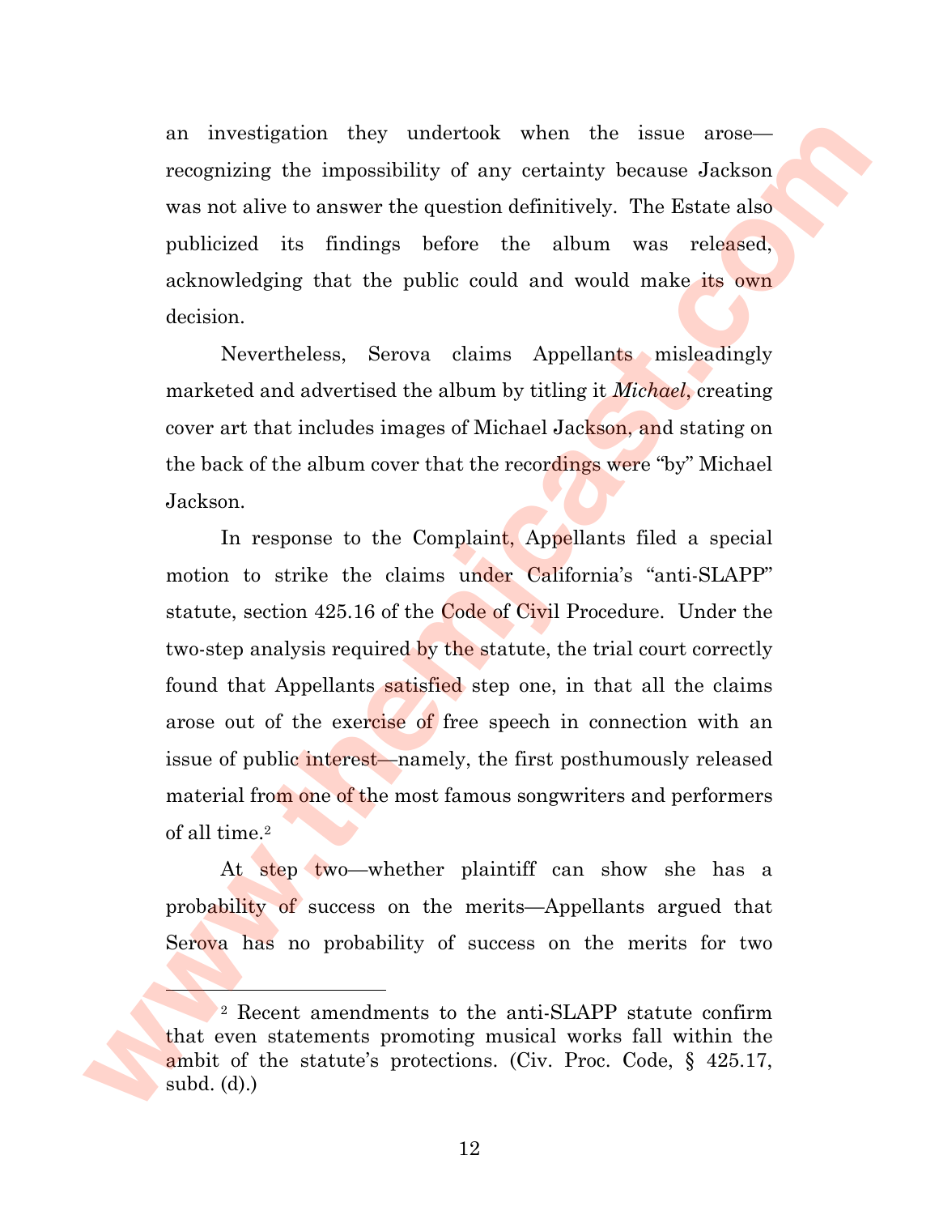an investigation they undertook when the issue arose—recognizing the impossibility of any certainty because Jackson was not alive to answer the question definitively. The Estate also publicized its findings before the album was released, acknowledging that the public could and would make its own decision.

Nevertheless, Serova claims Appellants misleadingly marketed and advertised the album by titling it *Michael*, creating cover art that includes images of Michael Jackson, and stating on the back of the album cover that the recordings were "by" Michael Jackson.

In response to the Complaint, Appellants filed a special motion to strike the claims under California's "anti-SLAPP" statute, section 425.16 of the Code of Civil Procedure. Under the two-step analysis required by the statute, the trial court correctly found that Appellants satisfied step one, in that all the claims arose out of the exercise of free speech in connection with an issue of public interest—namely, the first posthumously released material from one of the most famous songwriters and performers of all time.[2]

At step two—whether plaintiff can show she has a probability of success on the merits—Appellants argued that Serova has no probability of success on the merits for two

[2] Recent amendments to the anti-SLAPP statute confirm that even statements promoting musical works fall within the ambit of the statute's protections. (Civ. Proc. Code, § 425.17, subd. (d).)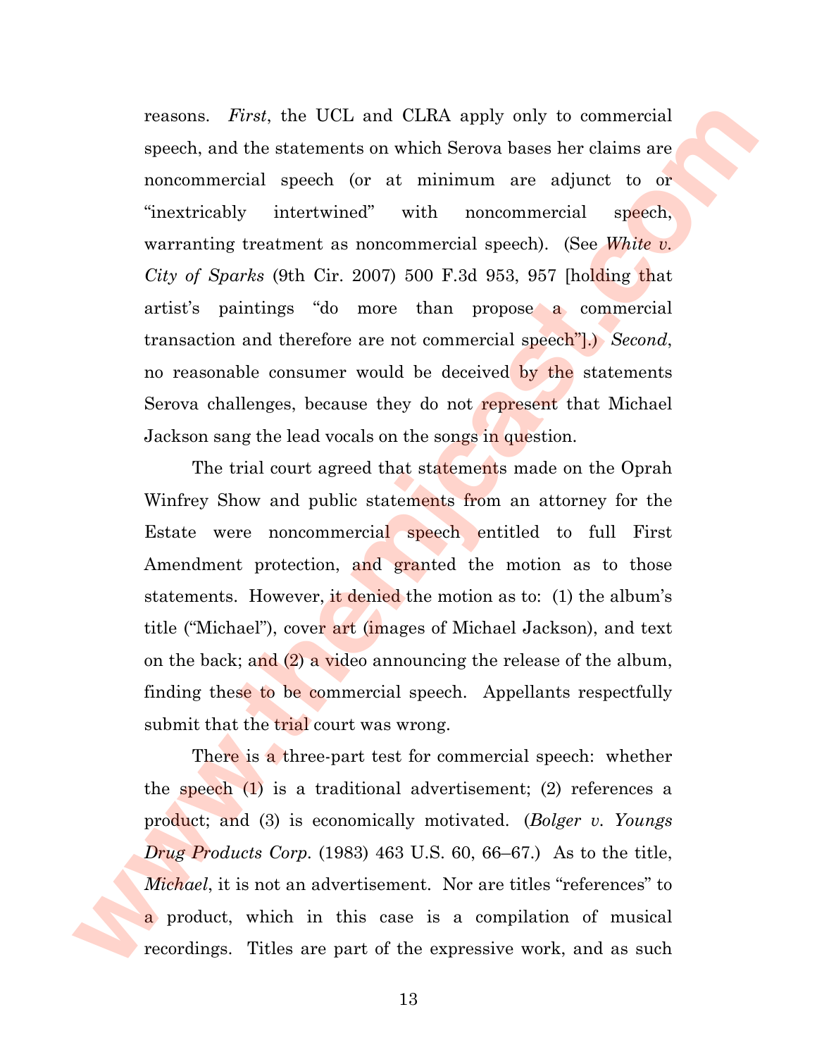reasons. *First*, the UCL and CLRA apply only to commercial speech, and the statements on which Serova bases her claims are noncommercial speech (or at minimum are adjunct to or "inextricably intertwined" with noncommercial speech, warranting treatment as noncommercial speech). (See *White v. City of Sparks* (9th Cir. 2007) 500 F.3d 953, 957 [holding that artist's paintings "do more than propose a commercial transaction and therefore are not commercial speech"].) *Second*, no reasonable consumer would be deceived by the statements Serova challenges, because they do not represent that Michael Jackson sang the lead vocals on the songs in question.

The trial court agreed that statements made on the Oprah Winfrey Show and public statements from an attorney for the Estate were noncommercial speech entitled to full First Amendment protection, and granted the motion as to those statements. However, it denied the motion as to: (1) the album's title ("Michael"), cover art (images of Michael Jackson), and text on the back; and (2) a video announcing the release of the album, finding these to be commercial speech. Appellants respectfully submit that the trial court was wrong.

There is a three-part test for commercial speech: whether the speech (1) is a traditional advertisement; (2) references a product; and (3) is economically motivated. (*Bolger v. Youngs Drug Products Corp.* (1983) 463 U.S. 60, 66–67.) As to the title, *Michael*, it is not an advertisement. Nor are titles "references" to a product, which in this case is a compilation of musical recordings. Titles are part of the expressive work, and as such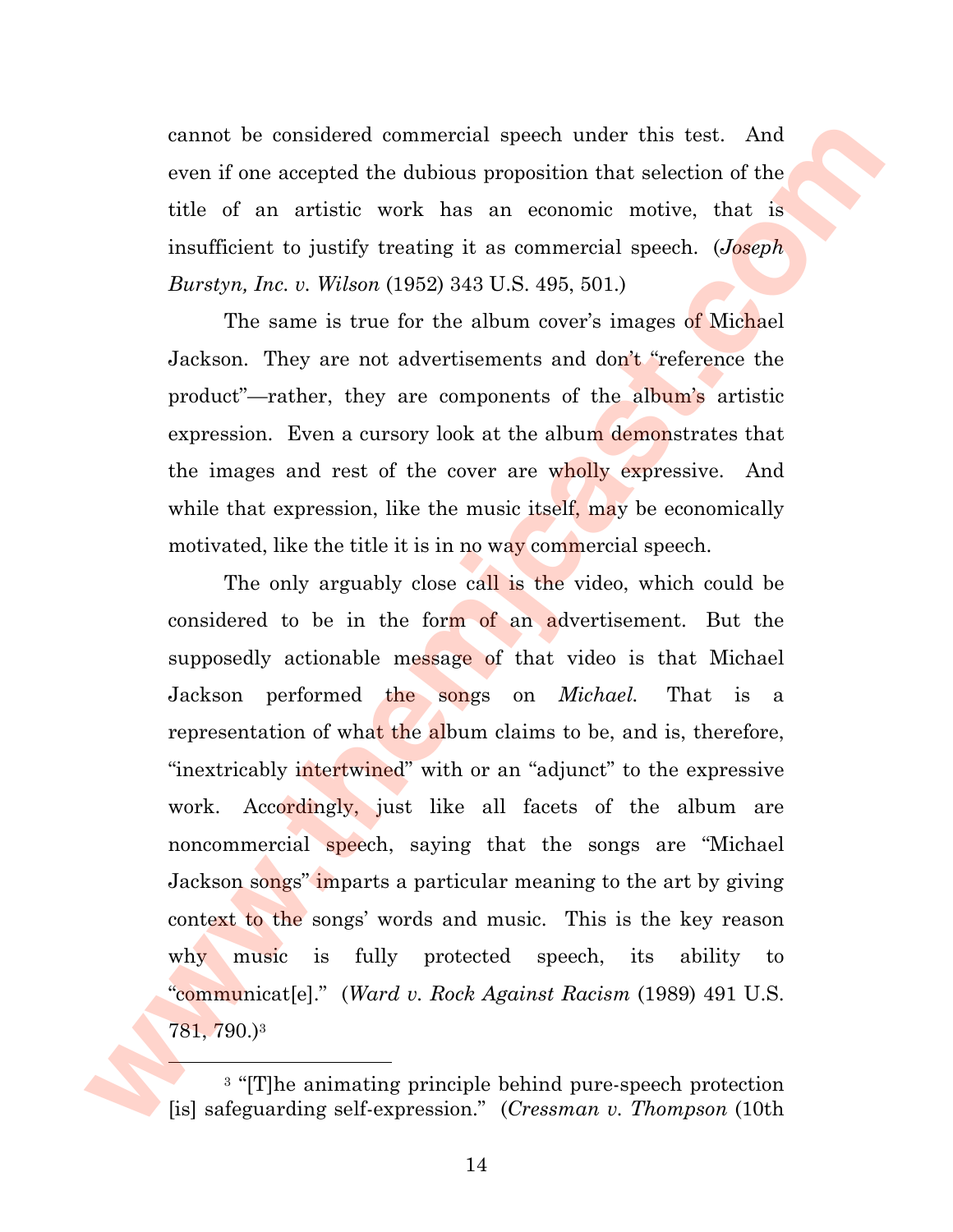cannot be considered commercial speech under this test. And even if one accepted the dubious proposition that selection of the title of an artistic work has an economic motive, that is insufficient to justify treating it as commercial speech. (*Joseph Burstyn, Inc. v. Wilson* (1952) 343 U.S. 495, 501.)

The same is true for the album cover's images of Michael Jackson. They are not advertisements and don't "reference the product"—rather, they are components of the album's artistic expression. Even a cursory look at the album demonstrates that the images and rest of the cover are wholly expressive. And while that expression, like the music itself, may be economically motivated, like the title it is in no way commercial speech.

The only arguably close call is the video, which could be considered to be in the form of an advertisement. But the supposedly actionable message of that video is that Michael Jackson performed the songs on *Michael.* That is a representation of what the album claims to be, and is, therefore, "inextricably intertwined" with or an "adjunct" to the expressive work. Accordingly, just like all facets of the album are noncommercial speech, saying that the songs are "Michael Jackson songs" imparts a particular meaning to the art by giving context to the songs' words and music. This is the key reason why music is fully protected speech, its ability to "communicat[e]." (*Ward v. Rock Against Racism* (1989) 491 U.S. 781, 790.)[3]

---

[3] "[T]he animating principle behind pure-speech protection [is] safeguarding self-expression." (*Cressman v. Thompson* (10th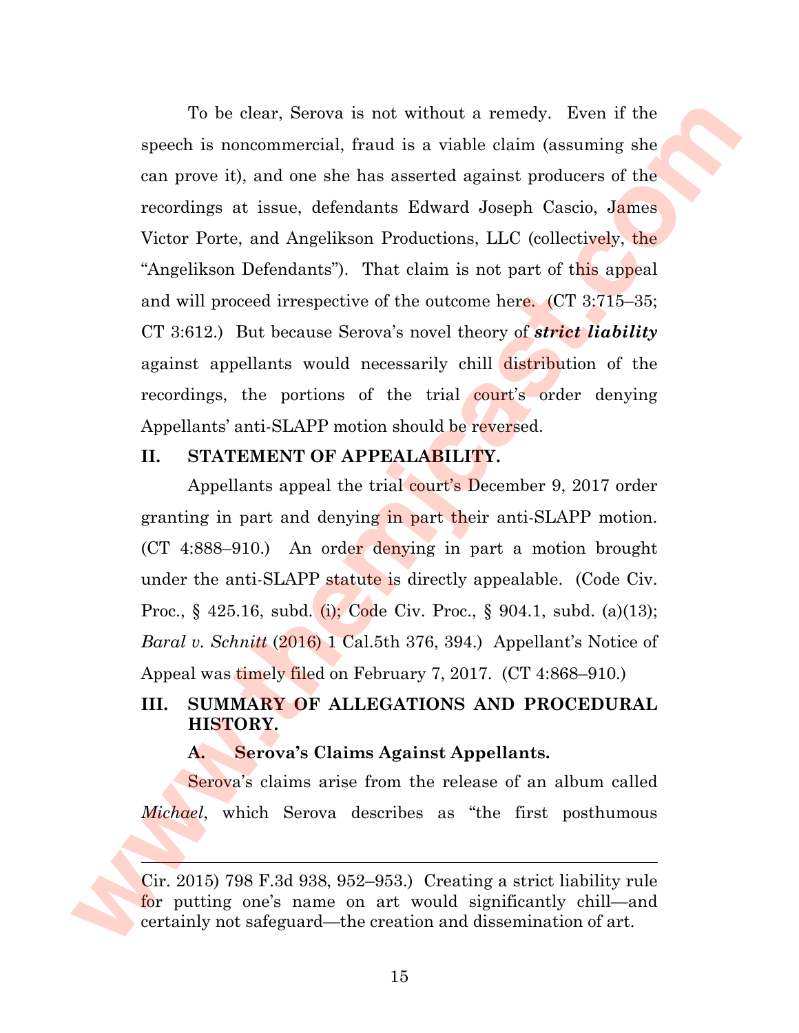To be clear, Serova is not without a remedy. Even if the speech is noncommercial, fraud is a viable claim (assuming she can prove it), and one she has asserted against producers of the recordings at issue, defendants Edward Joseph Cascio, James Victor Porte, and Angelikson Productions, LLC (collectively, the "Angelikson Defendants"). That claim is not part of this appeal and will proceed irrespective of the outcome here. (CT 3:715–35; CT 3:612.) But because Serova's novel theory of ***strict liability*** against appellants would necessarily chill distribution of the recordings, the portions of the trial court's order denying Appellants' anti-SLAPP motion should be reversed.

## II. STATEMENT OF APPEALABILITY.

Appellants appeal the trial court's December 9, 2017 order granting in part and denying in part their anti-SLAPP motion. (CT 4:888–910.) An order denying in part a motion brought under the anti-SLAPP statute is directly appealable. (Code Civ. Proc., § 425.16, subd. (i); Code Civ. Proc., § 904.1, subd. (a)(13); *Baral v. Schnitt* (2016) 1 Cal.5th 376, 394.) Appellant's Notice of Appeal was timely filed on February 7, 2017. (CT 4:868–910.)

## III. SUMMARY OF ALLEGATIONS AND PROCEDURAL HISTORY.

### A. Serova's Claims Against Appellants.

Serova's claims arise from the release of an album called *Michael*, which Serova describes as "the first posthumous

---

Cir. 2015) 798 F.3d 938, 952–953.) Creating a strict liability rule for putting one's name on art would significantly chill—and certainly not safeguard—the creation and dissemination of art.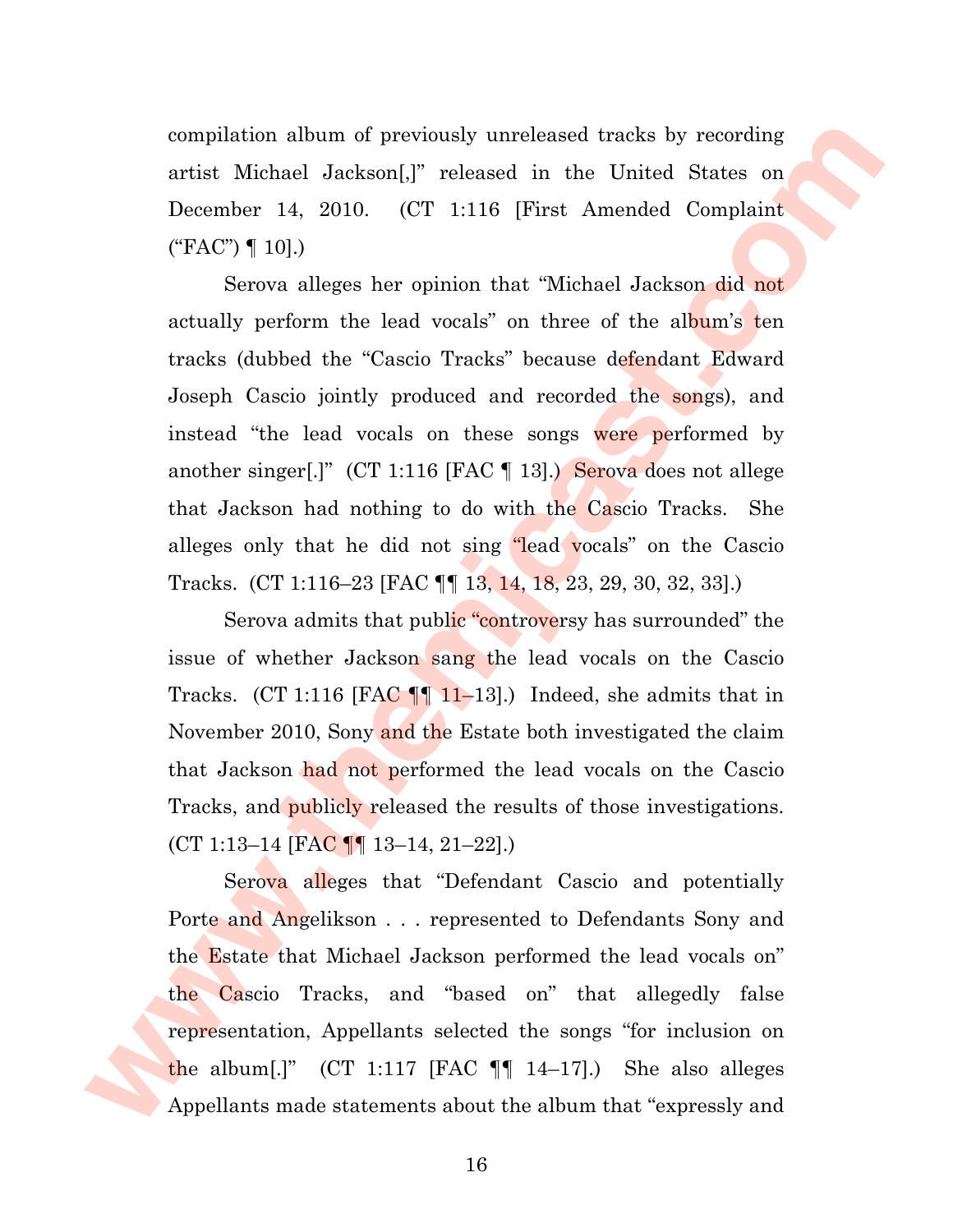compilation album of previously unreleased tracks by recording artist Michael Jackson[,]" released in the United States on December 14, 2010. (CT 1:116 [First Amended Complaint ("FAC") ¶ 10].)

Serova alleges her opinion that "Michael Jackson did not actually perform the lead vocals" on three of the album's ten tracks (dubbed the "Cascio Tracks" because defendant Edward Joseph Cascio jointly produced and recorded the songs), and instead "the lead vocals on these songs were performed by another singer[.]" (CT 1:116 [FAC ¶ 13].) Serova does not allege that Jackson had nothing to do with the Cascio Tracks. She alleges only that he did not sing "lead vocals" on the Cascio Tracks. (CT 1:116–23 [FAC ¶¶ 13, 14, 18, 23, 29, 30, 32, 33].)

Serova admits that public "controversy has surrounded" the issue of whether Jackson sang the lead vocals on the Cascio Tracks. (CT 1:116 [FAC ¶¶ 11–13].) Indeed, she admits that in November 2010, Sony and the Estate both investigated the claim that Jackson had not performed the lead vocals on the Cascio Tracks, and publicly released the results of those investigations. (CT 1:13–14 [FAC ¶¶ 13–14, 21–22].)

Serova alleges that "Defendant Cascio and potentially Porte and Angelikson . . . represented to Defendants Sony and the Estate that Michael Jackson performed the lead vocals on" the Cascio Tracks, and "based on" that allegedly false representation, Appellants selected the songs "for inclusion on the album[.]" (CT 1:117 [FAC ¶¶ 14–17].) She also alleges Appellants made statements about the album that "expressly and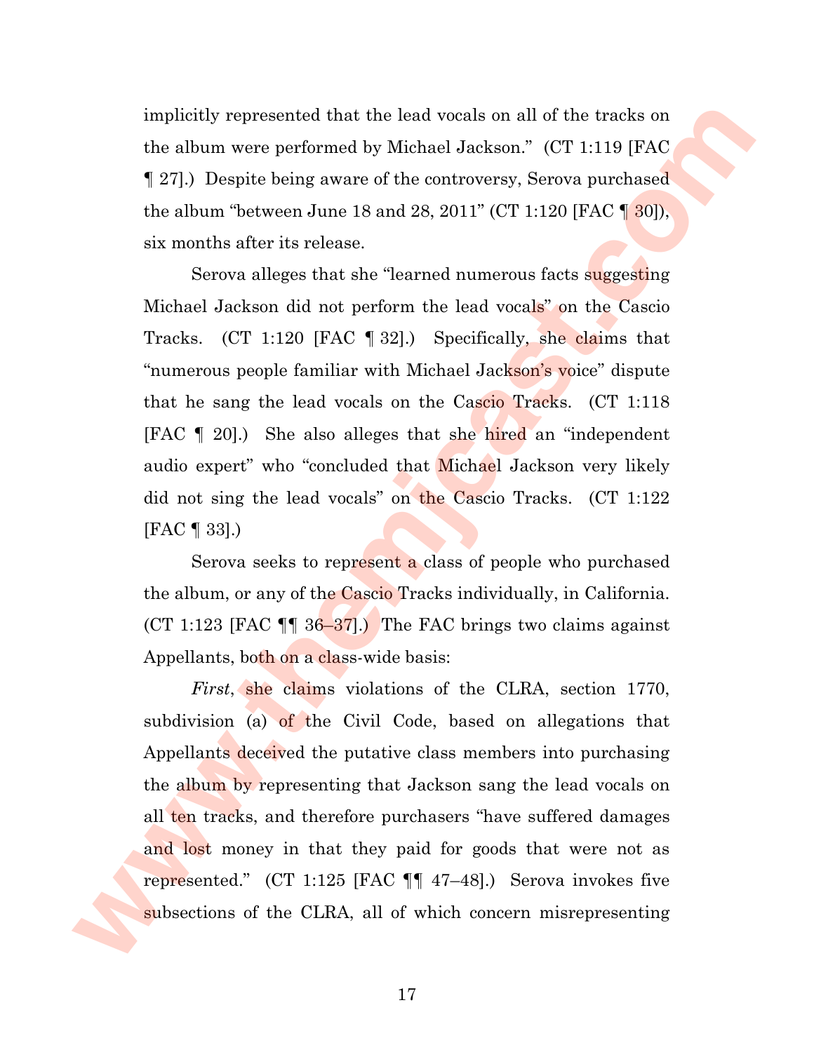implicitly represented that the lead vocals on all of the tracks on the album were performed by Michael Jackson." (CT 1:119 [FAC ¶ 27].) Despite being aware of the controversy, Serova purchased the album "between June 18 and 28, 2011" (CT 1:120 [FAC ¶ 30]), six months after its release.

Serova alleges that she "learned numerous facts suggesting Michael Jackson did not perform the lead vocals" on the Cascio Tracks. (CT 1:120 [FAC ¶ 32].) Specifically, she claims that "numerous people familiar with Michael Jackson's voice" dispute that he sang the lead vocals on the Cascio Tracks. (CT 1:118 [FAC ¶ 20].) She also alleges that she hired an "independent audio expert" who "concluded that Michael Jackson very likely did not sing the lead vocals" on the Cascio Tracks. (CT 1:122 [FAC ¶ 33].)

Serova seeks to represent a class of people who purchased the album, or any of the Cascio Tracks individually, in California. (CT 1:123 [FAC ¶¶ 36–37].) The FAC brings two claims against Appellants, both on a class-wide basis:

*First*, she claims violations of the CLRA, section 1770, subdivision (a) of the Civil Code, based on allegations that Appellants deceived the putative class members into purchasing the album by representing that Jackson sang the lead vocals on all ten tracks, and therefore purchasers "have suffered damages and lost money in that they paid for goods that were not as represented." (CT 1:125 [FAC ¶¶ 47–48].) Serova invokes five subsections of the CLRA, all of which concern misrepresenting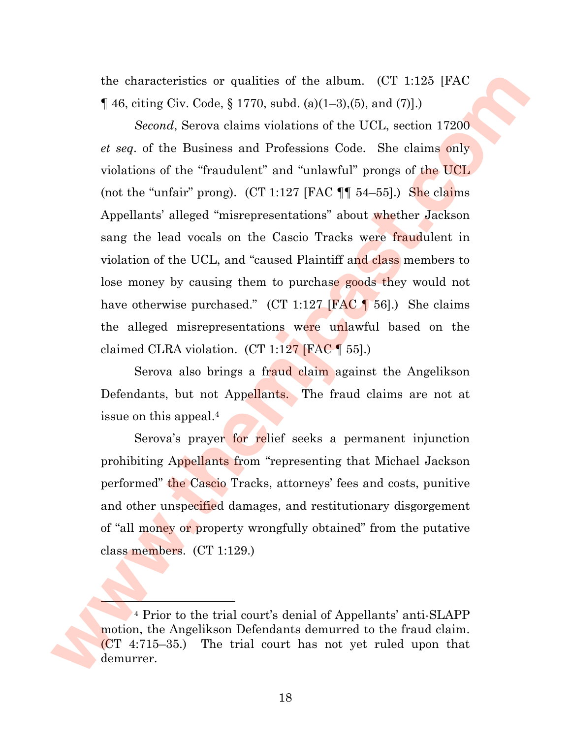the characteristics or qualities of the album. (CT 1:125 [FAC ¶ 46, citing Civ. Code, § 1770, subd. (a)(1–3),(5), and (7)].)

*Second*, Serova claims violations of the UCL, section 17200 *et seq*. of the Business and Professions Code. She claims only violations of the "fraudulent" and "unlawful" prongs of the UCL (not the "unfair" prong). (CT 1:127 [FAC ¶¶ 54–55].) She claims Appellants' alleged "misrepresentations" about whether Jackson sang the lead vocals on the Cascio Tracks were fraudulent in violation of the UCL, and "caused Plaintiff and class members to lose money by causing them to purchase goods they would not have otherwise purchased." (CT 1:127 [FAC ¶ 56].) She claims the alleged misrepresentations were unlawful based on the claimed CLRA violation. (CT 1:127 [FAC ¶ 55].)

Serova also brings a fraud claim against the Angelikson Defendants, but not Appellants. The fraud claims are not at issue on this appeal.[4]

Serova's prayer for relief seeks a permanent injunction prohibiting Appellants from "representing that Michael Jackson performed" the Cascio Tracks, attorneys' fees and costs, punitive and other unspecified damages, and restitutionary disgorgement of "all money or property wrongfully obtained" from the putative class members. (CT 1:129.)

---

[4] Prior to the trial court's denial of Appellants' anti-SLAPP motion, the Angelikson Defendants demurred to the fraud claim. (CT 4:715–35.) The trial court has not yet ruled upon that demurrer.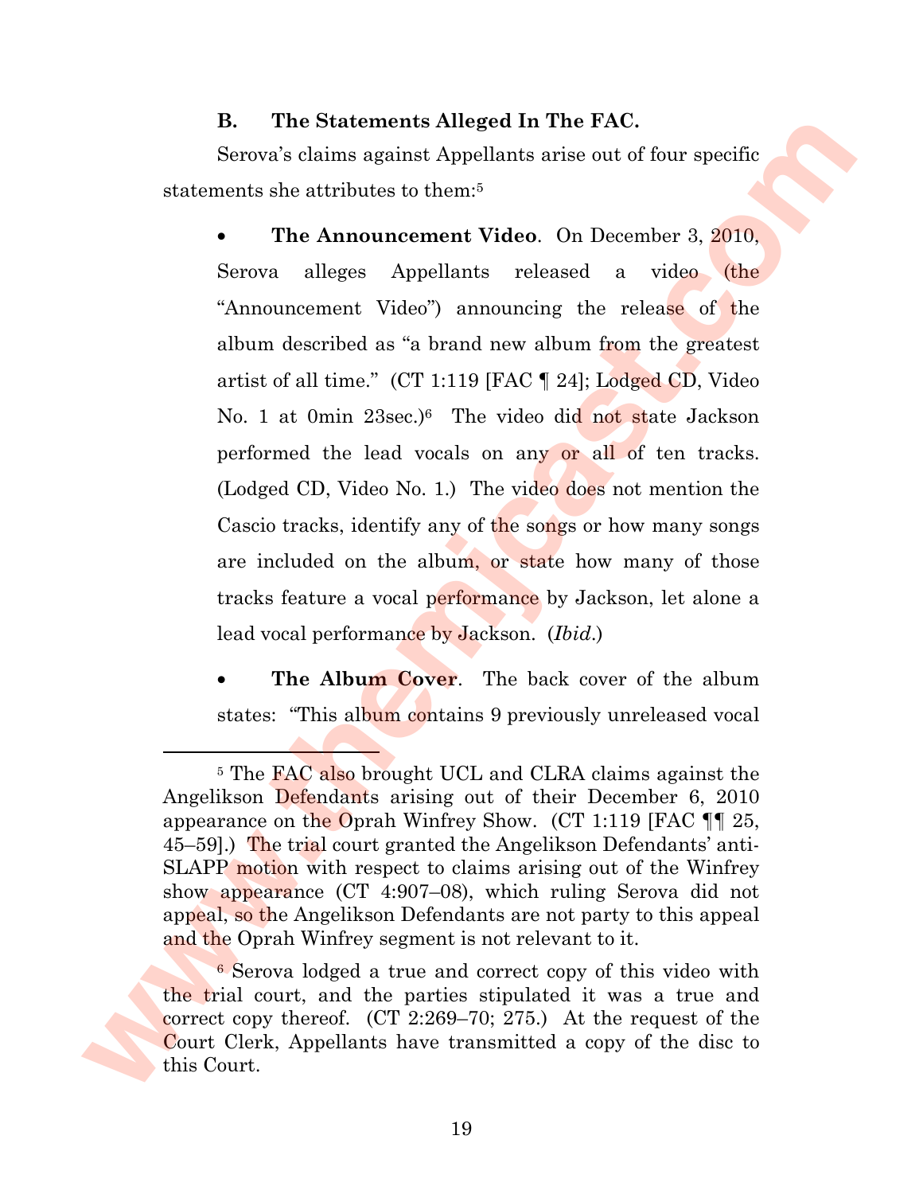### B. The Statements Alleged In The FAC.

Serova's claims against Appellants arise out of four specific statements she attributes to them:[5]

- **The Announcement Video**. On December 3, 2010, Serova alleges Appellants released a video (the "Announcement Video") announcing the release of the album described as "a brand new album from the greatest artist of all time." (CT 1:119 [FAC ¶ 24]; Lodged CD, Video No. 1 at 0min 23sec.)[6] The video did not state Jackson performed the lead vocals on any or all of ten tracks. (Lodged CD, Video No. 1.) The video does not mention the Cascio tracks, identify any of the songs or how many songs are included on the album, or state how many of those tracks feature a vocal performance by Jackson, let alone a lead vocal performance by Jackson. (*Ibid.*)

- **The Album Cover**. The back cover of the album states: "This album contains 9 previously unreleased vocal

---

[5] The FAC also brought UCL and CLRA claims against the Angelikson Defendants arising out of their December 6, 2010 appearance on the Oprah Winfrey Show. (CT 1:119 [FAC ¶¶ 25, 45–59].) The trial court granted the Angelikson Defendants' anti-SLAPP motion with respect to claims arising out of the Winfrey show appearance (CT 4:907–08), which ruling Serova did not appeal, so the Angelikson Defendants are not party to this appeal and the Oprah Winfrey segment is not relevant to it.

[6] Serova lodged a true and correct copy of this video with the trial court, and the parties stipulated it was a true and correct copy thereof. (CT 2:269–70; 275.) At the request of the Court Clerk, Appellants have transmitted a copy of the disc to this Court.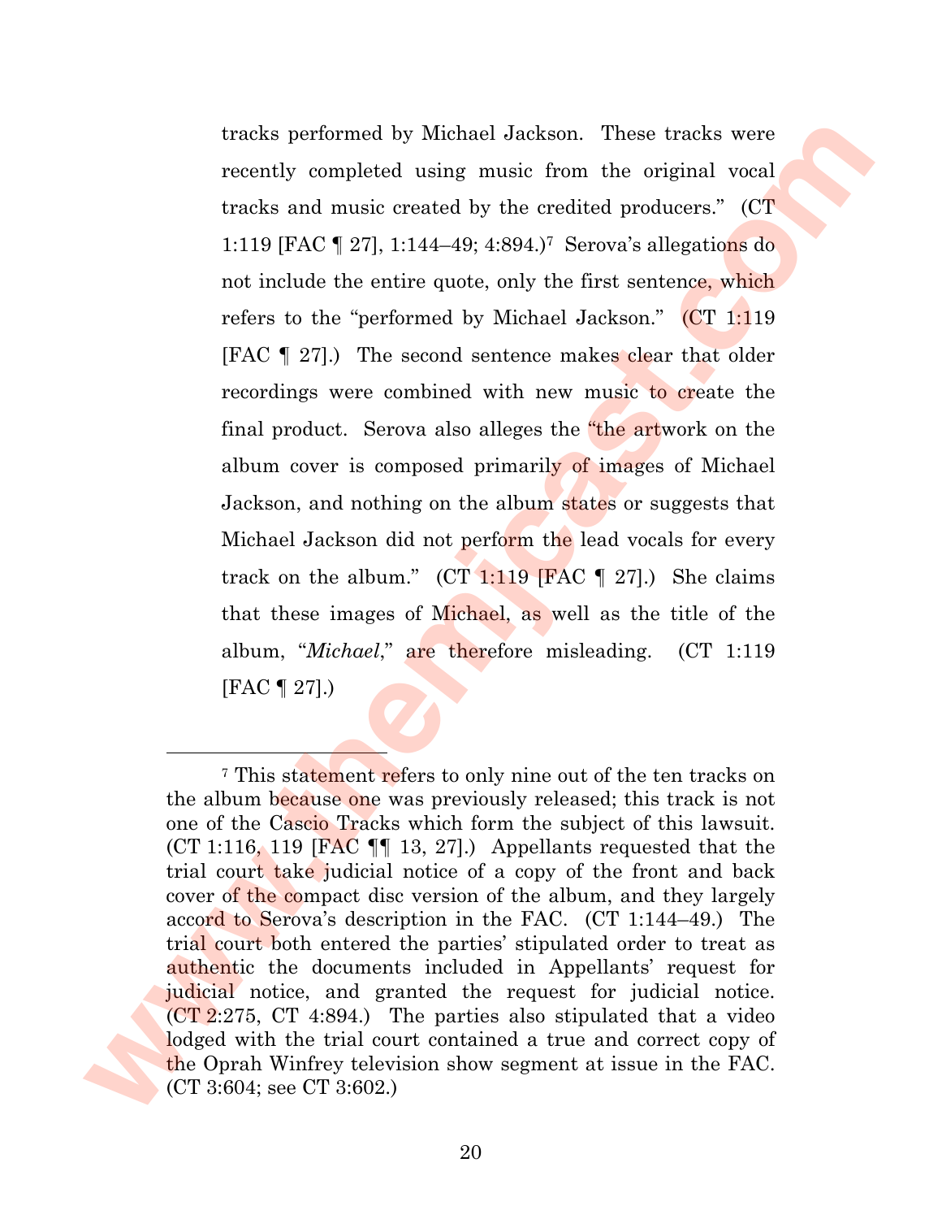tracks performed by Michael Jackson. These tracks were recently completed using music from the original vocal tracks and music created by the credited producers." (CT 1:119 [FAC ¶ 27], 1:144–49; 4:894.)[7] Serova's allegations do not include the entire quote, only the first sentence, which refers to the "performed by Michael Jackson." (CT 1:119 [FAC ¶ 27].) The second sentence makes clear that older recordings were combined with new music to create the final product. Serova also alleges the "the artwork on the album cover is composed primarily of images of Michael Jackson, and nothing on the album states or suggests that Michael Jackson did not perform the lead vocals for every track on the album." (CT 1:119 [FAC ¶ 27].) She claims that these images of Michael, as well as the title of the album, "*Michael*," are therefore misleading. (CT 1:119 [FAC ¶ 27].)

---

[7] This statement refers to only nine out of the ten tracks on the album because one was previously released; this track is not one of the Cascio Tracks which form the subject of this lawsuit. (CT 1:116, 119 [FAC ¶¶ 13, 27].) Appellants requested that the trial court take judicial notice of a copy of the front and back cover of the compact disc version of the album, and they largely accord to Serova's description in the FAC. (CT 1:144–49.) The trial court both entered the parties' stipulated order to treat as authentic the documents included in Appellants' request for judicial notice, and granted the request for judicial notice. (CT 2:275, CT 4:894.) The parties also stipulated that a video lodged with the trial court contained a true and correct copy of the Oprah Winfrey television show segment at issue in the FAC. (CT 3:604; see CT 3:602.)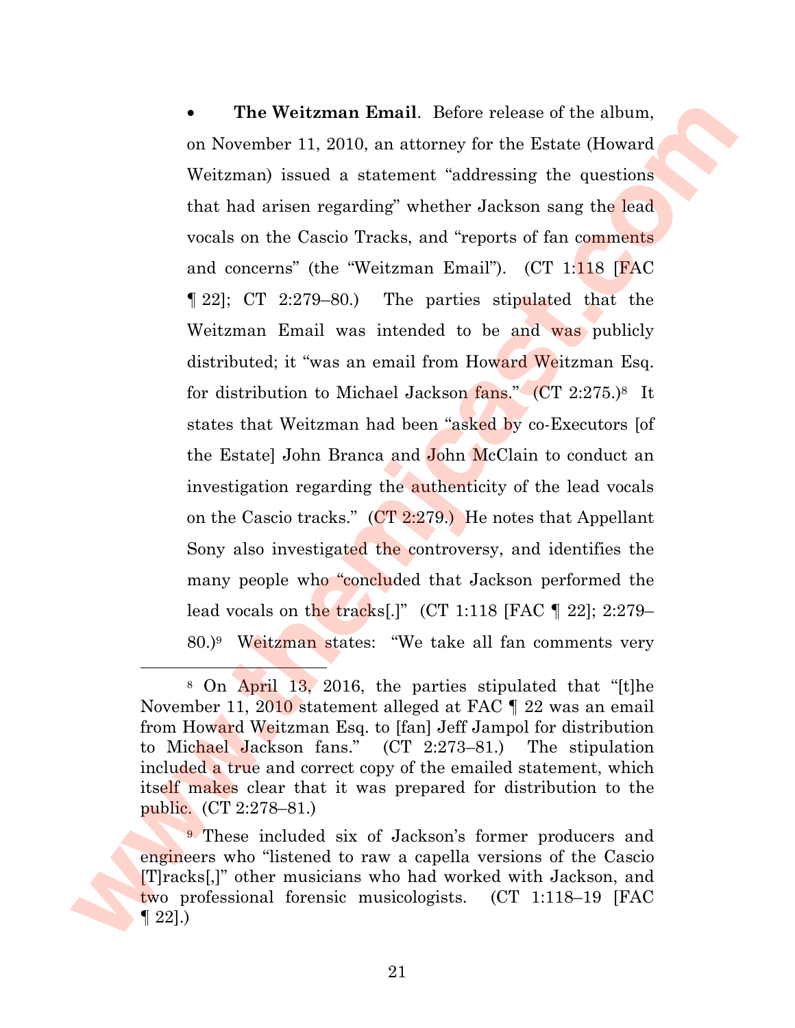- **The Weitzman Email**. Before release of the album, on November 11, 2010, an attorney for the Estate (Howard Weitzman) issued a statement "addressing the questions that had arisen regarding" whether Jackson sang the lead vocals on the Cascio Tracks, and "reports of fan comments and concerns" (the "Weitzman Email"). (CT 1:118 [FAC ¶ 22]; CT 2:279–80.) The parties stipulated that the Weitzman Email was intended to be and was publicly distributed; it "was an email from Howard Weitzman Esq. for distribution to Michael Jackson fans." (CT 2:275.)[8] It states that Weitzman had been "asked by co-Executors [of the Estate] John Branca and John McClain to conduct an investigation regarding the authenticity of the lead vocals on the Cascio tracks." (CT 2:279.) He notes that Appellant Sony also investigated the controversy, and identifies the many people who "concluded that Jackson performed the lead vocals on the tracks[.]" (CT 1:118 [FAC ¶ 22]; 2:279–80.)[9] Weitzman states: "We take all fan comments very

---

[8] On April 13, 2016, the parties stipulated that "[t]he November 11, 2010 statement alleged at FAC ¶ 22 was an email from Howard Weitzman Esq. to [fan] Jeff Jampol for distribution to Michael Jackson fans." (CT 2:273–81.) The stipulation included a true and correct copy of the emailed statement, which itself makes clear that it was prepared for distribution to the public. (CT 2:278–81.)

[9] These included six of Jackson's former producers and engineers who "listened to raw a capella versions of the Cascio [T]racks[,]" other musicians who had worked with Jackson, and two professional forensic musicologists. (CT 1:118–19 [FAC ¶ 22].)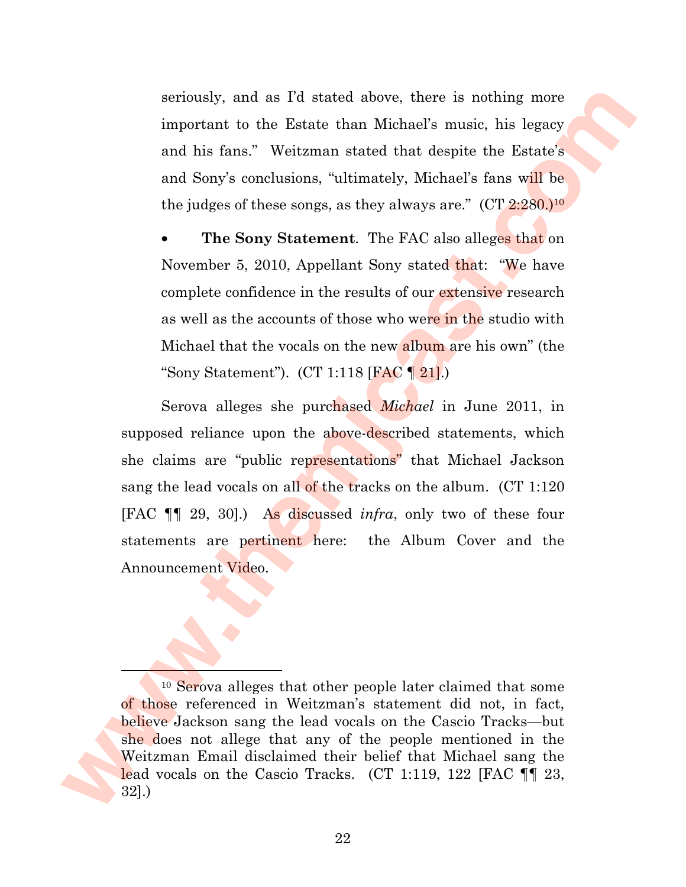seriously, and as I'd stated above, there is nothing more important to the Estate than Michael's music, his legacy and his fans." Weitzman stated that despite the Estate's and Sony's conclusions, "ultimately, Michael's fans will be the judges of these songs, as they always are." (CT 2:280.)[10]

- **The Sony Statement**. The FAC also alleges that on November 5, 2010, Appellant Sony stated that: "We have complete confidence in the results of our extensive research as well as the accounts of those who were in the studio with Michael that the vocals on the new album are his own" (the "Sony Statement"). (CT 1:118 [FAC ¶ 21].)

Serova alleges she purchased *Michael* in June 2011, in supposed reliance upon the above-described statements, which she claims are "public representations" that Michael Jackson sang the lead vocals on all of the tracks on the album. (CT 1:120 [FAC ¶¶ 29, 30].) As discussed *infra*, only two of these four statements are pertinent here: the Album Cover and the Announcement Video.

---

[10] Serova alleges that other people later claimed that some of those referenced in Weitzman's statement did not, in fact, believe Jackson sang the lead vocals on the Cascio Tracks—but she does not allege that any of the people mentioned in the Weitzman Email disclaimed their belief that Michael sang the lead vocals on the Cascio Tracks. (CT 1:119, 122 [FAC ¶¶ 23, 32].)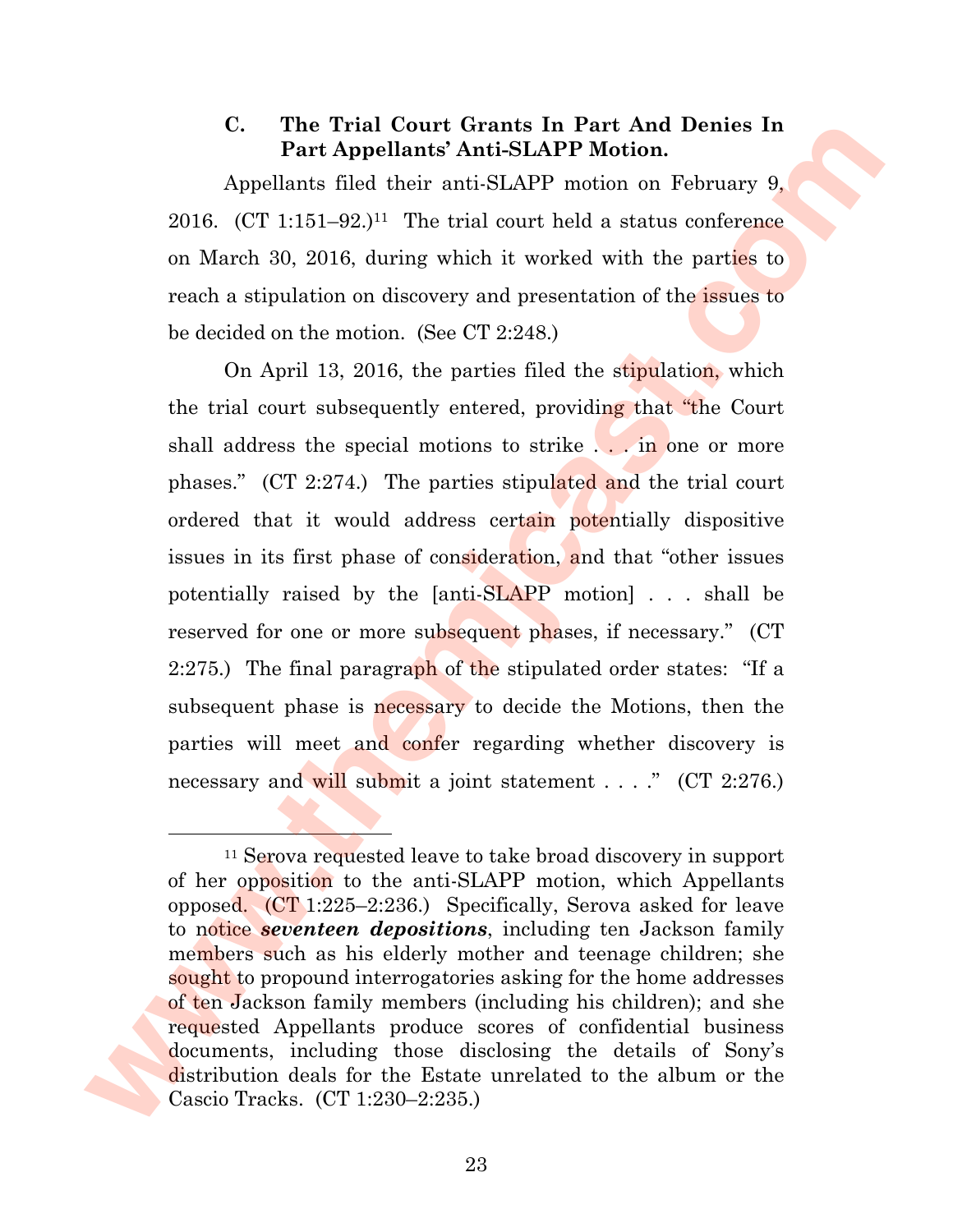### C. The Trial Court Grants In Part And Denies In Part Appellants' Anti-SLAPP Motion.

Appellants filed their anti-SLAPP motion on February 9, 2016. (CT 1:151–92.)[11] The trial court held a status conference on March 30, 2016, during which it worked with the parties to reach a stipulation on discovery and presentation of the issues to be decided on the motion. (See CT 2:248.)

On April 13, 2016, the parties filed the stipulation, which the trial court subsequently entered, providing that "the Court shall address the special motions to strike . . . in one or more phases." (CT 2:274.) The parties stipulated and the trial court ordered that it would address certain potentially dispositive issues in its first phase of consideration, and that "other issues potentially raised by the [anti-SLAPP motion] . . . shall be reserved for one or more subsequent phases, if necessary." (CT 2:275.) The final paragraph of the stipulated order states: "If a subsequent phase is necessary to decide the Motions, then the parties will meet and confer regarding whether discovery is necessary and will submit a joint statement . . . ." (CT 2:276.)

---

[11] Serova requested leave to take broad discovery in support of her opposition to the anti-SLAPP motion, which Appellants opposed. (CT 1:225–2:236.) Specifically, Serova asked for leave to notice ***seventeen depositions***, including ten Jackson family members such as his elderly mother and teenage children; she sought to propound interrogatories asking for the home addresses of ten Jackson family members (including his children); and she requested Appellants produce scores of confidential business documents, including those disclosing the details of Sony's distribution deals for the Estate unrelated to the album or the Cascio Tracks. (CT 1:230–2:235.)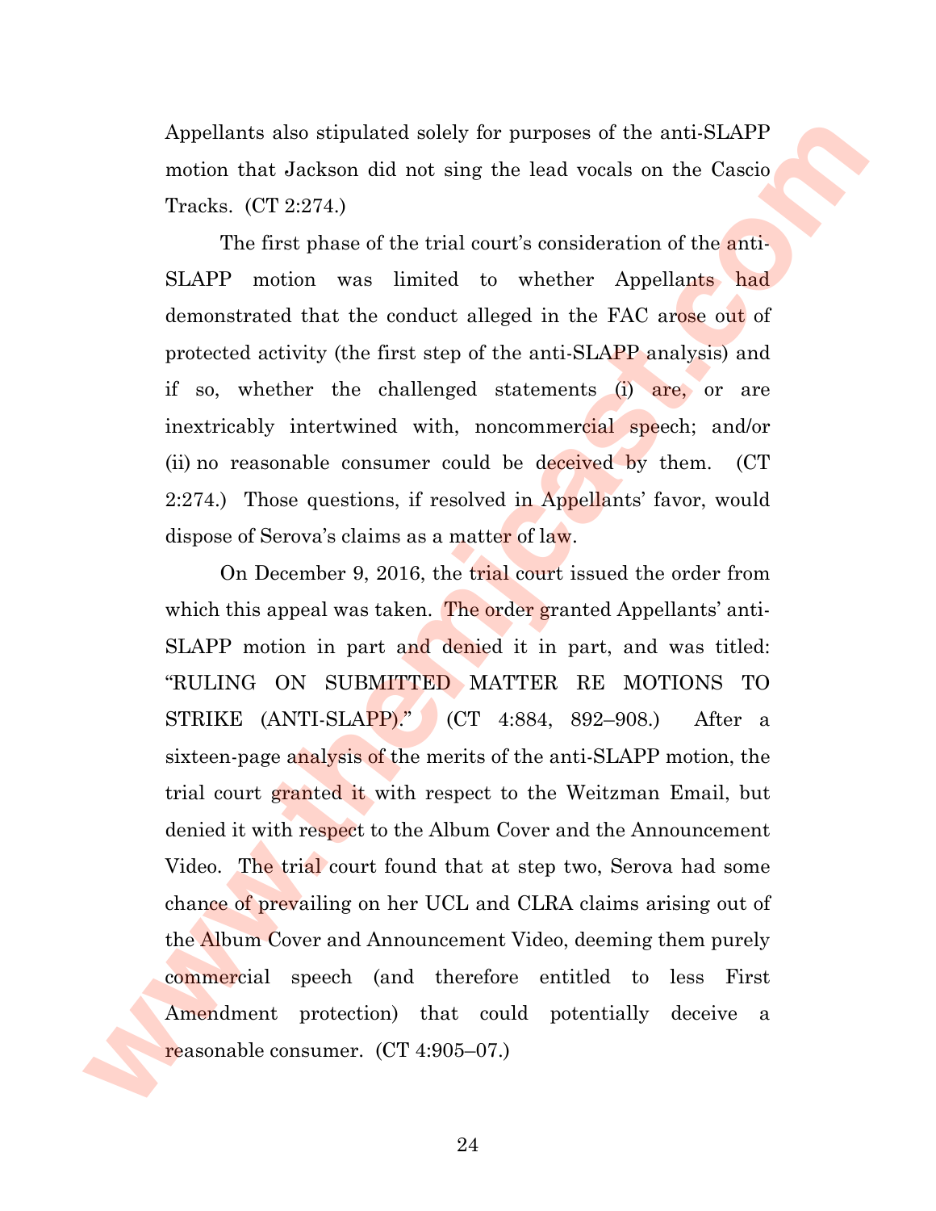Appellants also stipulated solely for purposes of the anti-SLAPP motion that Jackson did not sing the lead vocals on the Cascio Tracks. (CT 2:274.)

The first phase of the trial court's consideration of the anti-SLAPP motion was limited to whether Appellants had demonstrated that the conduct alleged in the FAC arose out of protected activity (the first step of the anti-SLAPP analysis) and if so, whether the challenged statements (i) are, or are inextricably intertwined with, noncommercial speech; and/or (ii) no reasonable consumer could be deceived by them. (CT 2:274.) Those questions, if resolved in Appellants' favor, would dispose of Serova's claims as a matter of law.

On December 9, 2016, the trial court issued the order from which this appeal was taken. The order granted Appellants' anti-SLAPP motion in part and denied it in part, and was titled: "RULING ON SUBMITTED MATTER RE MOTIONS TO STRIKE (ANTI-SLAPP)." (CT 4:884, 892–908.) After a sixteen-page analysis of the merits of the anti-SLAPP motion, the trial court granted it with respect to the Weitzman Email, but denied it with respect to the Album Cover and the Announcement Video. The trial court found that at step two, Serova had some chance of prevailing on her UCL and CLRA claims arising out of the Album Cover and Announcement Video, deeming them purely commercial speech (and therefore entitled to less First Amendment protection) that could potentially deceive a reasonable consumer. (CT 4:905–07.)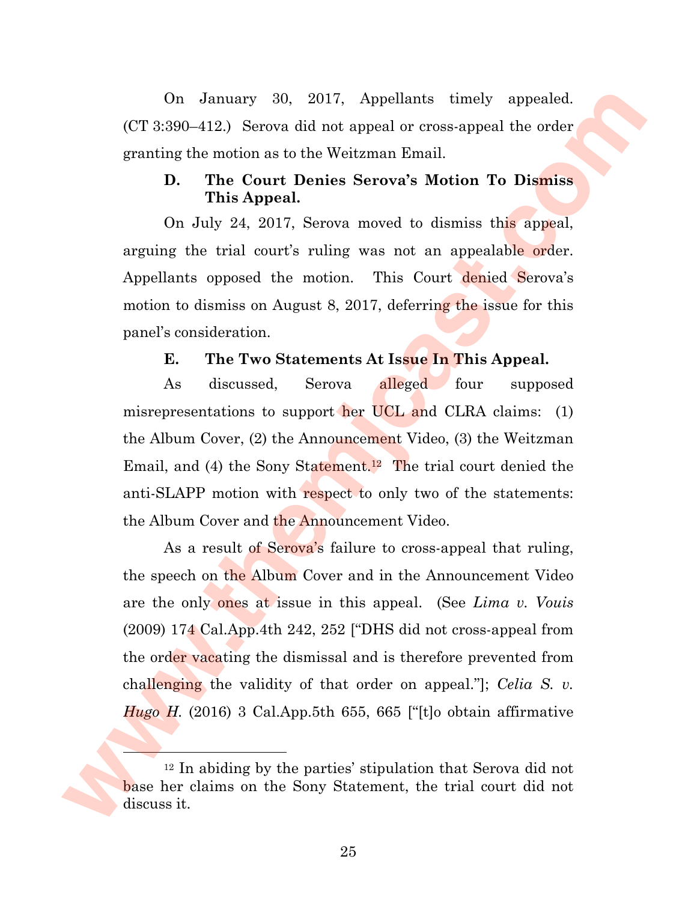On January 30, 2017, Appellants timely appealed. (CT 3:390–412.) Serova did not appeal or cross-appeal the order granting the motion as to the Weitzman Email.

### D. The Court Denies Serova's Motion To Dismiss This Appeal.

On July 24, 2017, Serova moved to dismiss this appeal, arguing the trial court's ruling was not an appealable order. Appellants opposed the motion. This Court denied Serova's motion to dismiss on August 8, 2017, deferring the issue for this panel's consideration.

### E. The Two Statements At Issue In This Appeal.

As discussed, Serova alleged four supposed misrepresentations to support her UCL and CLRA claims: (1) the Album Cover, (2) the Announcement Video, (3) the Weitzman Email, and (4) the Sony Statement.[12] The trial court denied the anti-SLAPP motion with respect to only two of the statements: the Album Cover and the Announcement Video.

As a result of Serova's failure to cross-appeal that ruling, the speech on the Album Cover and in the Announcement Video are the only ones at issue in this appeal. (See *Lima v. Vouis* (2009) 174 Cal.App.4th 242, 252 ["DHS did not cross-appeal from the order vacating the dismissal and is therefore prevented from challenging the validity of that order on appeal."]; *Celia S. v. Hugo H.* (2016) 3 Cal.App.5th 655, 665 ["[t]o obtain affirmative

---

[12] In abiding by the parties' stipulation that Serova did not base her claims on the Sony Statement, the trial court did not discuss it.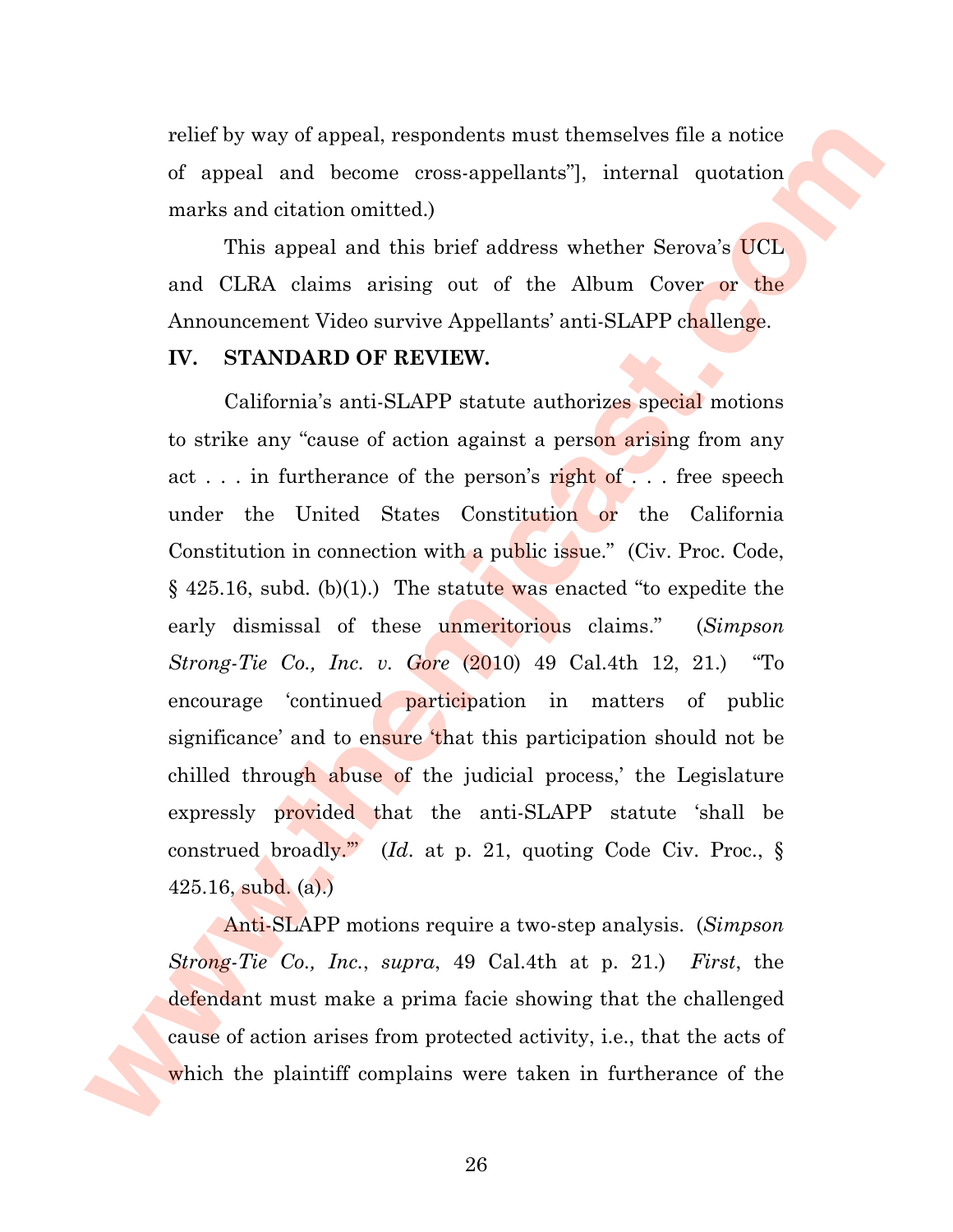relief by way of appeal, respondents must themselves file a notice of appeal and become cross-appellants"], internal quotation marks and citation omitted.)

This appeal and this brief address whether Serova's UCL and CLRA claims arising out of the Album Cover or the Announcement Video survive Appellants' anti-SLAPP challenge.

## IV. STANDARD OF REVIEW.

California's anti-SLAPP statute authorizes special motions to strike any "cause of action against a person arising from any act . . . in furtherance of the person's right of . . . free speech under the United States Constitution or the California Constitution in connection with a public issue." (Civ. Proc. Code, § 425.16, subd. (b)(1).) The statute was enacted "to expedite the early dismissal of these unmeritorious claims." (*Simpson Strong-Tie Co., Inc. v. Gore* (2010) 49 Cal.4th 12, 21.) "To encourage 'continued participation in matters of public significance' and to ensure 'that this participation should not be chilled through abuse of the judicial process,' the Legislature expressly provided that the anti-SLAPP statute 'shall be construed broadly.'" (*Id*. at p. 21, quoting Code Civ. Proc., § 425.16, subd. (a).)

Anti-SLAPP motions require a two-step analysis. (*Simpson Strong-Tie Co., Inc.*, *supra*, 49 Cal.4th at p. 21.) *First*, the defendant must make a prima facie showing that the challenged cause of action arises from protected activity, i.e., that the acts of which the plaintiff complains were taken in furtherance of the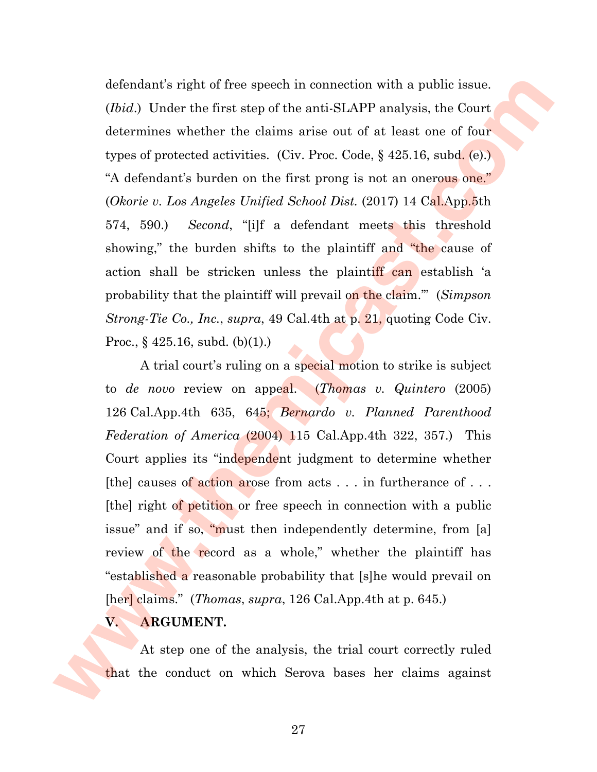defendant's right of free speech in connection with a public issue. (*Ibid*.) Under the first step of the anti-SLAPP analysis, the Court determines whether the claims arise out of at least one of four types of protected activities. (Civ. Proc. Code, § 425.16, subd. (e).) "A defendant's burden on the first prong is not an onerous one." (*Okorie v. Los Angeles Unified School Dist.* (2017) 14 Cal.App.5th 574, 590.) *Second*, "[i]f a defendant meets this threshold showing," the burden shifts to the plaintiff and "the cause of action shall be stricken unless the plaintiff can establish 'a probability that the plaintiff will prevail on the claim.'" (*Simpson Strong-Tie Co., Inc.*, *supra*, 49 Cal.4th at p. 21, quoting Code Civ. Proc., § 425.16, subd. (b)(1).)

A trial court's ruling on a special motion to strike is subject to *de novo* review on appeal. (*Thomas v. Quintero* (2005) 126 Cal.App.4th 635, 645; *Bernardo v. Planned Parenthood Federation of America* (2004) 115 Cal.App.4th 322, 357.) This Court applies its "independent judgment to determine whether [the] causes of action arose from acts . . . in furtherance of . . . [the] right of petition or free speech in connection with a public issue" and if so, "must then independently determine, from [a] review of the record as a whole," whether the plaintiff has "established a reasonable probability that [s]he would prevail on [her] claims." (*Thomas*, *supra*, 126 Cal.App.4th at p. 645.)

## V. ARGUMENT.

At step one of the analysis, the trial court correctly ruled that the conduct on which Serova bases her claims against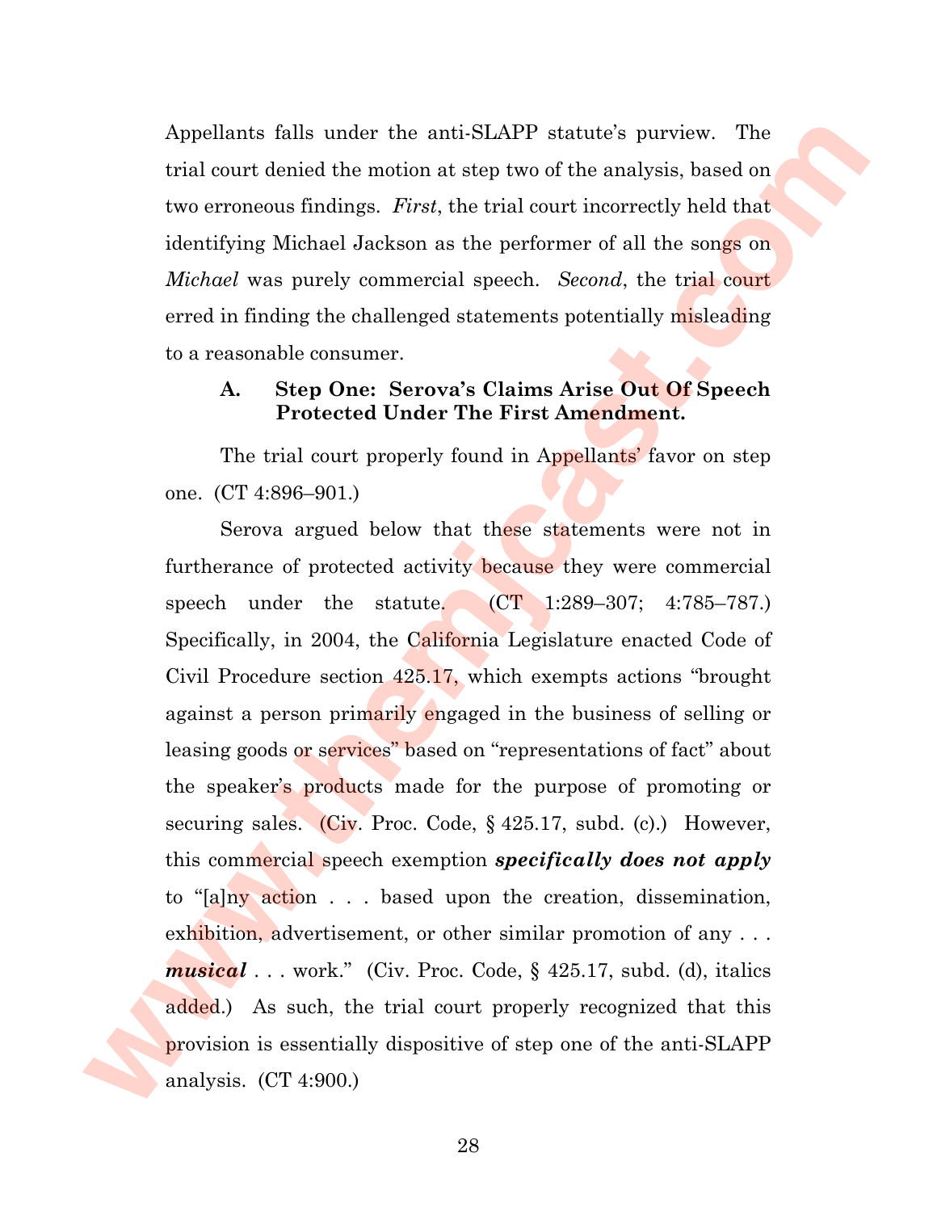Appellants falls under the anti-SLAPP statute's purview. The trial court denied the motion at step two of the analysis, based on two erroneous findings. *First*, the trial court incorrectly held that identifying Michael Jackson as the performer of all the songs on *Michael* was purely commercial speech. *Second*, the trial court erred in finding the challenged statements potentially misleading to a reasonable consumer.

### A. Step One: Serova's Claims Arise Out Of Speech Protected Under The First Amendment.

The trial court properly found in Appellants' favor on step one. (CT 4:896–901.)

Serova argued below that these statements were not in furtherance of protected activity because they were commercial speech under the statute. (CT 1:289–307; 4:785–787.) Specifically, in 2004, the California Legislature enacted Code of Civil Procedure section 425.17, which exempts actions "brought against a person primarily engaged in the business of selling or leasing goods or services" based on "representations of fact" about the speaker's products made for the purpose of promoting or securing sales. (Civ. Proc. Code, § 425.17, subd. (c).) However, this commercial speech exemption ***specifically does not apply*** to "[a]ny action . . . based upon the creation, dissemination, exhibition, advertisement, or other similar promotion of any . . . ***musical*** . . . work." (Civ. Proc. Code, § 425.17, subd. (d), italics added.) As such, the trial court properly recognized that this provision is essentially dispositive of step one of the anti-SLAPP analysis. (CT 4:900.)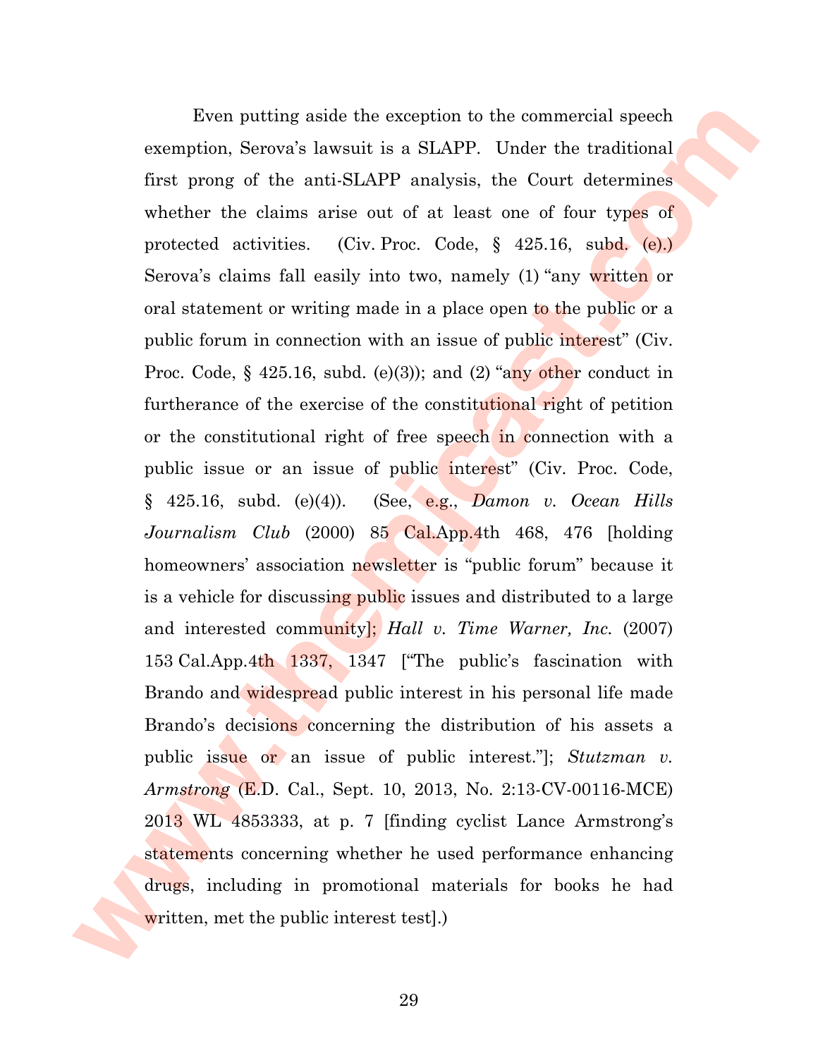Even putting aside the exception to the commercial speech exemption, Serova's lawsuit is a SLAPP. Under the traditional first prong of the anti-SLAPP analysis, the Court determines whether the claims arise out of at least one of four types of protected activities. (Civ. Proc. Code, § 425.16, subd. (e).) Serova's claims fall easily into two, namely (1) "any written or oral statement or writing made in a place open to the public or a public forum in connection with an issue of public interest" (Civ. Proc. Code, § 425.16, subd. (e)(3)); and (2) "any other conduct in furtherance of the exercise of the constitutional right of petition or the constitutional right of free speech in connection with a public issue or an issue of public interest" (Civ. Proc. Code, § 425.16, subd. (e)(4)). (See, e.g., *Damon v. Ocean Hills Journalism Club* (2000) 85 Cal.App.4th 468, 476 [holding homeowners' association newsletter is "public forum" because it is a vehicle for discussing public issues and distributed to a large and interested community]; *Hall v. Time Warner, Inc.* (2007) 153 Cal.App.4th 1337, 1347 ["The public's fascination with Brando and widespread public interest in his personal life made Brando's decisions concerning the distribution of his assets a public issue or an issue of public interest."]; *Stutzman v. Armstrong* (E.D. Cal., Sept. 10, 2013, No. 2:13-CV-00116-MCE) 2013 WL 4853333, at p. 7 [finding cyclist Lance Armstrong's statements concerning whether he used performance enhancing drugs, including in promotional materials for books he had written, met the public interest test].)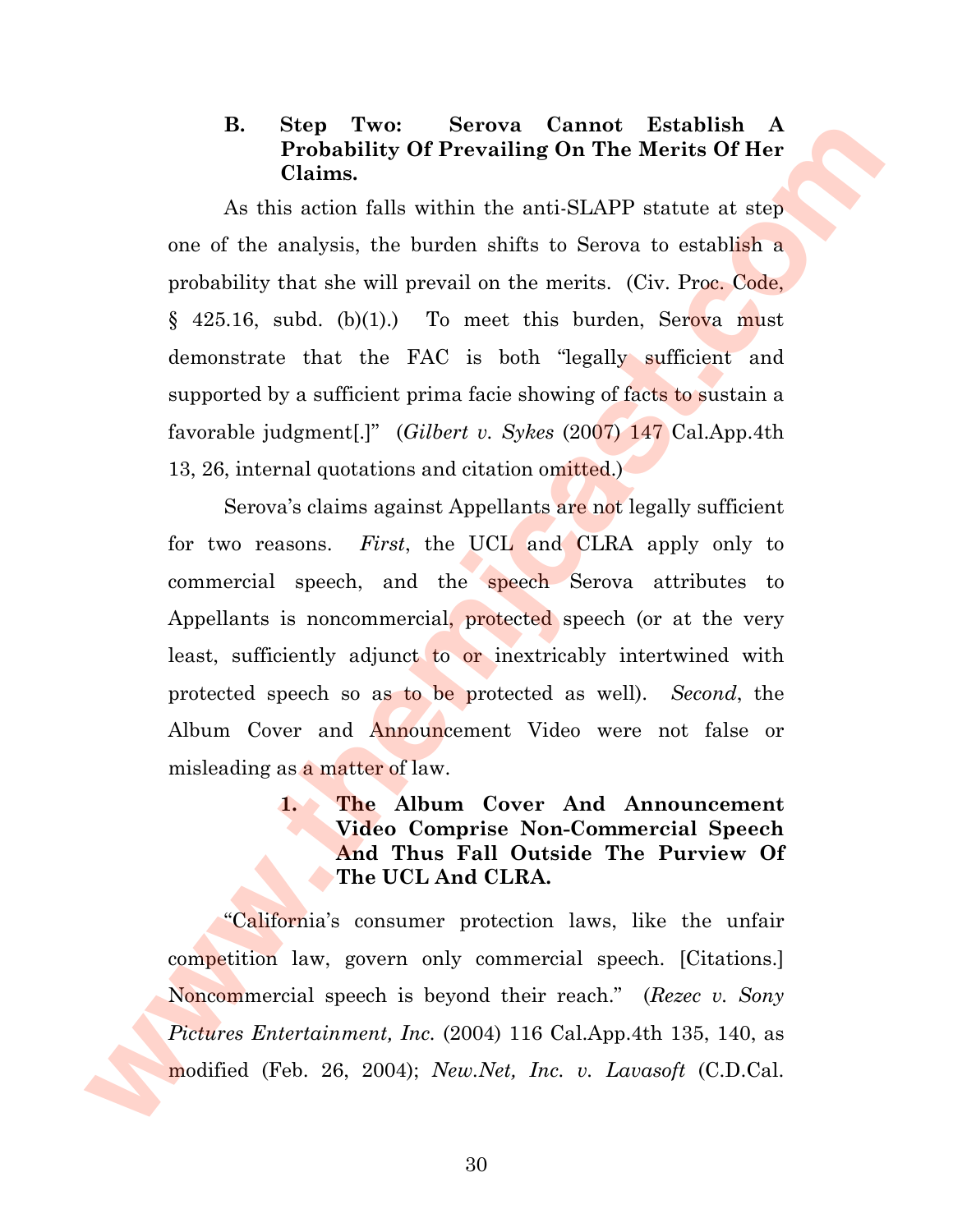### B. Step Two: Serova Cannot Establish A Probability Of Prevailing On The Merits Of Her Claims.

As this action falls within the anti-SLAPP statute at step one of the analysis, the burden shifts to Serova to establish a probability that she will prevail on the merits. (Civ. Proc. Code, § 425.16, subd. (b)(1).) To meet this burden, Serova must demonstrate that the FAC is both "legally sufficient and supported by a sufficient prima facie showing of facts to sustain a favorable judgment[.]" (*Gilbert v. Sykes* (2007) 147 Cal.App.4th 13, 26, internal quotations and citation omitted.)

Serova's claims against Appellants are not legally sufficient for two reasons. *First*, the UCL and CLRA apply only to commercial speech, and the speech Serova attributes to Appellants is noncommercial, protected speech (or at the very least, sufficiently adjunct to or inextricably intertwined with protected speech so as to be protected as well). *Second*, the Album Cover and Announcement Video were not false or misleading as a matter of law.

#### 1. The Album Cover And Announcement Video Comprise Non-Commercial Speech And Thus Fall Outside The Purview Of The UCL And CLRA.

"California's consumer protection laws, like the unfair competition law, govern only commercial speech. [Citations.] Noncommercial speech is beyond their reach." (*Rezec v. Sony Pictures Entertainment, Inc.* (2004) 116 Cal.App.4th 135, 140, as modified (Feb. 26, 2004); *New.Net, Inc. v. Lavasoft* (C.D.Cal.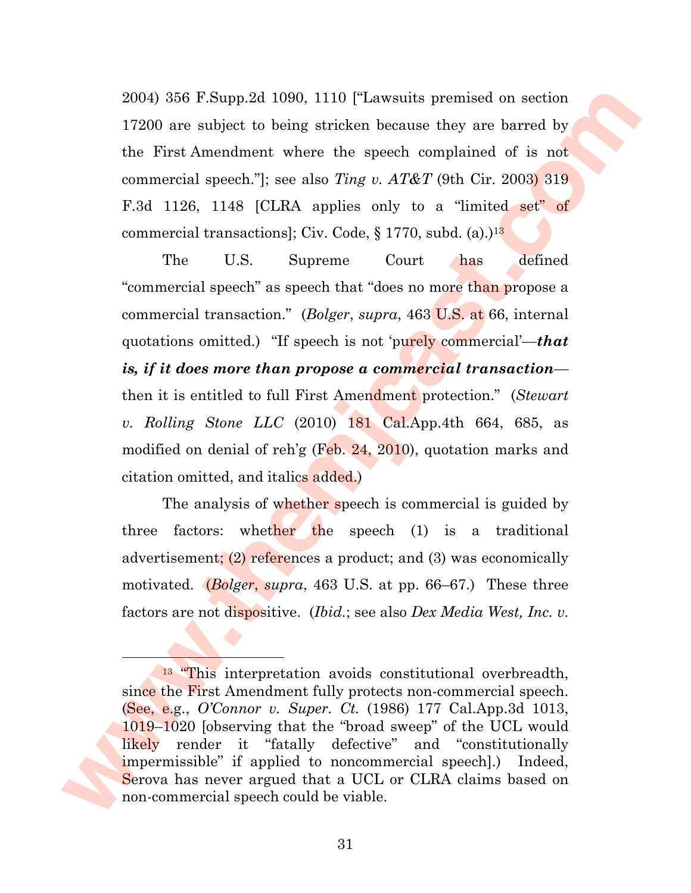2004) 356 F.Supp.2d 1090, 1110 ["Lawsuits premised on section 17200 are subject to being stricken because they are barred by the First Amendment where the speech complained of is not commercial speech."]; see also *Ting v. AT&T* (9th Cir. 2003) 319 F.3d 1126, 1148 [CLRA applies only to a "limited set" of commercial transactions]; Civ. Code, § 1770, subd. (a).)[13]

The U.S. Supreme Court has defined "commercial speech" as speech that "does no more than propose a commercial transaction." (*Bolger*, *supra*, 463 U.S. at 66, internal quotations omitted.) "If speech is not 'purely commercial'—***that is, if it does more than propose a commercial transaction***—then it is entitled to full First Amendment protection." (*Stewart v. Rolling Stone LLC* (2010) 181 Cal.App.4th 664, 685, as modified on denial of reh'g (Feb. 24, 2010), quotation marks and citation omitted, and italics added.)

The analysis of whether speech is commercial is guided by three factors: whether the speech (1) is a traditional advertisement; (2) references a product; and (3) was economically motivated. (*Bolger*, *supra*, 463 U.S. at pp. 66–67.) These three factors are not dispositive. (*Ibid.*; see also *Dex Media West, Inc. v.*

---

[13] "This interpretation avoids constitutional overbreadth, since the First Amendment fully protects non-commercial speech. (See, e.g., *O'Connor v. Super. Ct.* (1986) 177 Cal.App.3d 1013, 1019–1020 [observing that the "broad sweep" of the UCL would likely render it "fatally defective" and "constitutionally impermissible" if applied to noncommercial speech].) Indeed, Serova has never argued that a UCL or CLRA claims based on non-commercial speech could be viable.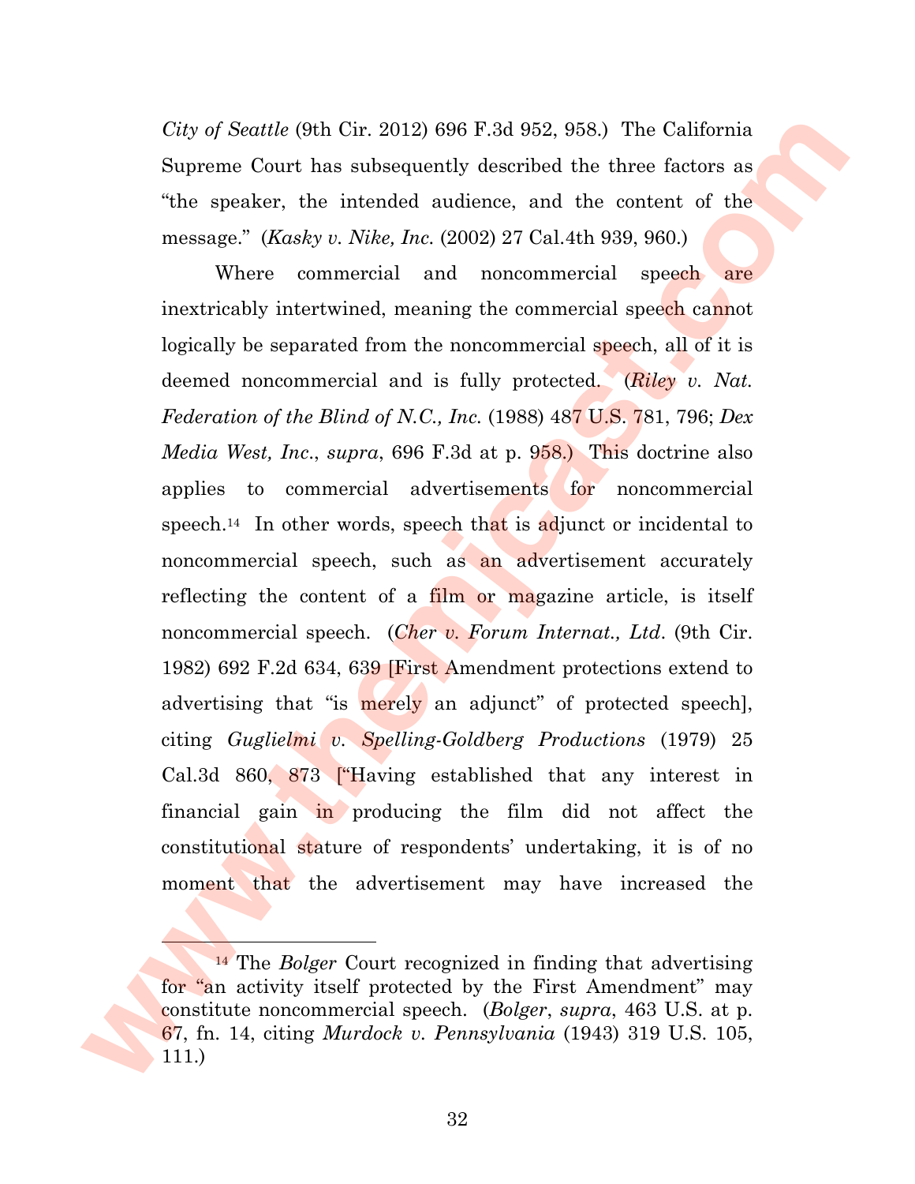*City of Seattle* (9th Cir. 2012) 696 F.3d 952, 958.) The California Supreme Court has subsequently described the three factors as "the speaker, the intended audience, and the content of the message." (*Kasky v. Nike, Inc.* (2002) 27 Cal.4th 939, 960.)

Where commercial and noncommercial speech are inextricably intertwined, meaning the commercial speech cannot logically be separated from the noncommercial speech, all of it is deemed noncommercial and is fully protected. (*Riley v. Nat. Federation of the Blind of N.C., Inc.* (1988) 487 U.S. 781, 796; *Dex Media West, Inc.*, *supra*, 696 F.3d at p. 958.) This doctrine also applies to commercial advertisements for noncommercial speech.[14] In other words, speech that is adjunct or incidental to noncommercial speech, such as an advertisement accurately reflecting the content of a film or magazine article, is itself noncommercial speech. (*Cher v. Forum Internat., Ltd*. (9th Cir. 1982) 692 F.2d 634, 639 [First Amendment protections extend to advertising that "is merely an adjunct" of protected speech], citing *Guglielmi v. Spelling-Goldberg Productions* (1979) 25 Cal.3d 860, 873 ["Having established that any interest in financial gain in producing the film did not affect the constitutional stature of respondents' undertaking, it is of no moment that the advertisement may have increased the

---

[14] The *Bolger* Court recognized in finding that advertising for "an activity itself protected by the First Amendment" may constitute noncommercial speech. (*Bolger*, *supra*, 463 U.S. at p. 67, fn. 14, citing *Murdock v. Pennsylvania* (1943) 319 U.S. 105, 111.)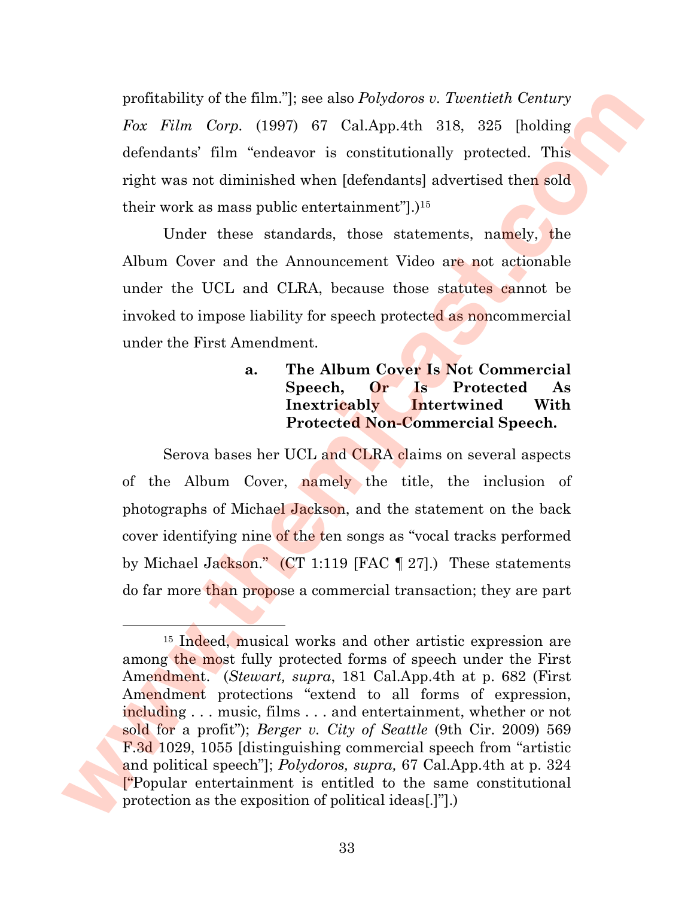profitability of the film."]; see also *Polydoros v. Twentieth Century Fox Film Corp.* (1997) 67 Cal.App.4th 318, 325 [holding defendants' film "endeavor is constitutionally protected. This right was not diminished when [defendants] advertised then sold their work as mass public entertainment"].)[15]

Under these standards, those statements, namely, the Album Cover and the Announcement Video are not actionable under the UCL and CLRA, because those statutes cannot be invoked to impose liability for speech protected as noncommercial under the First Amendment.

#### a. The Album Cover Is Not Commercial Speech, Or Is Protected As Inextricably Intertwined With Protected Non-Commercial Speech.

Serova bases her UCL and CLRA claims on several aspects of the Album Cover, namely the title, the inclusion of photographs of Michael Jackson, and the statement on the back cover identifying nine of the ten songs as "vocal tracks performed by Michael Jackson." (CT 1:119 [FAC ¶ 27].) These statements do far more than propose a commercial transaction; they are part

---

[15] Indeed, musical works and other artistic expression are among the most fully protected forms of speech under the First Amendment. (*Stewart, supra*, 181 Cal.App.4th at p. 682 (First Amendment protections "extend to all forms of expression, including . . . music, films . . . and entertainment, whether or not sold for a profit"); *Berger v. City of Seattle* (9th Cir. 2009) 569 F.3d 1029, 1055 [distinguishing commercial speech from "artistic and political speech"]; *Polydoros, supra,* 67 Cal.App.4th at p. 324 ["Popular entertainment is entitled to the same constitutional protection as the exposition of political ideas[.]"].)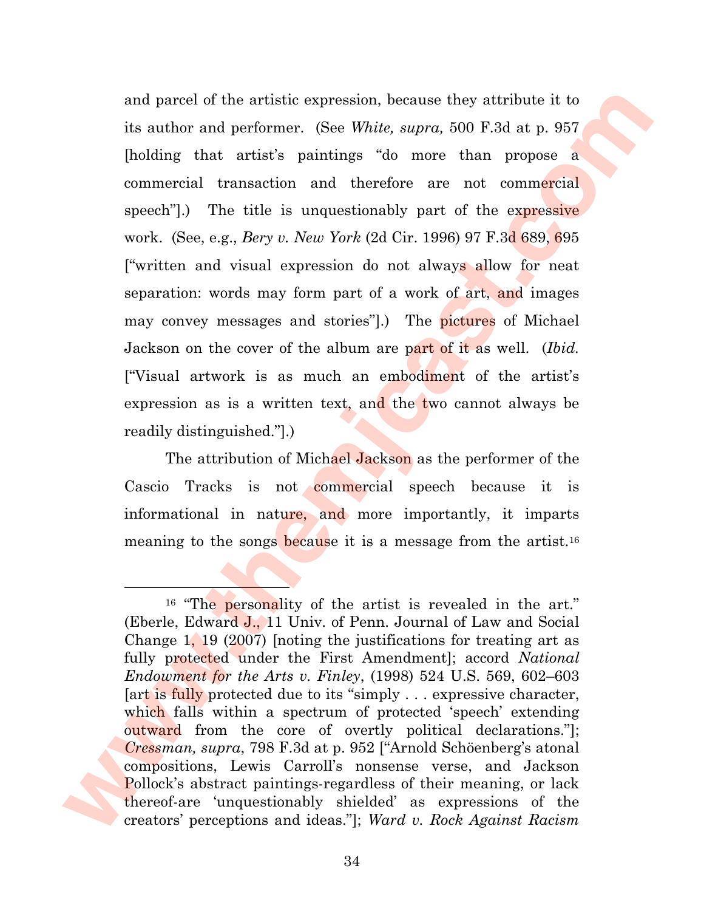and parcel of the artistic expression, because they attribute it to its author and performer. (See *White, supra,* 500 F.3d at p. 957 [holding that artist's paintings "do more than propose a commercial transaction and therefore are not commercial speech"].) The title is unquestionably part of the expressive work. (See, e.g., *Bery v. New York* (2d Cir. 1996) 97 F.3d 689, 695 ["written and visual expression do not always allow for neat separation: words may form part of a work of art, and images may convey messages and stories"].) The pictures of Michael Jackson on the cover of the album are part of it as well. (*Ibid.* ["Visual artwork is as much an embodiment of the artist's expression as is a written text, and the two cannot always be readily distinguished."].)

The attribution of Michael Jackson as the performer of the Cascio Tracks is not commercial speech because it is informational in nature, and more importantly, it imparts meaning to the songs because it is a message from the artist.[16]

---

[16] "The personality of the artist is revealed in the art." (Eberle, Edward J., 11 Univ. of Penn. Journal of Law and Social Change 1, 19 (2007) [noting the justifications for treating art as fully protected under the First Amendment]; accord *National Endowment for the Arts v. Finley*, (1998) 524 U.S. 569, 602–603 [art is fully protected due to its "simply . . . expressive character, which falls within a spectrum of protected 'speech' extending outward from the core of overtly political declarations."]; *Cressman, supra*, 798 F.3d at p. 952 ["Arnold Schöenberg's atonal compositions, Lewis Carroll's nonsense verse, and Jackson Pollock's abstract paintings-regardless of their meaning, or lack thereof-are 'unquestionably shielded' as expressions of the creators' perceptions and ideas."]; *Ward v. Rock Against Racism*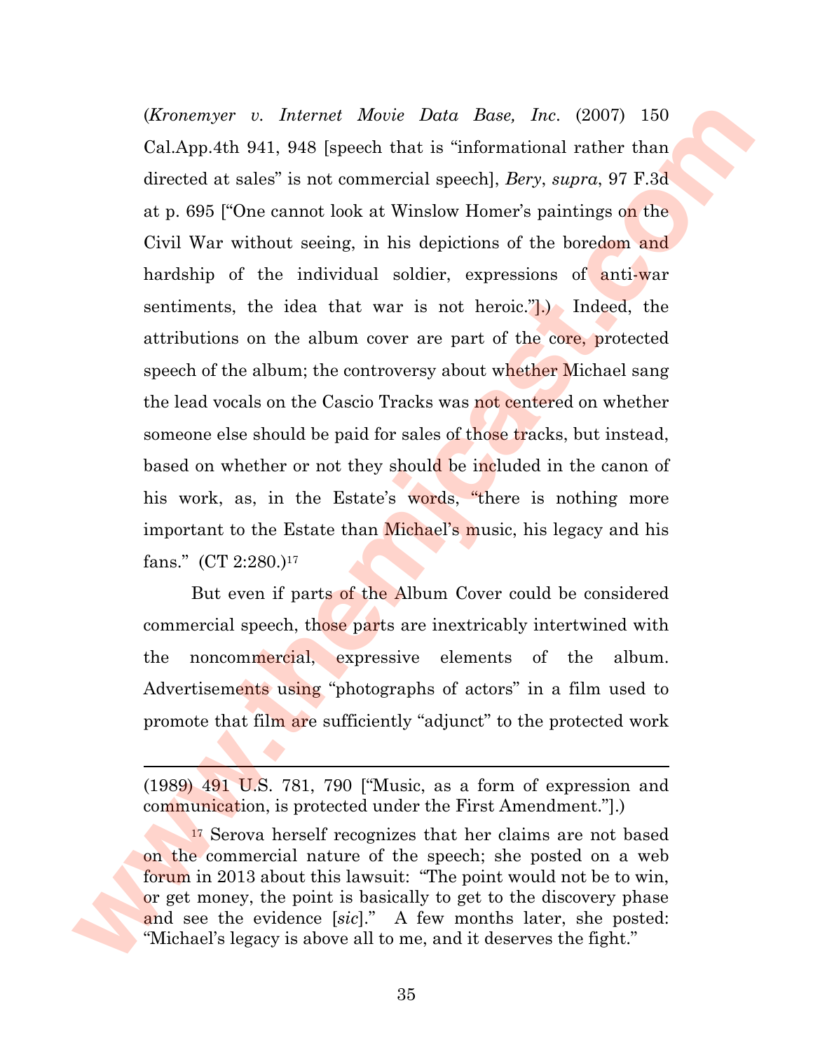(*Kronemyer v. Internet Movie Data Base, Inc*. (2007) 150 Cal.App.4th 941, 948 [speech that is "informational rather than directed at sales" is not commercial speech], *Bery*, *supra*, 97 F.3d at p. 695 ["One cannot look at Winslow Homer's paintings on the Civil War without seeing, in his depictions of the boredom and hardship of the individual soldier, expressions of anti-war sentiments, the idea that war is not heroic."].) Indeed, the attributions on the album cover are part of the core, protected speech of the album; the controversy about whether Michael sang the lead vocals on the Cascio Tracks was not centered on whether someone else should be paid for sales of those tracks, but instead, based on whether or not they should be included in the canon of his work, as, in the Estate's words, "there is nothing more important to the Estate than Michael's music, his legacy and his fans." (CT 2:280.)[17]

But even if parts of the Album Cover could be considered commercial speech, those parts are inextricably intertwined with the noncommercial, expressive elements of the album. Advertisements using "photographs of actors" in a film used to promote that film are sufficiently "adjunct" to the protected work

---

(1989) 491 U.S. 781, 790 ["Music, as a form of expression and communication, is protected under the First Amendment."].)

[17] Serova herself recognizes that her claims are not based on the commercial nature of the speech; she posted on a web forum in 2013 about this lawsuit: "The point would not be to win, or get money, the point is basically to get to the discovery phase and see the evidence [*sic*]." A few months later, she posted: "Michael's legacy is above all to me, and it deserves the fight."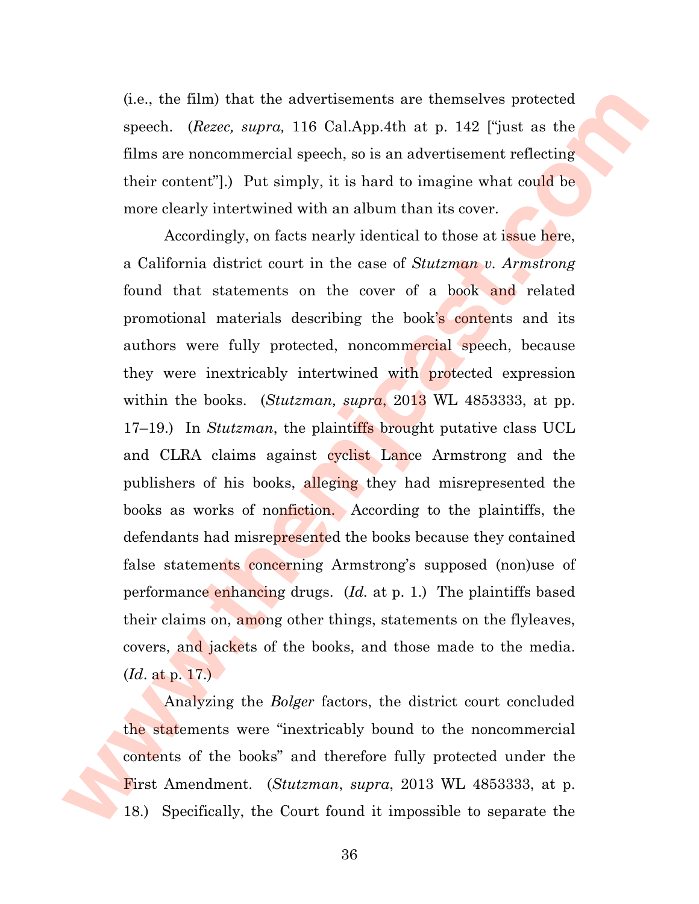(i.e., the film) that the advertisements are themselves protected speech. (*Rezec, supra,* 116 Cal.App.4th at p. 142 ["just as the films are noncommercial speech, so is an advertisement reflecting their content"].) Put simply, it is hard to imagine what could be more clearly intertwined with an album than its cover.

Accordingly, on facts nearly identical to those at issue here, a California district court in the case of *Stutzman v. Armstrong* found that statements on the cover of a book and related promotional materials describing the book's contents and its authors were fully protected, noncommercial speech, because they were inextricably intertwined with protected expression within the books. (*Stutzman, supra*, 2013 WL 4853333, at pp. 17–19.) In *Stutzman*, the plaintiffs brought putative class UCL and CLRA claims against cyclist Lance Armstrong and the publishers of his books, alleging they had misrepresented the books as works of nonfiction. According to the plaintiffs, the defendants had misrepresented the books because they contained false statements concerning Armstrong's supposed (non)use of performance enhancing drugs. (*Id.* at p. 1.) The plaintiffs based their claims on, among other things, statements on the flyleaves, covers, and jackets of the books, and those made to the media. (*Id*. at p. 17.)

Analyzing the *Bolger* factors, the district court concluded the statements were "inextricably bound to the noncommercial contents of the books" and therefore fully protected under the First Amendment. (*Stutzman*, *supra*, 2013 WL 4853333, at p. 18.) Specifically, the Court found it impossible to separate the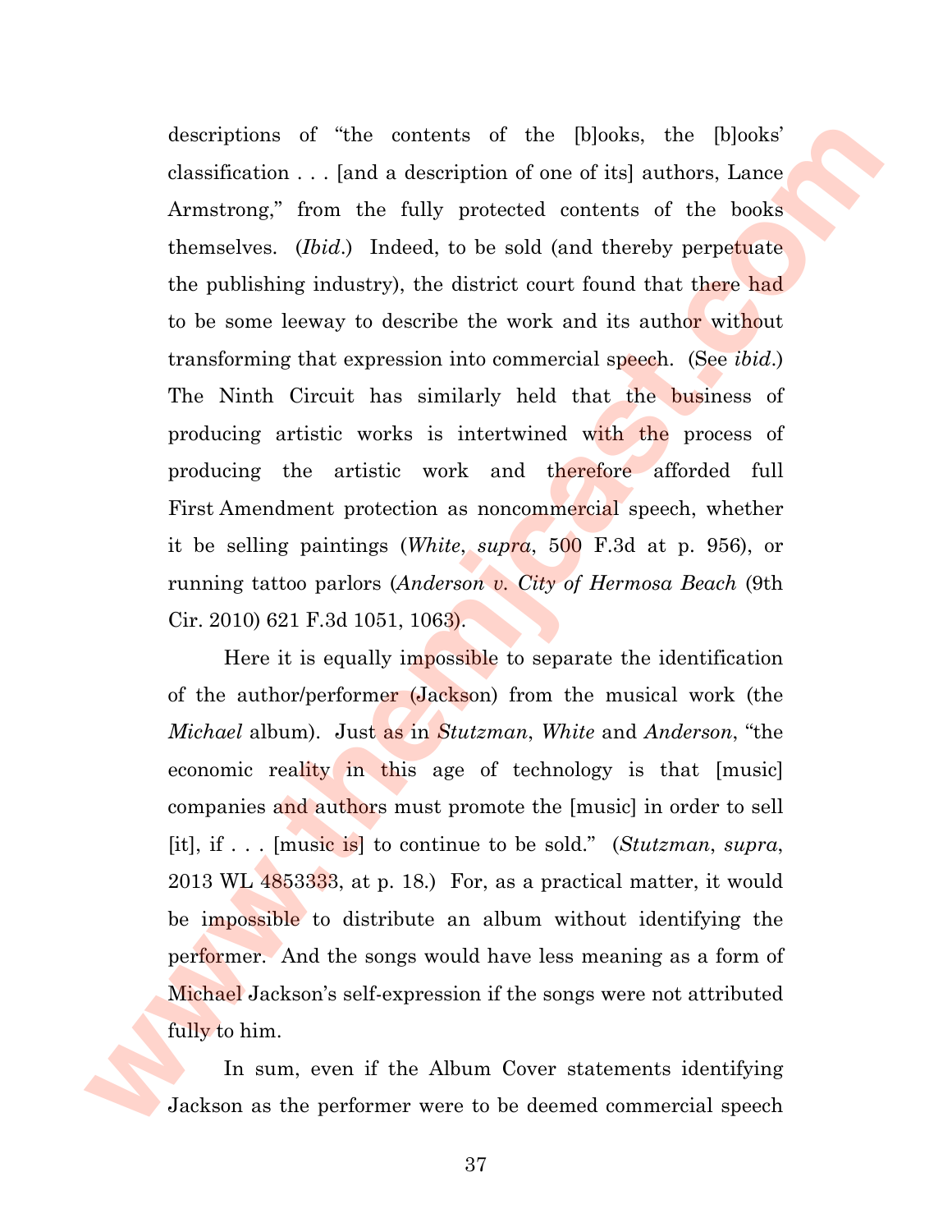descriptions of "the contents of the [b]ooks, the [b]ooks' classification . . . [and a description of one of its] authors, Lance Armstrong," from the fully protected contents of the books themselves. (*Ibid.*) Indeed, to be sold (and thereby perpetuate the publishing industry), the district court found that there had to be some leeway to describe the work and its author without transforming that expression into commercial speech. (See *ibid.*) The Ninth Circuit has similarly held that the business of producing artistic works is intertwined with the process of producing the artistic work and therefore afforded full First Amendment protection as noncommercial speech, whether it be selling paintings (*White*, *supra*, 500 F.3d at p. 956), or running tattoo parlors (*Anderson v. City of Hermosa Beach* (9th Cir. 2010) 621 F.3d 1051, 1063).

Here it is equally impossible to separate the identification of the author/performer (Jackson) from the musical work (the *Michael* album). Just as in *Stutzman*, *White* and *Anderson*, "the economic reality in this age of technology is that [music] companies and authors must promote the [music] in order to sell [it], if . . . [music is] to continue to be sold." (*Stutzman*, *supra*, 2013 WL 4853333, at p. 18.) For, as a practical matter, it would be impossible to distribute an album without identifying the performer. And the songs would have less meaning as a form of Michael Jackson's self-expression if the songs were not attributed fully to him.

In sum, even if the Album Cover statements identifying Jackson as the performer were to be deemed commercial speech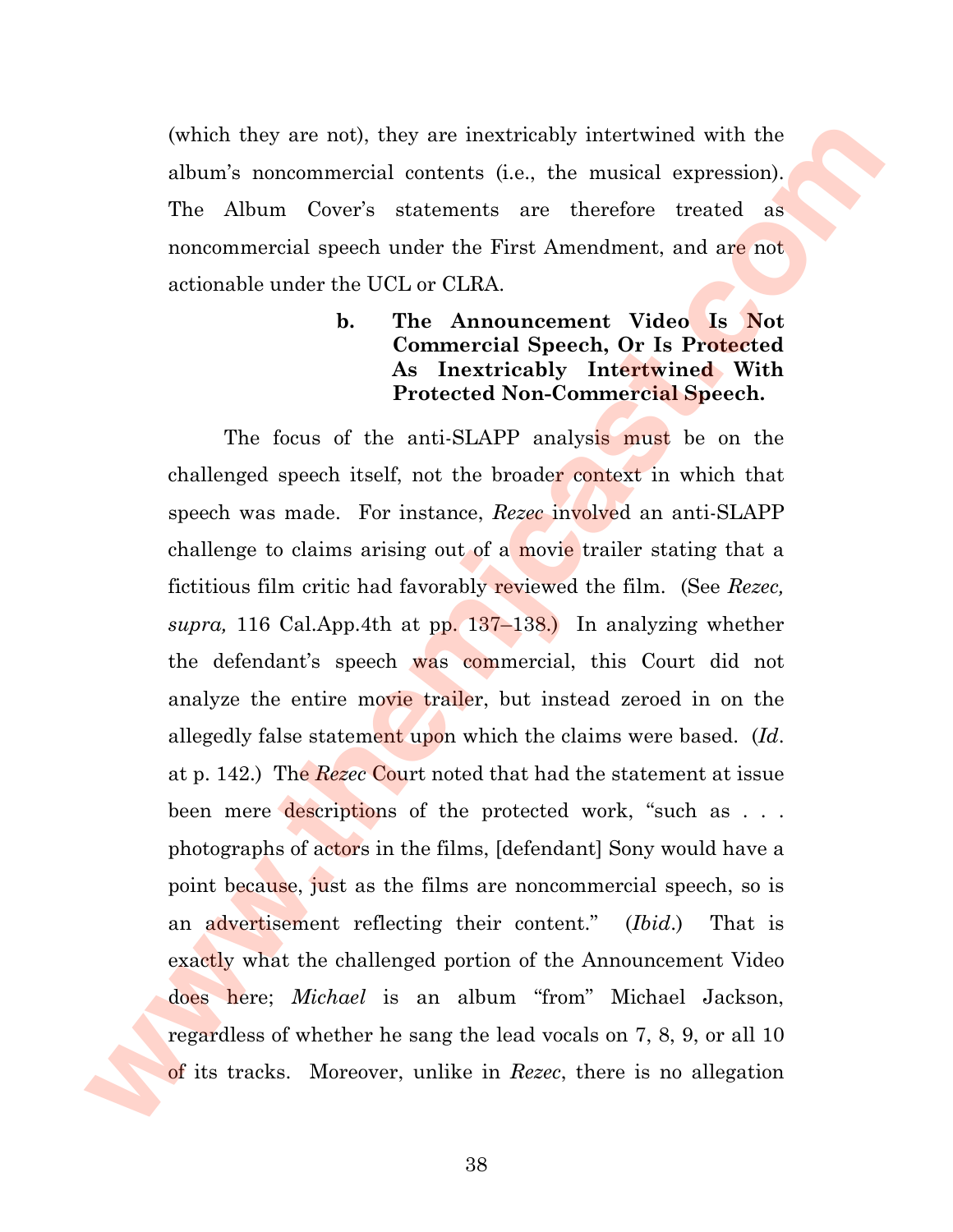(which they are not), they are inextricably intertwined with the album's noncommercial contents (i.e., the musical expression). The Album Cover's statements are therefore treated as noncommercial speech under the First Amendment, and are not actionable under the UCL or CLRA.

**b. The Announcement Video Is Not Commercial Speech, Or Is Protected As Inextricably Intertwined With Protected Non-Commercial Speech.**

The focus of the anti-SLAPP analysis must be on the challenged speech itself, not the broader context in which that speech was made. For instance, *Rezec* involved an anti-SLAPP challenge to claims arising out of a movie trailer stating that a fictitious film critic had favorably reviewed the film. (See *Rezec, supra,* 116 Cal.App.4th at pp. 137–138.) In analyzing whether the defendant's speech was commercial, this Court did not analyze the entire movie trailer, but instead zeroed in on the allegedly false statement upon which the claims were based. (*Id*. at p. 142.) The *Rezec* Court noted that had the statement at issue been mere descriptions of the protected work, "such as . . . photographs of actors in the films, [defendant] Sony would have a point because, just as the films are noncommercial speech, so is an advertisement reflecting their content." (*Ibid*.) That is exactly what the challenged portion of the Announcement Video does here; *Michael* is an album "from" Michael Jackson, regardless of whether he sang the lead vocals on 7, 8, 9, or all 10 of its tracks. Moreover, unlike in *Rezec*, there is no allegation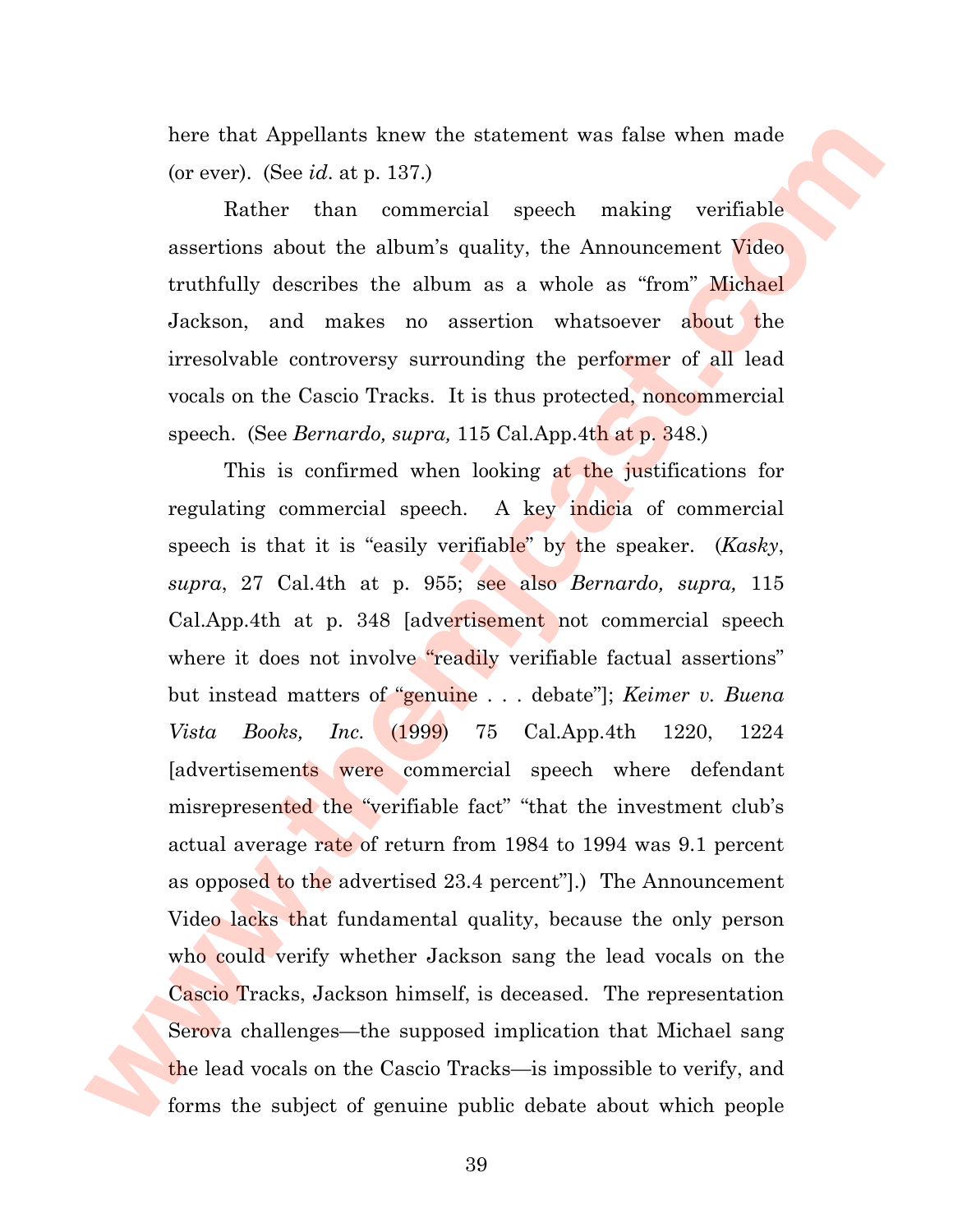here that Appellants knew the statement was false when made (or ever). (See *id.* at p. 137.)

Rather than commercial speech making verifiable assertions about the album's quality, the Announcement Video truthfully describes the album as a whole as "from" Michael Jackson, and makes no assertion whatsoever about the irresolvable controversy surrounding the performer of all lead vocals on the Cascio Tracks. It is thus protected, noncommercial speech. (See *Bernardo, supra,* 115 Cal.App.4th at p. 348.)

This is confirmed when looking at the justifications for regulating commercial speech. A key indicia of commercial speech is that it is "easily verifiable" by the speaker. (*Kasky*, *supra*, 27 Cal.4th at p. 955; see also *Bernardo, supra,* 115 Cal.App.4th at p. 348 [advertisement not commercial speech where it does not involve "readily verifiable factual assertions" but instead matters of "genuine . . . debate"]; *Keimer v. Buena Vista Books, Inc.* (1999) 75 Cal.App.4th 1220, 1224 [advertisements were commercial speech where defendant misrepresented the "verifiable fact" "that the investment club's actual average rate of return from 1984 to 1994 was 9.1 percent as opposed to the advertised 23.4 percent"].) The Announcement Video lacks that fundamental quality, because the only person who could verify whether Jackson sang the lead vocals on the Cascio Tracks, Jackson himself, is deceased. The representation Serova challenges—the supposed implication that Michael sang the lead vocals on the Cascio Tracks—is impossible to verify, and forms the subject of genuine public debate about which people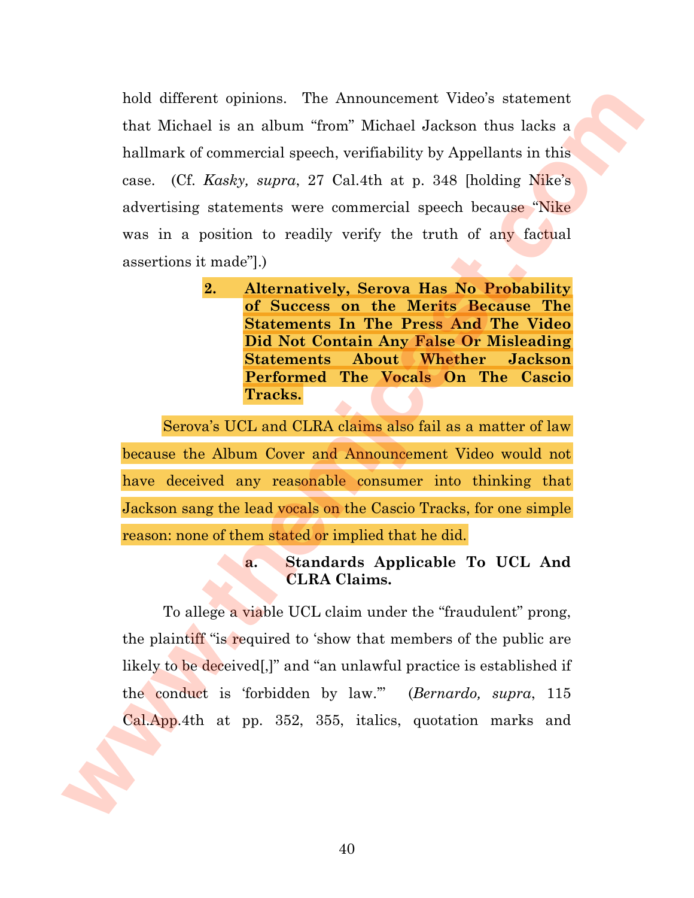hold different opinions. The Announcement Video's statement that Michael is an album "from" Michael Jackson thus lacks a hallmark of commercial speech, verifiability by Appellants in this case. (Cf. *Kasky, supra*, 27 Cal.4th at p. 348 [holding Nike's advertising statements were commercial speech because "Nike was in a position to readily verify the truth of any factual assertions it made"].)

**2. Alternatively, Serova Has No Probability of Success on the Merits Because The Statements In The Press And The Video Did Not Contain Any False Or Misleading Statements About Whether Jackson Performed The Vocals On The Cascio Tracks.**

Serova's UCL and CLRA claims also fail as a matter of law because the Album Cover and Announcement Video would not have deceived any reasonable consumer into thinking that Jackson sang the lead vocals on the Cascio Tracks, for one simple reason: none of them stated or implied that he did.

**a. Standards Applicable To UCL And CLRA Claims.**

To allege a viable UCL claim under the "fraudulent" prong, the plaintiff "is required to 'show that members of the public are likely to be deceived[,]" and "an unlawful practice is established if the conduct is 'forbidden by law.'" (*Bernardo, supra*, 115 Cal.App.4th at pp. 352, 355, italics, quotation marks and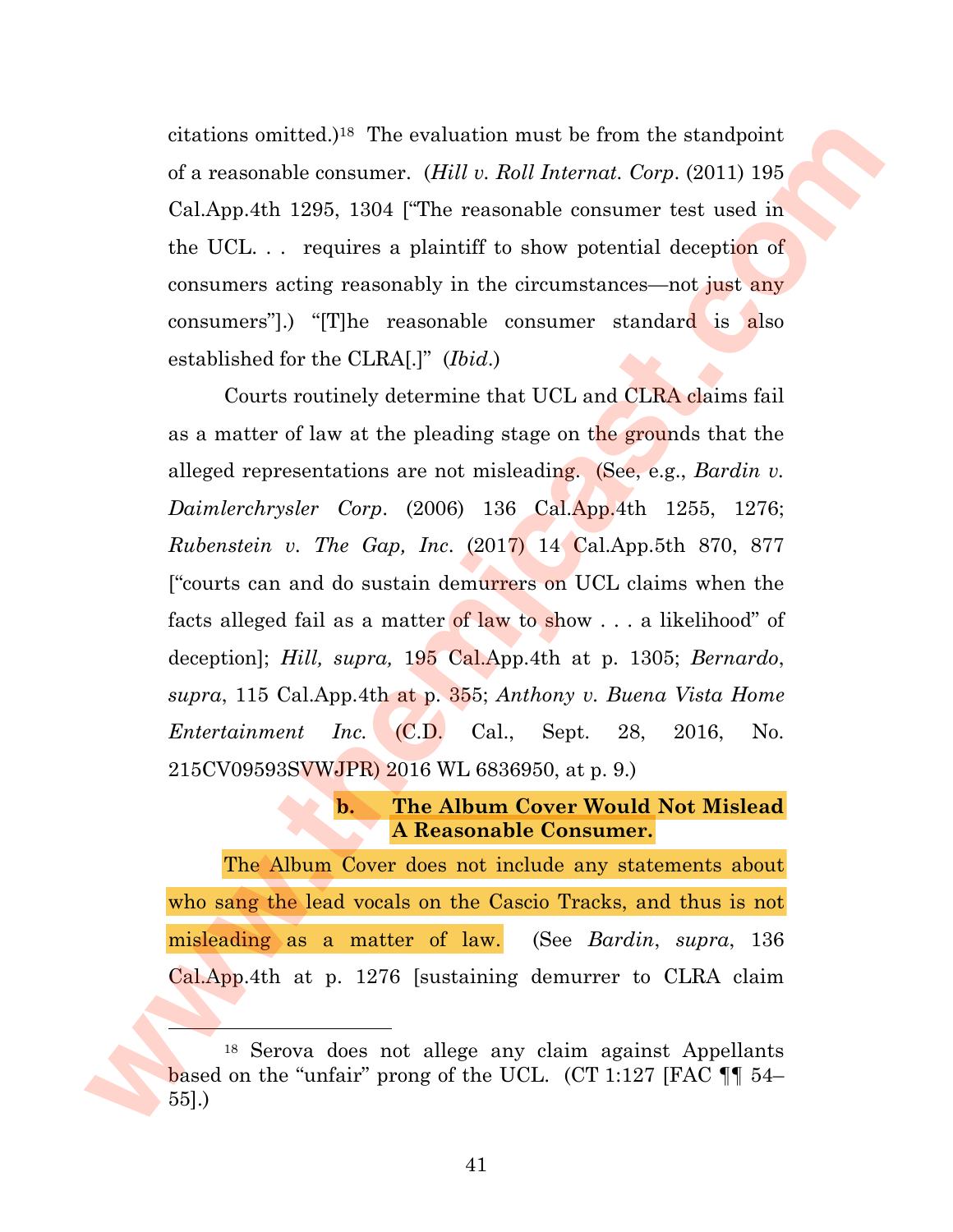citations omitted.)[18] The evaluation must be from the standpoint of a reasonable consumer. (*Hill v. Roll Internat. Corp*. (2011) 195 Cal.App.4th 1295, 1304 ["The reasonable consumer test used in the UCL. . . requires a plaintiff to show potential deception of consumers acting reasonably in the circumstances—not just any consumers"].) "[T]he reasonable consumer standard is also established for the CLRA[.]" (*Ibid*.)

Courts routinely determine that UCL and CLRA claims fail as a matter of law at the pleading stage on the grounds that the alleged representations are not misleading. (See, e.g., *Bardin v. Daimlerchrysler Corp*. (2006) 136 Cal.App.4th 1255, 1276; *Rubenstein v. The Gap, Inc*. (2017) 14 Cal.App.5th 870, 877 ["courts can and do sustain demurrers on UCL claims when the facts alleged fail as a matter of law to show . . . a likelihood" of deception]; *Hill, supra,* 195 Cal.App.4th at p. 1305; *Bernardo*, *supra*, 115 Cal.App.4th at p. 355; *Anthony v. Buena Vista Home Entertainment Inc.* (C.D. Cal., Sept. 28, 2016, No. 215CV09593SVWJPR) 2016 WL 6836950, at p. 9.)

### b. The Album Cover Would Not Mislead A Reasonable Consumer.

The Album Cover does not include any statements about who sang the lead vocals on the Cascio Tracks, and thus is not misleading as a matter of law. (See *Bardin*, *supra*, 136 Cal.App.4th at p. 1276 [sustaining demurrer to CLRA claim

---

[18] Serova does not allege any claim against Appellants based on the "unfair" prong of the UCL. (CT 1:127 [FAC ¶¶ 54–55].)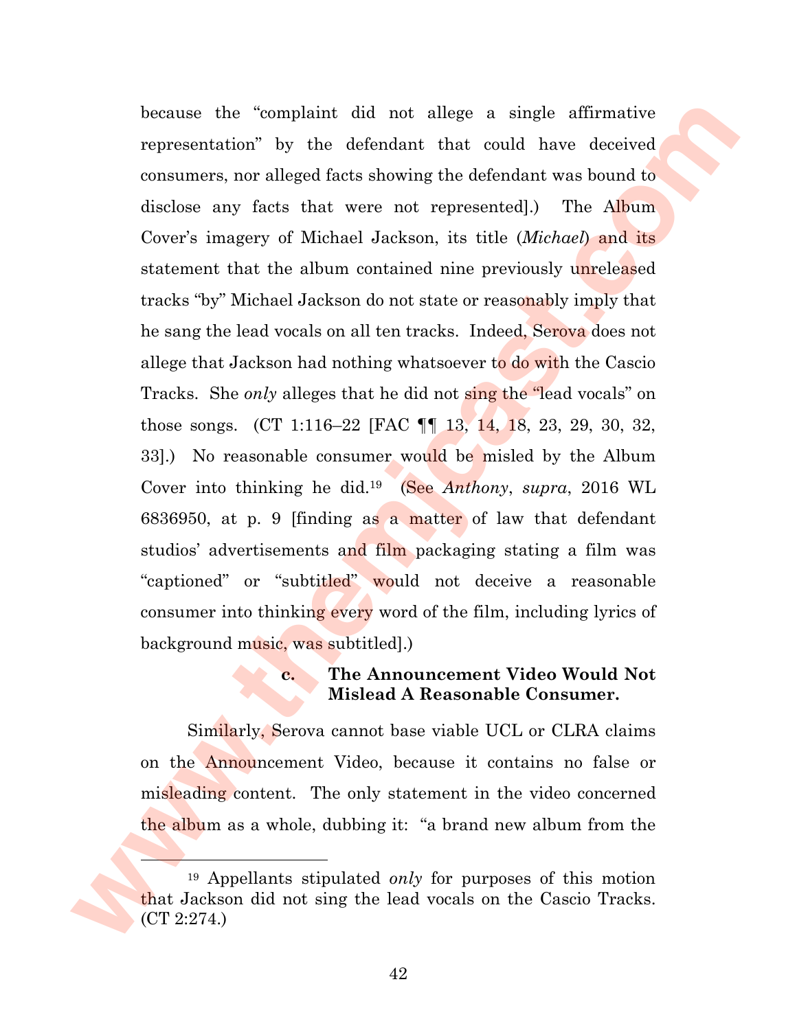because the "complaint did not allege a single affirmative representation" by the defendant that could have deceived consumers, nor alleged facts showing the defendant was bound to disclose any facts that were not represented].) The Album Cover's imagery of Michael Jackson, its title (*Michael*) and its statement that the album contained nine previously unreleased tracks "by" Michael Jackson do not state or reasonably imply that he sang the lead vocals on all ten tracks. Indeed, Serova does not allege that Jackson had nothing whatsoever to do with the Cascio Tracks. She *only* alleges that he did not sing the "lead vocals" on those songs. (CT 1:116–22 [FAC ¶¶ 13, 14, 18, 23, 29, 30, 32, 33].) No reasonable consumer would be misled by the Album Cover into thinking he did.[19] (See *Anthony*, *supra*, 2016 WL 6836950, at p. 9 [finding as a matter of law that defendant studios' advertisements and film packaging stating a film was "captioned" or "subtitled" would not deceive a reasonable consumer into thinking every word of the film, including lyrics of background music, was subtitled].)

### c. The Announcement Video Would Not Mislead A Reasonable Consumer.

Similarly, Serova cannot base viable UCL or CLRA claims on the Announcement Video, because it contains no false or misleading content. The only statement in the video concerned the album as a whole, dubbing it: "a brand new album from the

---

[19] Appellants stipulated *only* for purposes of this motion that Jackson did not sing the lead vocals on the Cascio Tracks. (CT 2:274.)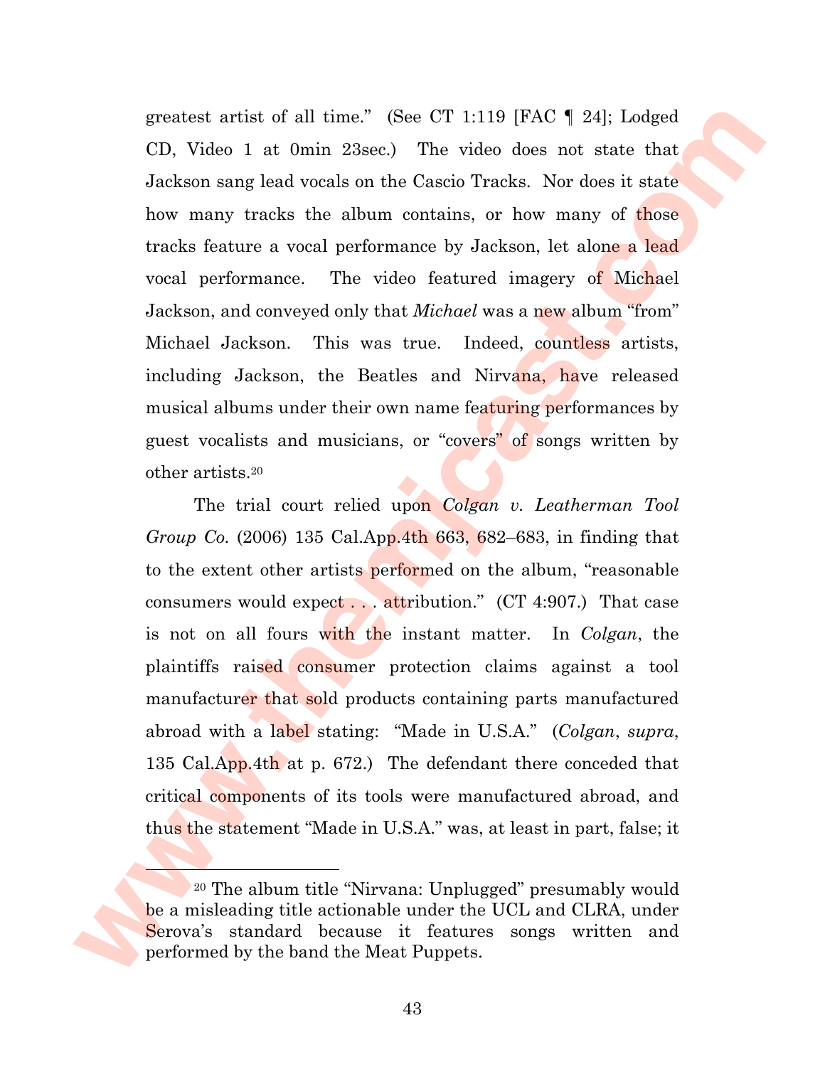greatest artist of all time." (See CT 1:119 [FAC ¶ 24]; Lodged CD, Video 1 at 0min 23sec.) The video does not state that Jackson sang lead vocals on the Cascio Tracks. Nor does it state how many tracks the album contains, or how many of those tracks feature a vocal performance by Jackson, let alone a lead vocal performance. The video featured imagery of Michael Jackson, and conveyed only that *Michael* was a new album "from" Michael Jackson. This was true. Indeed, countless artists, including Jackson, the Beatles and Nirvana, have released musical albums under their own name featuring performances by guest vocalists and musicians, or "covers" of songs written by other artists.[20]

The trial court relied upon *Colgan v. Leatherman Tool Group Co.* (2006) 135 Cal.App.4th 663, 682–683, in finding that to the extent other artists performed on the album, "reasonable consumers would expect . . . attribution." (CT 4:907.) That case is not on all fours with the instant matter. In *Colgan*, the plaintiffs raised consumer protection claims against a tool manufacturer that sold products containing parts manufactured abroad with a label stating: "Made in U.S.A." (*Colgan*, *supra*, 135 Cal.App.4th at p. 672.) The defendant there conceded that critical components of its tools were manufactured abroad, and thus the statement "Made in U.S.A." was, at least in part, false; it

---

[20] The album title "Nirvana: Unplugged" presumably would be a misleading title actionable under the UCL and CLRA, under Serova's standard because it features songs written and performed by the band the Meat Puppets.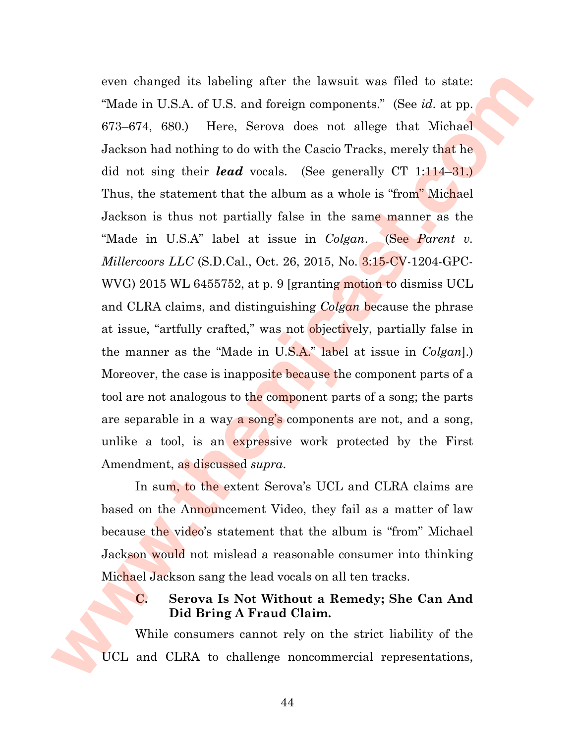even changed its labeling after the lawsuit was filed to state: "Made in U.S.A. of U.S. and foreign components." (See *id*. at pp. 673–674, 680.) Here, Serova does not allege that Michael Jackson had nothing to do with the Cascio Tracks, merely that he did not sing their ***lead*** vocals. (See generally CT 1:114–31.) Thus, the statement that the album as a whole is "from" Michael Jackson is thus not partially false in the same manner as the "Made in U.S.A" label at issue in *Colgan*. (See *Parent v. Millercoors LLC* (S.D.Cal., Oct. 26, 2015, No. 3:15-CV-1204-GPC-WVG) 2015 WL 6455752, at p. 9 [granting motion to dismiss UCL and CLRA claims, and distinguishing *Colgan* because the phrase at issue, "artfully crafted," was not objectively, partially false in the manner as the "Made in U.S.A." label at issue in *Colgan*].) Moreover, the case is inapposite because the component parts of a tool are not analogous to the component parts of a song; the parts are separable in a way a song's components are not, and a song, unlike a tool, is an expressive work protected by the First Amendment, as discussed *supra*.

In sum, to the extent Serova's UCL and CLRA claims are based on the Announcement Video, they fail as a matter of law because the video's statement that the album is "from" Michael Jackson would not mislead a reasonable consumer into thinking Michael Jackson sang the lead vocals on all ten tracks.

### C. Serova Is Not Without a Remedy; She Can And Did Bring A Fraud Claim.

While consumers cannot rely on the strict liability of the UCL and CLRA to challenge noncommercial representations,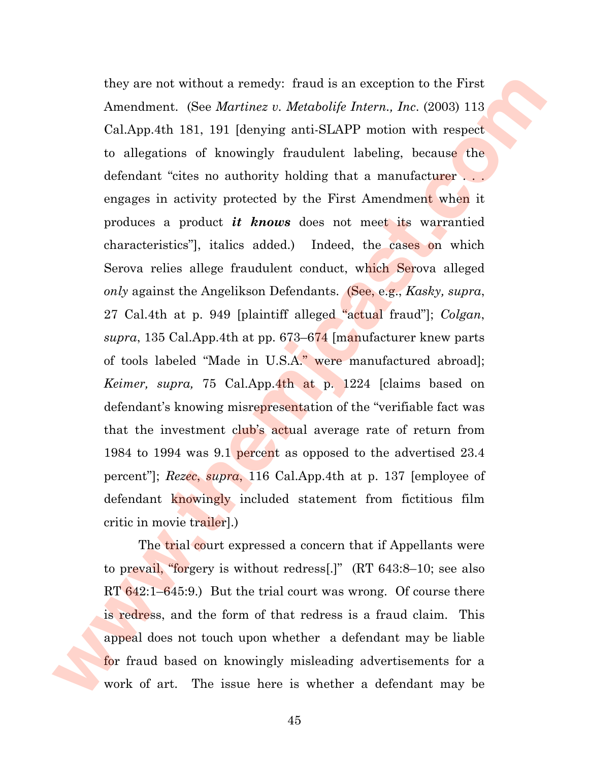they are not without a remedy: fraud is an exception to the First Amendment. (See *Martinez v. Metabolife Intern., Inc.* (2003) 113 Cal.App.4th 181, 191 [denying anti-SLAPP motion with respect to allegations of knowingly fraudulent labeling, because the defendant "cites no authority holding that a manufacturer . . . engages in activity protected by the First Amendment when it produces a product ***it knows*** does not meet its warrantied characteristics"], italics added.) Indeed, the cases on which Serova relies allege fraudulent conduct, which Serova alleged *only* against the Angelikson Defendants. (See, e.g., *Kasky, supra*, 27 Cal.4th at p. 949 [plaintiff alleged "actual fraud"]; *Colgan*, *supra*, 135 Cal.App.4th at pp. 673–674 [manufacturer knew parts of tools labeled "Made in U.S.A." were manufactured abroad]; *Keimer, supra,* 75 Cal.App.4th at p. 1224 [claims based on defendant's knowing misrepresentation of the "verifiable fact was that the investment club's actual average rate of return from 1984 to 1994 was 9.1 percent as opposed to the advertised 23.4 percent"]; *Rezec*, *supra*, 116 Cal.App.4th at p. 137 [employee of defendant knowingly included statement from fictitious film critic in movie trailer].)

The trial court expressed a concern that if Appellants were to prevail, "forgery is without redress[.]" (RT 643:8–10; see also RT 642:1–645:9.) But the trial court was wrong. Of course there is redress, and the form of that redress is a fraud claim. This appeal does not touch upon whether a defendant may be liable for fraud based on knowingly misleading advertisements for a work of art. The issue here is whether a defendant may be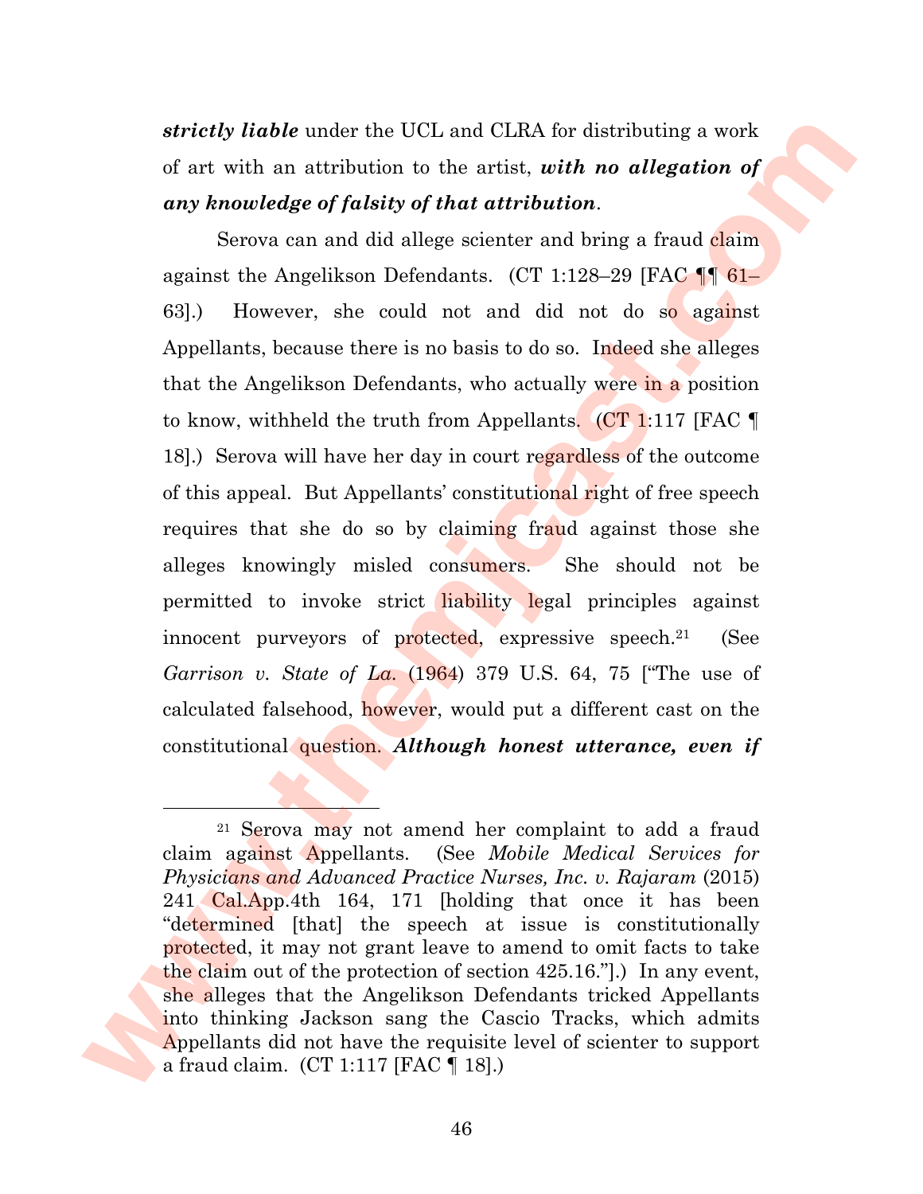***strictly liable*** under the UCL and CLRA for distributing a work of art with an attribution to the artist, ***with no allegation of any knowledge of falsity of that attribution***.

Serova can and did allege scienter and bring a fraud claim against the Angelikson Defendants. (CT 1:128–29 [FAC ¶¶ 61–63].) However, she could not and did not do so against Appellants, because there is no basis to do so. Indeed she alleges that the Angelikson Defendants, who actually were in a position to know, withheld the truth from Appellants. (CT 1:117 [FAC ¶ 18].) Serova will have her day in court regardless of the outcome of this appeal. But Appellants' constitutional right of free speech requires that she do so by claiming fraud against those she alleges knowingly misled consumers. She should not be permitted to invoke strict liability legal principles against innocent purveyors of protected, expressive speech.[21] (See *Garrison v. State of La.* (1964) 379 U.S. 64, 75 ["The use of calculated falsehood, however, would put a different cast on the constitutional question. ***Although honest utterance, even if***

---

[21] Serova may not amend her complaint to add a fraud claim against Appellants. (See *Mobile Medical Services for Physicians and Advanced Practice Nurses, Inc. v. Rajaram* (2015) 241 Cal.App.4th 164, 171 [holding that once it has been "determined [that] the speech at issue is constitutionally protected, it may not grant leave to amend to omit facts to take the claim out of the protection of section 425.16."].) In any event, she alleges that the Angelikson Defendants tricked Appellants into thinking Jackson sang the Cascio Tracks, which admits Appellants did not have the requisite level of scienter to support a fraud claim. (CT 1:117 [FAC ¶ 18].)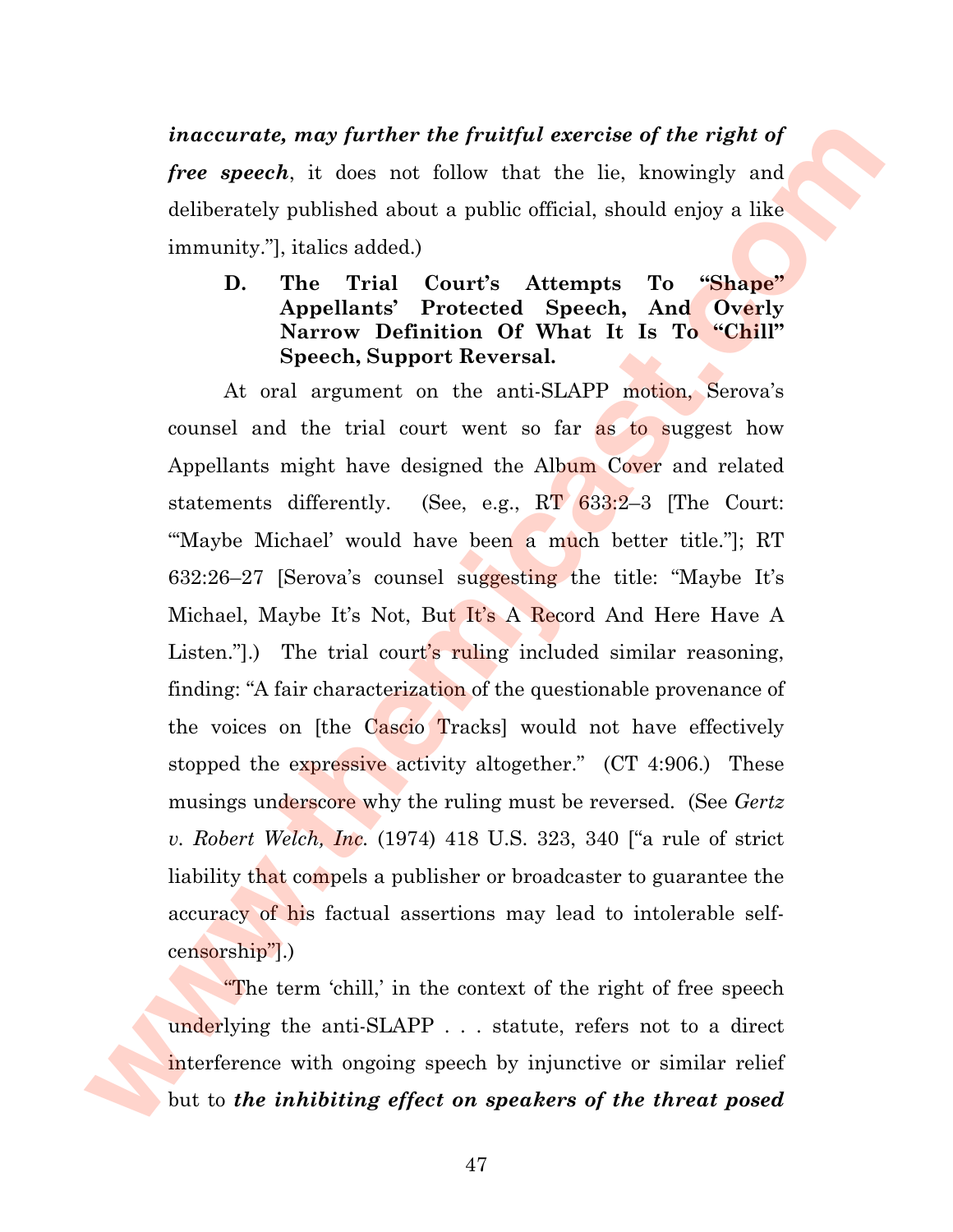***inaccurate, may further the fruitful exercise of the right of free speech***, it does not follow that the lie, knowingly and deliberately published about a public official, should enjoy a like immunity."], italics added.)

### D. The Trial Court's Attempts To "Shape" Appellants' Protected Speech, And Overly Narrow Definition Of What It Is To "Chill" Speech, Support Reversal.

At oral argument on the anti-SLAPP motion, Serova's counsel and the trial court went so far as to suggest how Appellants might have designed the Album Cover and related statements differently. (See, e.g., RT 633:2–3 [The Court: "'Maybe Michael' would have been a much better title."]; RT 632:26–27 [Serova's counsel suggesting the title: "Maybe It's Michael, Maybe It's Not, But It's A Record And Here Have A Listen."].) The trial court's ruling included similar reasoning, finding: "A fair characterization of the questionable provenance of the voices on [the Cascio Tracks] would not have effectively stopped the expressive activity altogether." (CT 4:906.) These musings underscore why the ruling must be reversed. (See *Gertz v. Robert Welch, Inc.* (1974) 418 U.S. 323, 340 ["a rule of strict liability that compels a publisher or broadcaster to guarantee the accuracy of his factual assertions may lead to intolerable self-censorship"].)

"The term 'chill,' in the context of the right of free speech underlying the anti-SLAPP . . . statute, refers not to a direct interference with ongoing speech by injunctive or similar relief but to ***the inhibiting effect on speakers of the threat posed***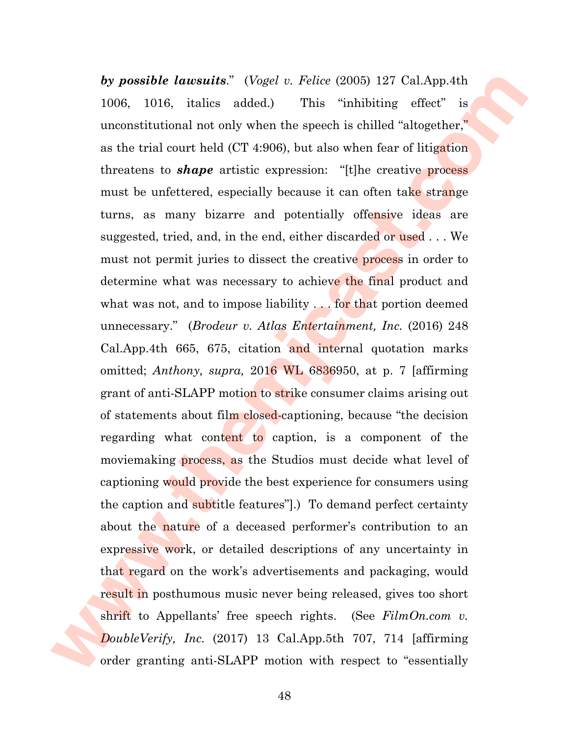***by possible lawsuits***." (*Vogel v. Felice* (2005) 127 Cal.App.4th 1006, 1016, italics added.) This "inhibiting effect" is unconstitutional not only when the speech is chilled "altogether," as the trial court held (CT 4:906), but also when fear of litigation threatens to ***shape*** artistic expression: "[t]he creative process must be unfettered, especially because it can often take strange turns, as many bizarre and potentially offensive ideas are suggested, tried, and, in the end, either discarded or used . . . We must not permit juries to dissect the creative process in order to determine what was necessary to achieve the final product and what was not, and to impose liability . . . for that portion deemed unnecessary." (*Brodeur v. Atlas Entertainment, Inc.* (2016) 248 Cal.App.4th 665, 675, citation and internal quotation marks omitted; *Anthony, supra,* 2016 WL 6836950, at p. 7 [affirming grant of anti-SLAPP motion to strike consumer claims arising out of statements about film closed-captioning, because "the decision regarding what content to caption, is a component of the moviemaking process, as the Studios must decide what level of captioning would provide the best experience for consumers using the caption and subtitle features"].) To demand perfect certainty about the nature of a deceased performer's contribution to an expressive work, or detailed descriptions of any uncertainty in that regard on the work's advertisements and packaging, would result in posthumous music never being released, gives too short shrift to Appellants' free speech rights. (See *FilmOn.com v. DoubleVerify, Inc.* (2017) 13 Cal.App.5th 707, 714 [affirming order granting anti-SLAPP motion with respect to "essentially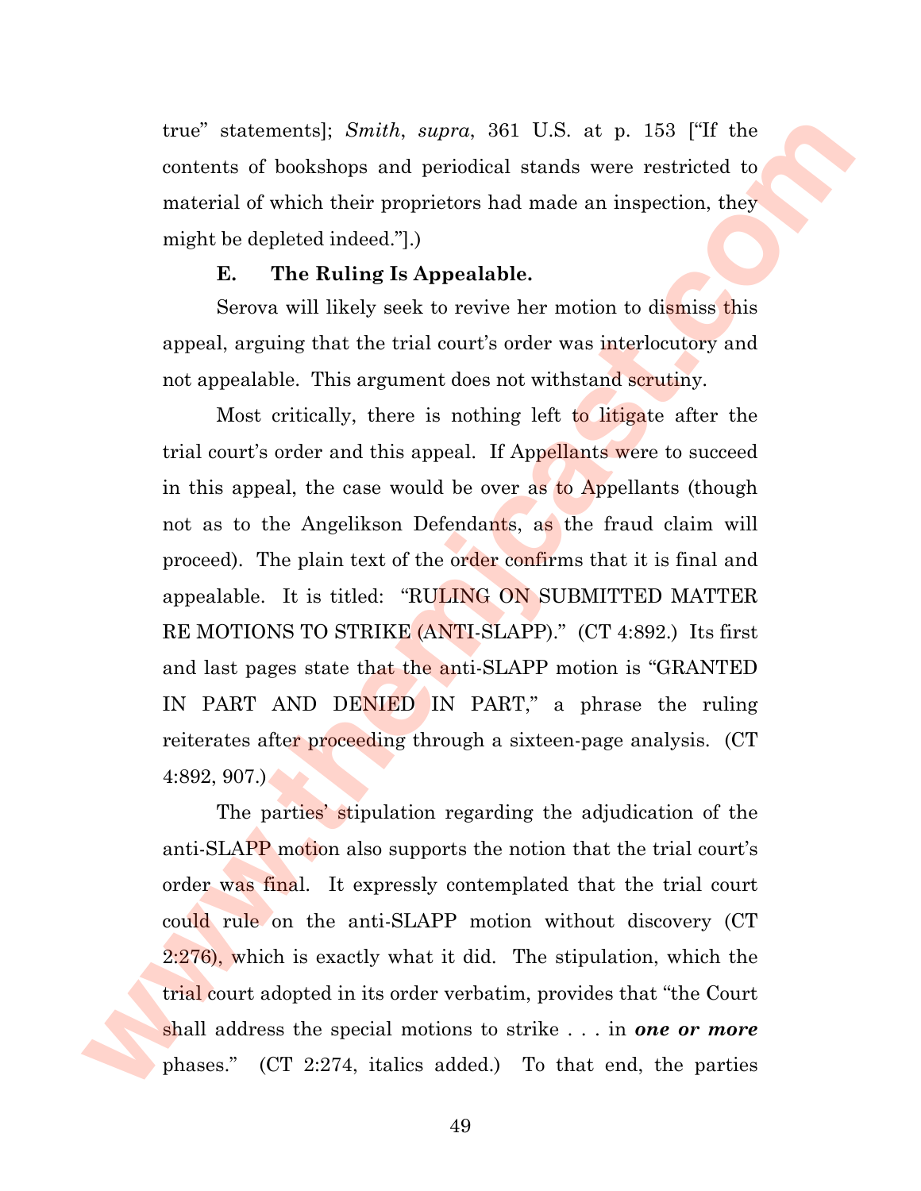true" statements]; *Smith*, *supra*, 361 U.S. at p. 153 ["If the contents of bookshops and periodical stands were restricted to material of which their proprietors had made an inspection, they might be depleted indeed."].)

**E. The Ruling Is Appealable.**

Serova will likely seek to revive her motion to dismiss this appeal, arguing that the trial court's order was interlocutory and not appealable. This argument does not withstand scrutiny.

Most critically, there is nothing left to litigate after the trial court's order and this appeal. If Appellants were to succeed in this appeal, the case would be over as to Appellants (though not as to the Angelikson Defendants, as the fraud claim will proceed). The plain text of the order confirms that it is final and appealable. It is titled: "RULING ON SUBMITTED MATTER RE MOTIONS TO STRIKE (ANTI-SLAPP)." (CT 4:892.) Its first and last pages state that the anti-SLAPP motion is "GRANTED IN PART AND DENIED IN PART," a phrase the ruling reiterates after proceeding through a sixteen-page analysis. (CT 4:892, 907.)

The parties' stipulation regarding the adjudication of the anti-SLAPP motion also supports the notion that the trial court's order was final. It expressly contemplated that the trial court could rule on the anti-SLAPP motion without discovery (CT 2:276), which is exactly what it did. The stipulation, which the trial court adopted in its order verbatim, provides that "the Court shall address the special motions to strike . . . in ***one or more*** phases." (CT 2:274, italics added.) To that end, the parties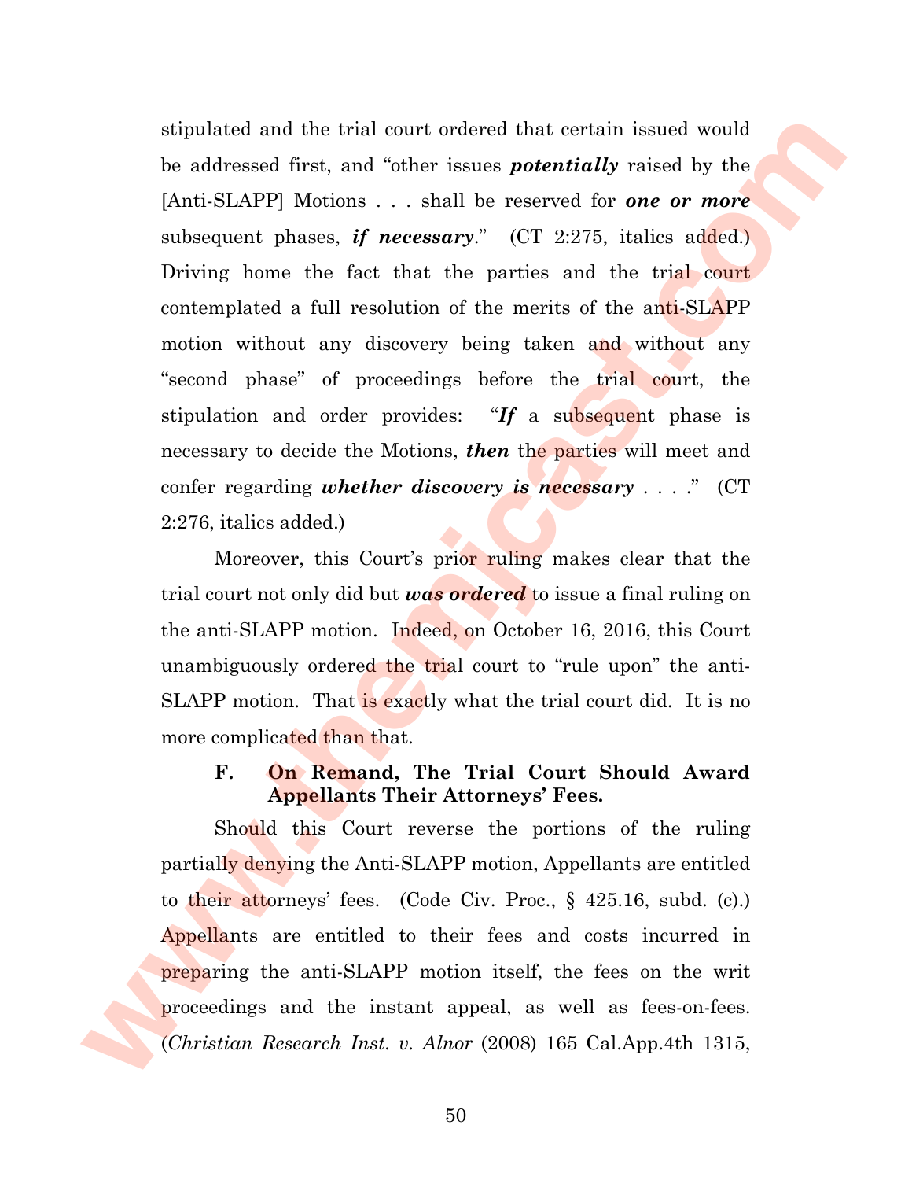stipulated and the trial court ordered that certain issued would be addressed first, and "other issues ***potentially*** raised by the [Anti-SLAPP] Motions . . . shall be reserved for ***one or more*** subsequent phases, ***if necessary***." (CT 2:275, italics added.) Driving home the fact that the parties and the trial court contemplated a full resolution of the merits of the anti-SLAPP motion without any discovery being taken and without any "second phase" of proceedings before the trial court, the stipulation and order provides: "***If*** a subsequent phase is necessary to decide the Motions, ***then*** the parties will meet and confer regarding ***whether discovery is necessary*** . . . ." (CT 2:276, italics added.)

Moreover, this Court's prior ruling makes clear that the trial court not only did but ***was ordered*** to issue a final ruling on the anti-SLAPP motion. Indeed, on October 16, 2016, this Court unambiguously ordered the trial court to "rule upon" the anti-SLAPP motion. That is exactly what the trial court did. It is no more complicated than that.

### F. On Remand, The Trial Court Should Award Appellants Their Attorneys' Fees.

Should this Court reverse the portions of the ruling partially denying the Anti-SLAPP motion, Appellants are entitled to their attorneys' fees. (Code Civ. Proc., § 425.16, subd. (c).) Appellants are entitled to their fees and costs incurred in preparing the anti-SLAPP motion itself, the fees on the writ proceedings and the instant appeal, as well as fees-on-fees. (*Christian Research Inst. v. Alnor* (2008) 165 Cal.App.4th 1315,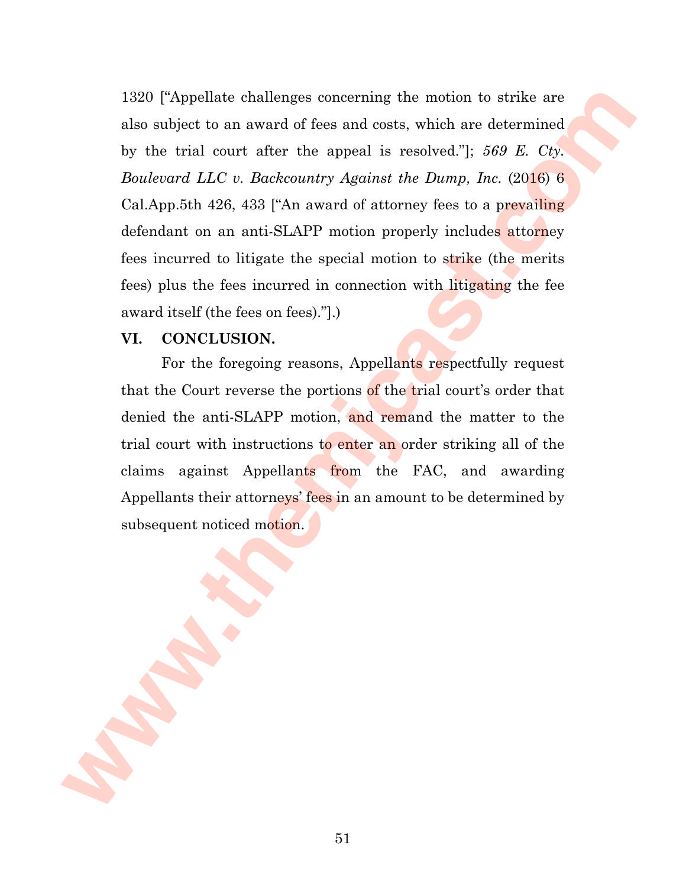1320 ["Appellate challenges concerning the motion to strike are also subject to an award of fees and costs, which are determined by the trial court after the appeal is resolved."]; *569 E. Cty. Boulevard LLC v. Backcountry Against the Dump, Inc.* (2016) 6 Cal.App.5th 426, 433 ["An award of attorney fees to a prevailing defendant on an anti-SLAPP motion properly includes attorney fees incurred to litigate the special motion to strike (the merits fees) plus the fees incurred in connection with litigating the fee award itself (the fees on fees)."].)

## VI. CONCLUSION.

For the foregoing reasons, Appellants respectfully request that the Court reverse the portions of the trial court's order that denied the anti-SLAPP motion, and remand the matter to the trial court with instructions to enter an order striking all of the claims against Appellants from the FAC, and awarding Appellants their attorneys' fees in an amount to be determined by subsequent noticed motion.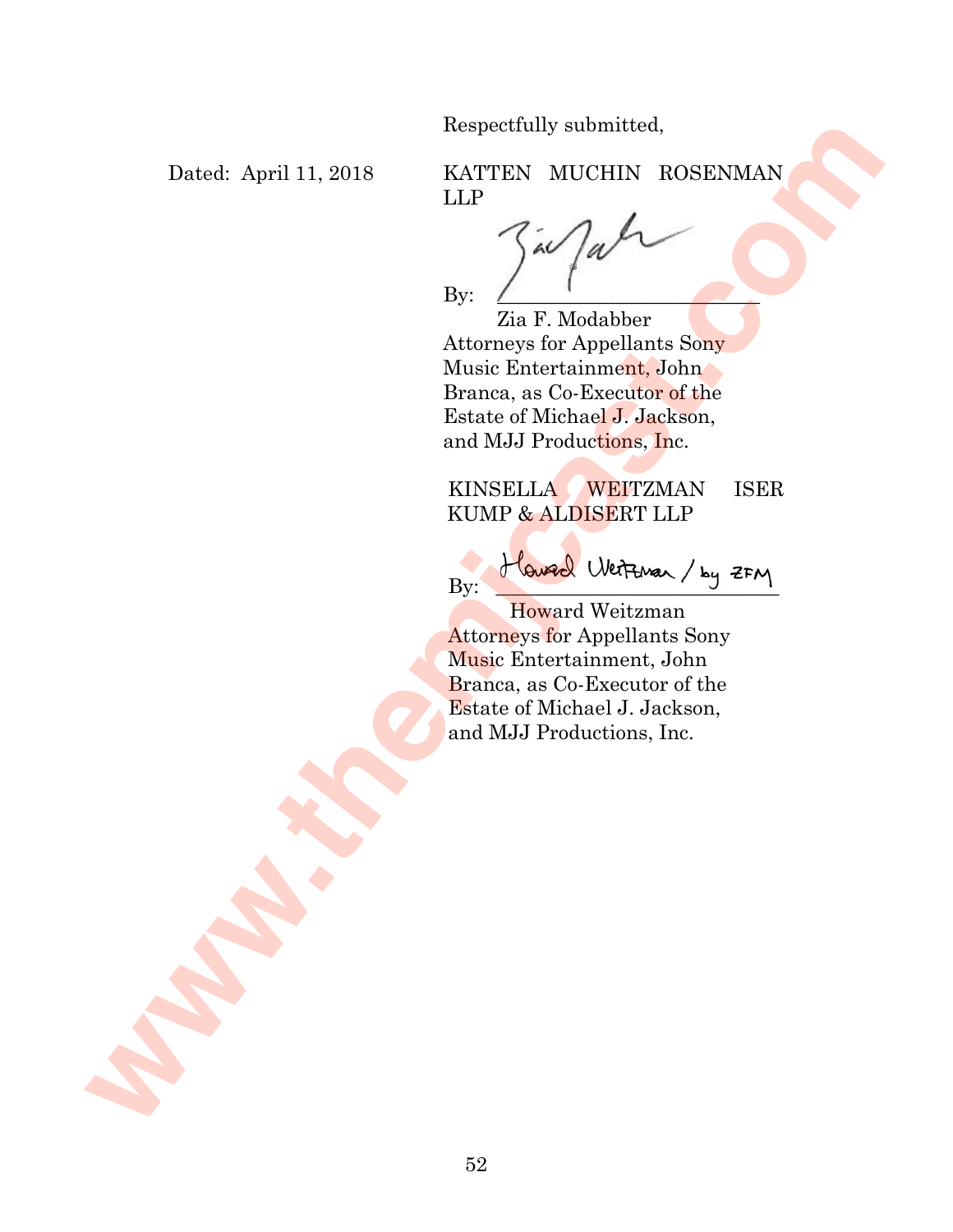Respectfully submitted,

Dated: April 11, 2018

KATTEN MUCHIN ROSENMAN LLP

By: ______________________

Zia F. Modabber
Attorneys for Appellants Sony Music Entertainment, John Branca, as Co-Executor of the Estate of Michael J. Jackson, and MJJ Productions, Inc.

KINSELLA WEITZMAN ISER KUMP & ALDISERT LLP

By: Howard Weitzman / by ZFM

Howard Weitzman
Attorneys for Appellants Sony Music Entertainment, John Branca, as Co-Executor of the Estate of Michael J. Jackson, and MJJ Productions, Inc.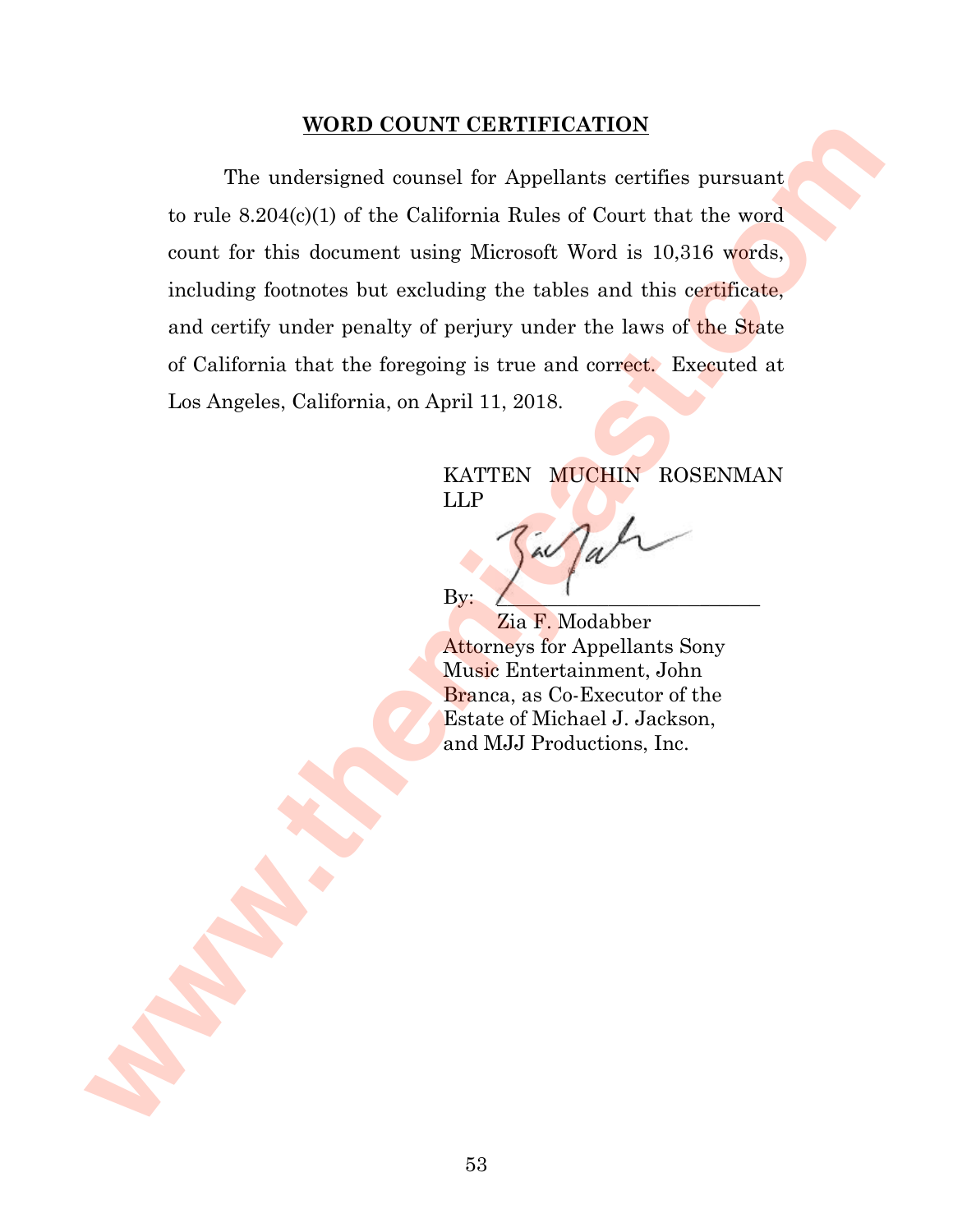## WORD COUNT CERTIFICATION

The undersigned counsel for Appellants certifies pursuant to rule 8.204(c)(1) of the California Rules of Court that the word count for this document using Microsoft Word is 10,316 words, including footnotes but excluding the tables and this certificate, and certify under penalty of perjury under the laws of the State of California that the foregoing is true and correct. Executed at Los Angeles, California, on April 11, 2018.

KATTEN MUCHIN ROSENMAN LLP

By: ______________________

Zia F. Modabber

Attorneys for Appellants Sony Music Entertainment, John Branca, as Co-Executor of the Estate of Michael J. Jackson, and MJJ Productions, Inc.